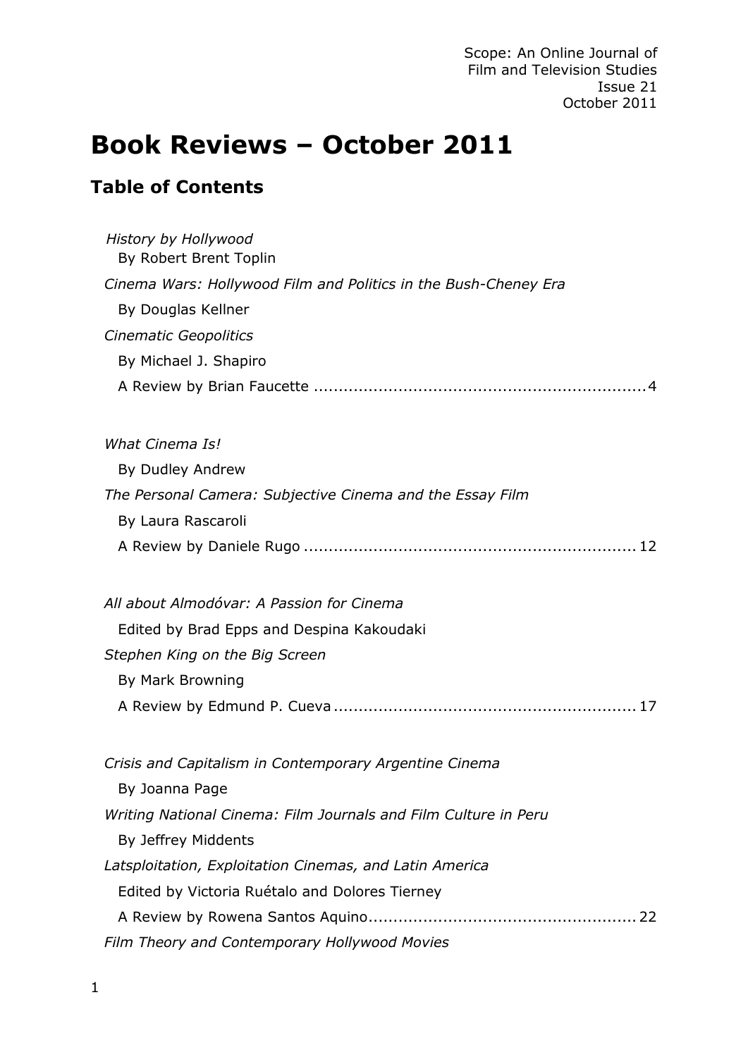Scope: An Online Journal of Film and Television Studies
Issue 21
October 2011

# Book Reviews – October 2011

## Table of Contents

*History by Hollywood*
By Robert Brent Toplin
*Cinema Wars: Hollywood Film and Politics in the Bush-Cheney Era*
By Douglas Kellner
*Cinematic Geopolitics*
By Michael J. Shapiro
A Review by Brian Faucette .................................................................. 4

*What Cinema Is!*
By Dudley Andrew
*The Personal Camera: Subjective Cinema and the Essay Film*
By Laura Rascaroli
A Review by Daniele Rugo .................................................................. 12

*All about Almodóvar: A Passion for Cinema*
Edited by Brad Epps and Despina Kakoudaki
*Stephen King on the Big Screen*
By Mark Browning
A Review by Edmund P. Cueva ............................................................ 17

*Crisis and Capitalism in Contemporary Argentine Cinema*
By Joanna Page
*Writing National Cinema: Film Journals and Film Culture in Peru*
By Jeffrey Middents
*Latsploitation, Exploitation Cinemas, and Latin America*
Edited by Victoria Ruétalo and Dolores Tierney
A Review by Rowena Santos Aquino...................................................... 22
*Film Theory and Contemporary Hollywood Movies*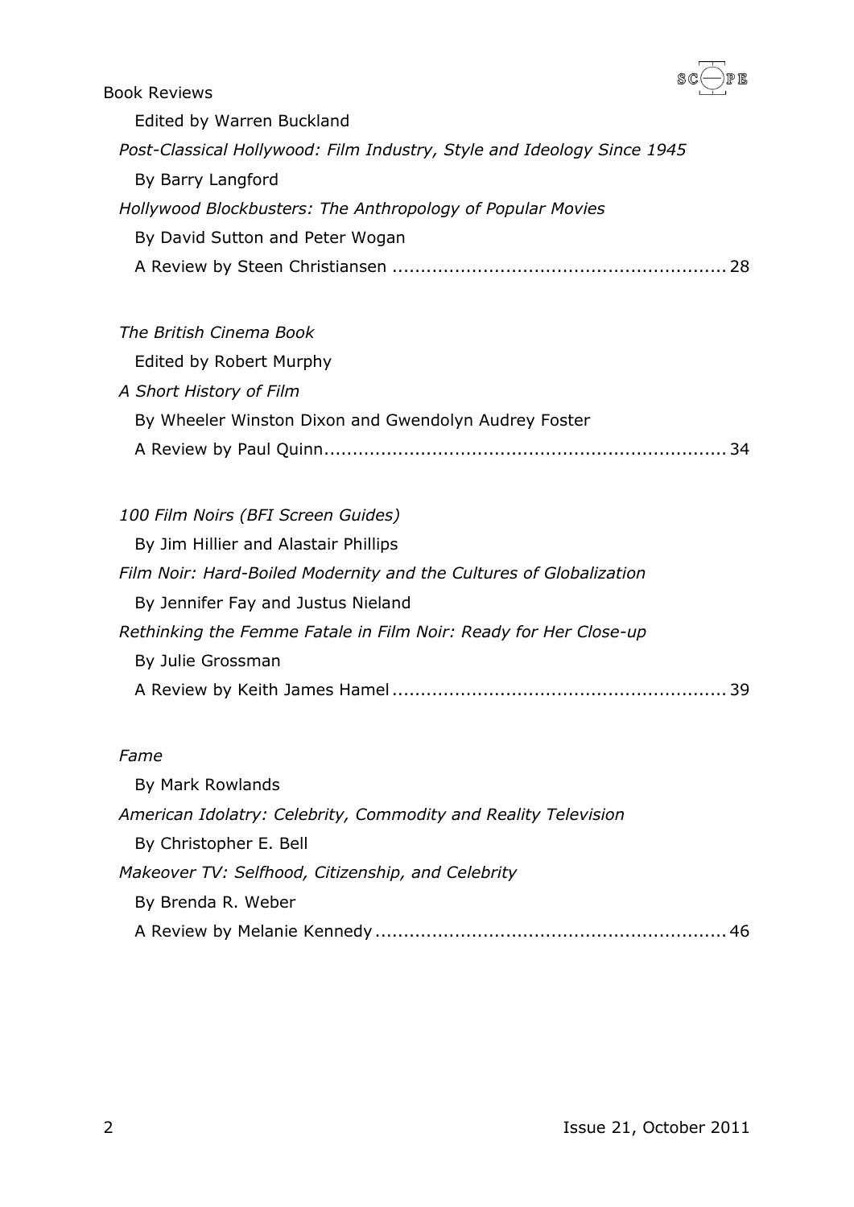Book Reviews

Edited by Warren Buckland

*Post-Classical Hollywood: Film Industry, Style and Ideology Since 1945*

By Barry Langford

*Hollywood Blockbusters: The Anthropology of Popular Movies*

By David Sutton and Peter Wogan

A Review by Steen Christiansen ........................................................ 28

*The British Cinema Book*

Edited by Robert Murphy

*A Short History of Film*

By Wheeler Winston Dixon and Gwendolyn Audrey Foster

A Review by Paul Quinn.................................................................... 34

*100 Film Noirs (BFI Screen Guides)*

By Jim Hillier and Alastair Phillips

*Film Noir: Hard-Boiled Modernity and the Cultures of Globalization*

By Jennifer Fay and Justus Nieland

*Rethinking the Femme Fatale in Film Noir: Ready for Her Close-up*

By Julie Grossman

A Review by Keith James Hamel ........................................................ 39

*Fame*

By Mark Rowlands

*American Idolatry: Celebrity, Commodity and Reality Television*

By Christopher E. Bell

*Makeover TV: Selfhood, Citizenship, and Celebrity*

By Brenda R. Weber

A Review by Melanie Kennedy ........................................................... 46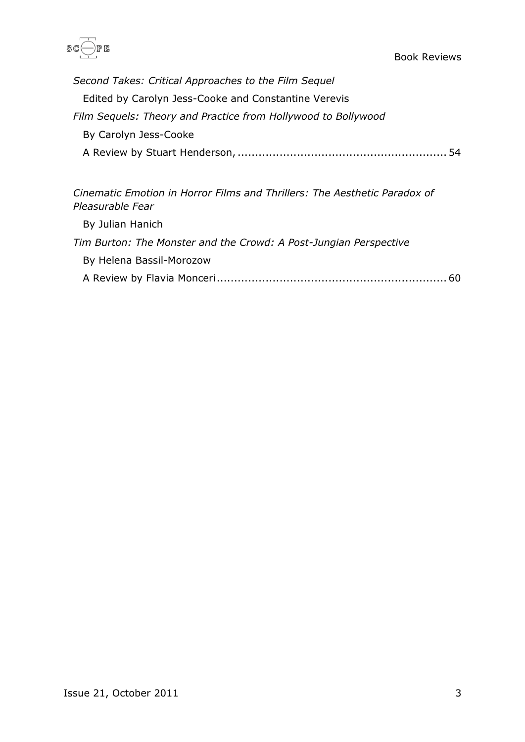*Second Takes: Critical Approaches to the Film Sequel*

Edited by Carolyn Jess-Cooke and Constantine Verevis

*Film Sequels: Theory and Practice from Hollywood to Bollywood*

By Carolyn Jess-Cooke

A Review by Stuart Henderson, ............................................................ 54

*Cinematic Emotion in Horror Films and Thrillers: The Aesthetic Paradox of Pleasurable Fear*

By Julian Hanich

*Tim Burton: The Monster and the Crowd: A Post-Jungian Perspective*

By Helena Bassil-Morozow

A Review by Flavia Monceri................................................................. 60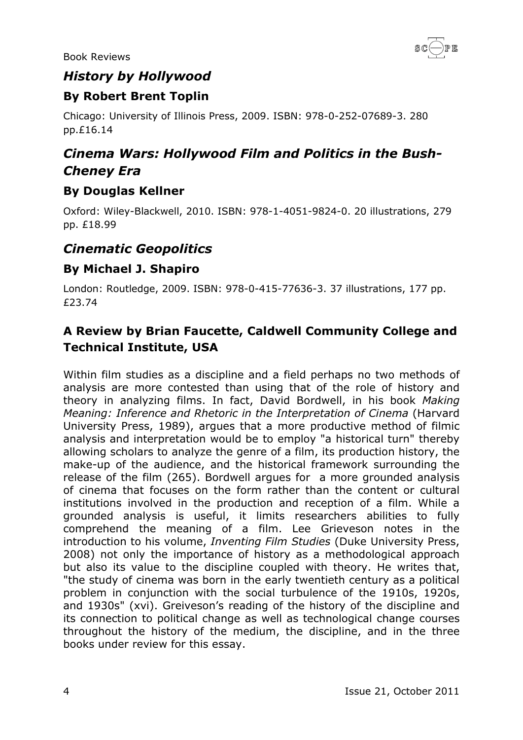## *History by Hollywood*

### By Robert Brent Toplin

Chicago: University of Illinois Press, 2009. ISBN: 978-0-252-07689-3. 280 pp.£16.14

## *Cinema Wars: Hollywood Film and Politics in the Bush-Cheney Era*

### By Douglas Kellner

Oxford: Wiley-Blackwell, 2010. ISBN: 978-1-4051-9824-0. 20 illustrations, 279 pp. £18.99

## *Cinematic Geopolitics*

### By Michael J. Shapiro

London: Routledge, 2009. ISBN: 978-0-415-77636-3. 37 illustrations, 177 pp. £23.74

### A Review by Brian Faucette, Caldwell Community College and Technical Institute, USA

Within film studies as a discipline and a field perhaps no two methods of analysis are more contested than using that of the role of history and theory in analyzing films. In fact, David Bordwell, in his book *Making Meaning: Inference and Rhetoric in the Interpretation of Cinema* (Harvard University Press, 1989), argues that a more productive method of filmic analysis and interpretation would be to employ "a historical turn" thereby allowing scholars to analyze the genre of a film, its production history, the make-up of the audience, and the historical framework surrounding the release of the film (265). Bordwell argues for a more grounded analysis of cinema that focuses on the form rather than the content or cultural institutions involved in the production and reception of a film. While a grounded analysis is useful, it limits researchers abilities to fully comprehend the meaning of a film. Lee Grieveson notes in the introduction to his volume, *Inventing Film Studies* (Duke University Press, 2008) not only the importance of history as a methodological approach but also its value to the discipline coupled with theory. He writes that, "the study of cinema was born in the early twentieth century as a political problem in conjunction with the social turbulence of the 1910s, 1920s, and 1930s" (xvi). Greiveson's reading of the history of the discipline and its connection to political change as well as technological change courses throughout the history of the medium, the discipline, and in the three books under review for this essay.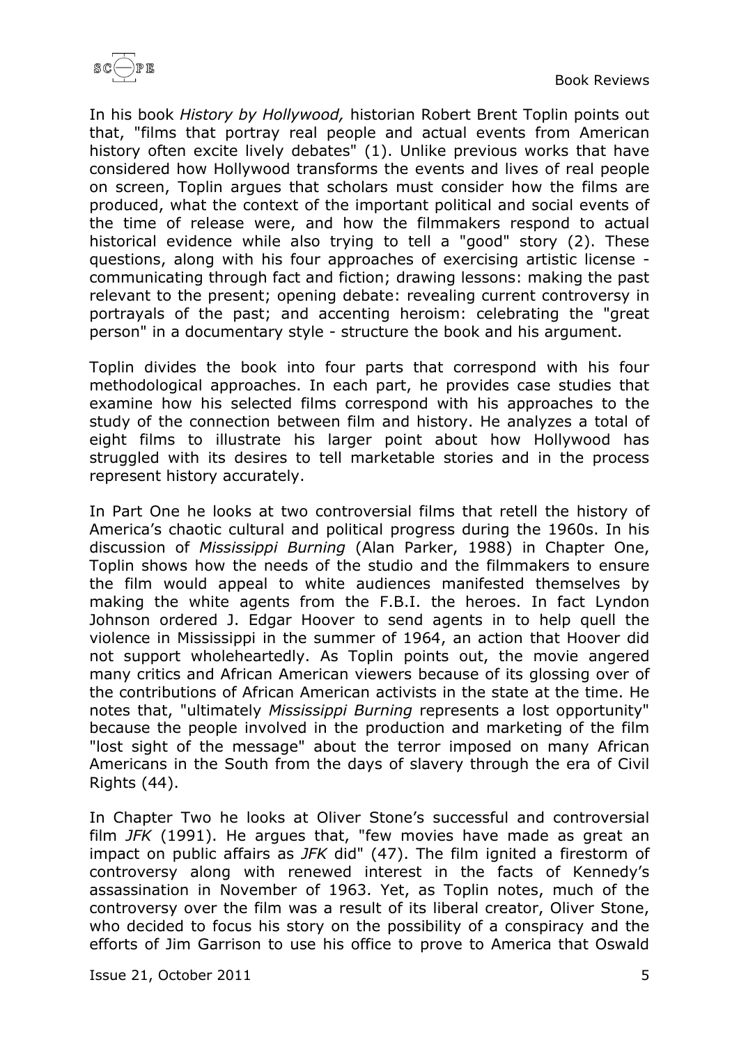In his book *History by Hollywood,* historian Robert Brent Toplin points out that, "films that portray real people and actual events from American history often excite lively debates" (1). Unlike previous works that have considered how Hollywood transforms the events and lives of real people on screen, Toplin argues that scholars must consider how the films are produced, what the context of the important political and social events of the time of release were, and how the filmmakers respond to actual historical evidence while also trying to tell a "good" story (2). These questions, along with his four approaches of exercising artistic license - communicating through fact and fiction; drawing lessons: making the past relevant to the present; opening debate: revealing current controversy in portrayals of the past; and accenting heroism: celebrating the "great person" in a documentary style - structure the book and his argument.

Toplin divides the book into four parts that correspond with his four methodological approaches. In each part, he provides case studies that examine how his selected films correspond with his approaches to the study of the connection between film and history. He analyzes a total of eight films to illustrate his larger point about how Hollywood has struggled with its desires to tell marketable stories and in the process represent history accurately.

In Part One he looks at two controversial films that retell the history of America's chaotic cultural and political progress during the 1960s. In his discussion of *Mississippi Burning* (Alan Parker, 1988) in Chapter One, Toplin shows how the needs of the studio and the filmmakers to ensure the film would appeal to white audiences manifested themselves by making the white agents from the F.B.I. the heroes. In fact Lyndon Johnson ordered J. Edgar Hoover to send agents in to help quell the violence in Mississippi in the summer of 1964, an action that Hoover did not support wholeheartedly. As Toplin points out, the movie angered many critics and African American viewers because of its glossing over of the contributions of African American activists in the state at the time. He notes that, "ultimately *Mississippi Burning* represents a lost opportunity" because the people involved in the production and marketing of the film "lost sight of the message" about the terror imposed on many African Americans in the South from the days of slavery through the era of Civil Rights (44).

In Chapter Two he looks at Oliver Stone's successful and controversial film *JFK* (1991). He argues that, "few movies have made as great an impact on public affairs as *JFK* did" (47). The film ignited a firestorm of controversy along with renewed interest in the facts of Kennedy's assassination in November of 1963. Yet, as Toplin notes, much of the controversy over the film was a result of its liberal creator, Oliver Stone, who decided to focus his story on the possibility of a conspiracy and the efforts of Jim Garrison to use his office to prove to America that Oswald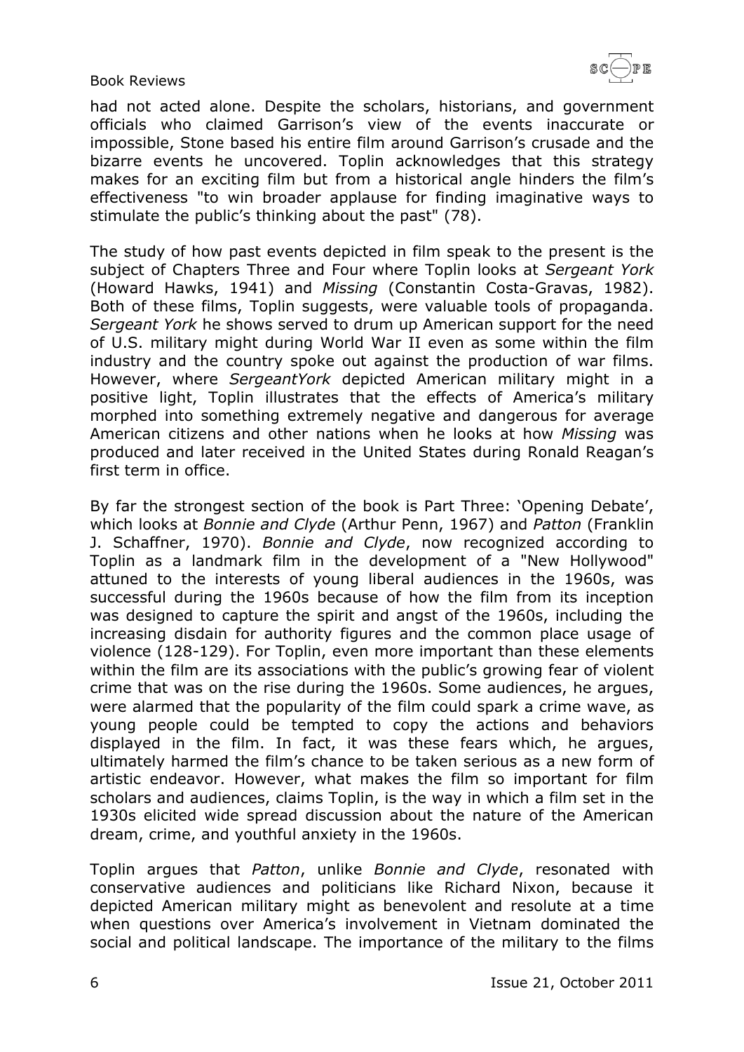had not acted alone. Despite the scholars, historians, and government officials who claimed Garrison's view of the events inaccurate or impossible, Stone based his entire film around Garrison's crusade and the bizarre events he uncovered. Toplin acknowledges that this strategy makes for an exciting film but from a historical angle hinders the film's effectiveness "to win broader applause for finding imaginative ways to stimulate the public's thinking about the past" (78).

The study of how past events depicted in film speak to the present is the subject of Chapters Three and Four where Toplin looks at *Sergeant York* (Howard Hawks, 1941) and *Missing* (Constantin Costa-Gravas, 1982). Both of these films, Toplin suggests, were valuable tools of propaganda. *Sergeant York* he shows served to drum up American support for the need of U.S. military might during World War II even as some within the film industry and the country spoke out against the production of war films. However, where *SergeantYork* depicted American military might in a positive light, Toplin illustrates that the effects of America's military morphed into something extremely negative and dangerous for average American citizens and other nations when he looks at how *Missing* was produced and later received in the United States during Ronald Reagan's first term in office.

By far the strongest section of the book is Part Three: 'Opening Debate', which looks at *Bonnie and Clyde* (Arthur Penn, 1967) and *Patton* (Franklin J. Schaffner, 1970). *Bonnie and Clyde*, now recognized according to Toplin as a landmark film in the development of a "New Hollywood" attuned to the interests of young liberal audiences in the 1960s, was successful during the 1960s because of how the film from its inception was designed to capture the spirit and angst of the 1960s, including the increasing disdain for authority figures and the common place usage of violence (128-129). For Toplin, even more important than these elements within the film are its associations with the public's growing fear of violent crime that was on the rise during the 1960s. Some audiences, he argues, were alarmed that the popularity of the film could spark a crime wave, as young people could be tempted to copy the actions and behaviors displayed in the film. In fact, it was these fears which, he argues, ultimately harmed the film's chance to be taken serious as a new form of artistic endeavor. However, what makes the film so important for film scholars and audiences, claims Toplin, is the way in which a film set in the 1930s elicited wide spread discussion about the nature of the American dream, crime, and youthful anxiety in the 1960s.

Toplin argues that *Patton*, unlike *Bonnie and Clyde*, resonated with conservative audiences and politicians like Richard Nixon, because it depicted American military might as benevolent and resolute at a time when questions over America's involvement in Vietnam dominated the social and political landscape. The importance of the military to the films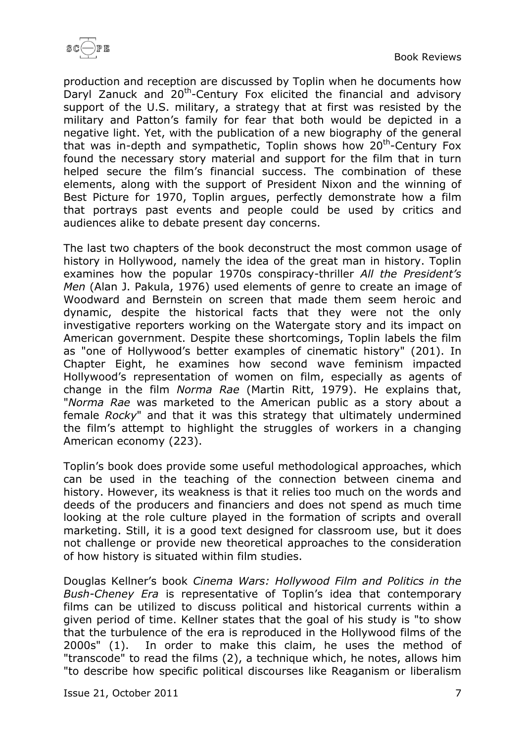production and reception are discussed by Toplin when he documents how Daryl Zanuck and 20th-Century Fox elicited the financial and advisory support of the U.S. military, a strategy that at first was resisted by the military and Patton's family for fear that both would be depicted in a negative light. Yet, with the publication of a new biography of the general that was in-depth and sympathetic, Toplin shows how 20th-Century Fox found the necessary story material and support for the film that in turn helped secure the film's financial success. The combination of these elements, along with the support of President Nixon and the winning of Best Picture for 1970, Toplin argues, perfectly demonstrate how a film that portrays past events and people could be used by critics and audiences alike to debate present day concerns.

The last two chapters of the book deconstruct the most common usage of history in Hollywood, namely the idea of the great man in history. Toplin examines how the popular 1970s conspiracy-thriller *All the President's Men* (Alan J. Pakula, 1976) used elements of genre to create an image of Woodward and Bernstein on screen that made them seem heroic and dynamic, despite the historical facts that they were not the only investigative reporters working on the Watergate story and its impact on American government. Despite these shortcomings, Toplin labels the film as "one of Hollywood's better examples of cinematic history" (201). In Chapter Eight, he examines how second wave feminism impacted Hollywood's representation of women on film, especially as agents of change in the film *Norma Rae* (Martin Ritt, 1979). He explains that, "*Norma Rae* was marketed to the American public as a story about a female *Rocky*" and that it was this strategy that ultimately undermined the film's attempt to highlight the struggles of workers in a changing American economy (223).

Toplin's book does provide some useful methodological approaches, which can be used in the teaching of the connection between cinema and history. However, its weakness is that it relies too much on the words and deeds of the producers and financiers and does not spend as much time looking at the role culture played in the formation of scripts and overall marketing. Still, it is a good text designed for classroom use, but it does not challenge or provide new theoretical approaches to the consideration of how history is situated within film studies.

Douglas Kellner's book *Cinema Wars: Hollywood Film and Politics in the Bush-Cheney Era* is representative of Toplin's idea that contemporary films can be utilized to discuss political and historical currents within a given period of time. Kellner states that the goal of his study is "to show that the turbulence of the era is reproduced in the Hollywood films of the 2000s" (1). In order to make this claim, he uses the method of "transcode" to read the films (2), a technique which, he notes, allows him "to describe how specific political discourses like Reaganism or liberalism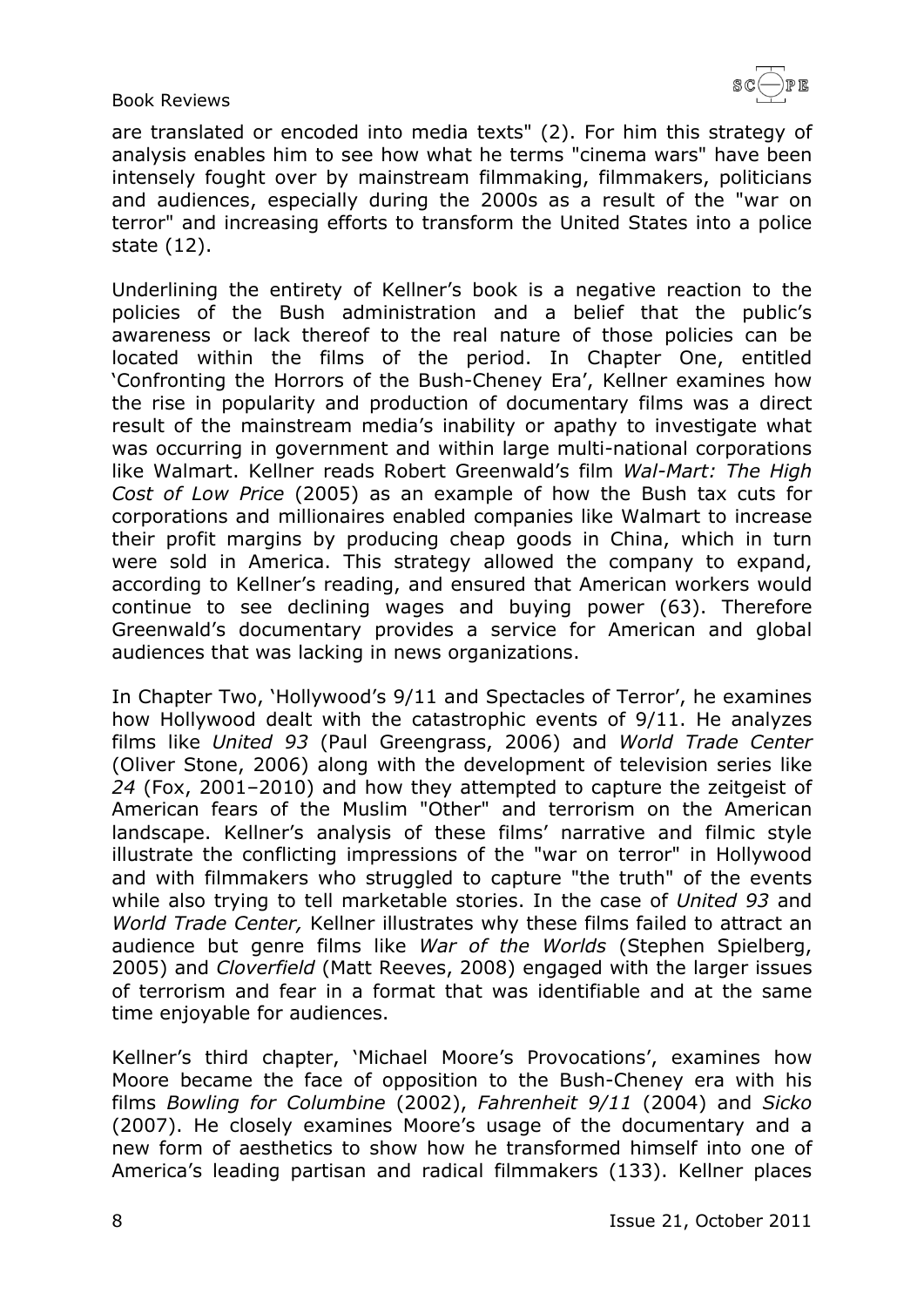are translated or encoded into media texts" (2). For him this strategy of analysis enables him to see how what he terms "cinema wars" have been intensely fought over by mainstream filmmaking, filmmakers, politicians and audiences, especially during the 2000s as a result of the "war on terror" and increasing efforts to transform the United States into a police state (12).

Underlining the entirety of Kellner's book is a negative reaction to the policies of the Bush administration and a belief that the public's awareness or lack thereof to the real nature of those policies can be located within the films of the period. In Chapter One, entitled 'Confronting the Horrors of the Bush-Cheney Era', Kellner examines how the rise in popularity and production of documentary films was a direct result of the mainstream media's inability or apathy to investigate what was occurring in government and within large multi-national corporations like Walmart. Kellner reads Robert Greenwald's film *Wal-Mart: The High Cost of Low Price* (2005) as an example of how the Bush tax cuts for corporations and millionaires enabled companies like Walmart to increase their profit margins by producing cheap goods in China, which in turn were sold in America. This strategy allowed the company to expand, according to Kellner's reading, and ensured that American workers would continue to see declining wages and buying power (63). Therefore Greenwald's documentary provides a service for American and global audiences that was lacking in news organizations.

In Chapter Two, 'Hollywood's 9/11 and Spectacles of Terror', he examines how Hollywood dealt with the catastrophic events of 9/11. He analyzes films like *United 93* (Paul Greengrass, 2006) and *World Trade Center* (Oliver Stone, 2006) along with the development of television series like *24* (Fox, 2001–2010) and how they attempted to capture the zeitgeist of American fears of the Muslim "Other" and terrorism on the American landscape. Kellner's analysis of these films' narrative and filmic style illustrate the conflicting impressions of the "war on terror" in Hollywood and with filmmakers who struggled to capture "the truth" of the events while also trying to tell marketable stories. In the case of *United 93* and *World Trade Center,* Kellner illustrates why these films failed to attract an audience but genre films like *War of the Worlds* (Stephen Spielberg, 2005) and *Cloverfield* (Matt Reeves, 2008) engaged with the larger issues of terrorism and fear in a format that was identifiable and at the same time enjoyable for audiences.

Kellner's third chapter, 'Michael Moore's Provocations', examines how Moore became the face of opposition to the Bush-Cheney era with his films *Bowling for Columbine* (2002), *Fahrenheit 9/11* (2004) and *Sicko* (2007). He closely examines Moore's usage of the documentary and a new form of aesthetics to show how he transformed himself into one of America's leading partisan and radical filmmakers (133). Kellner places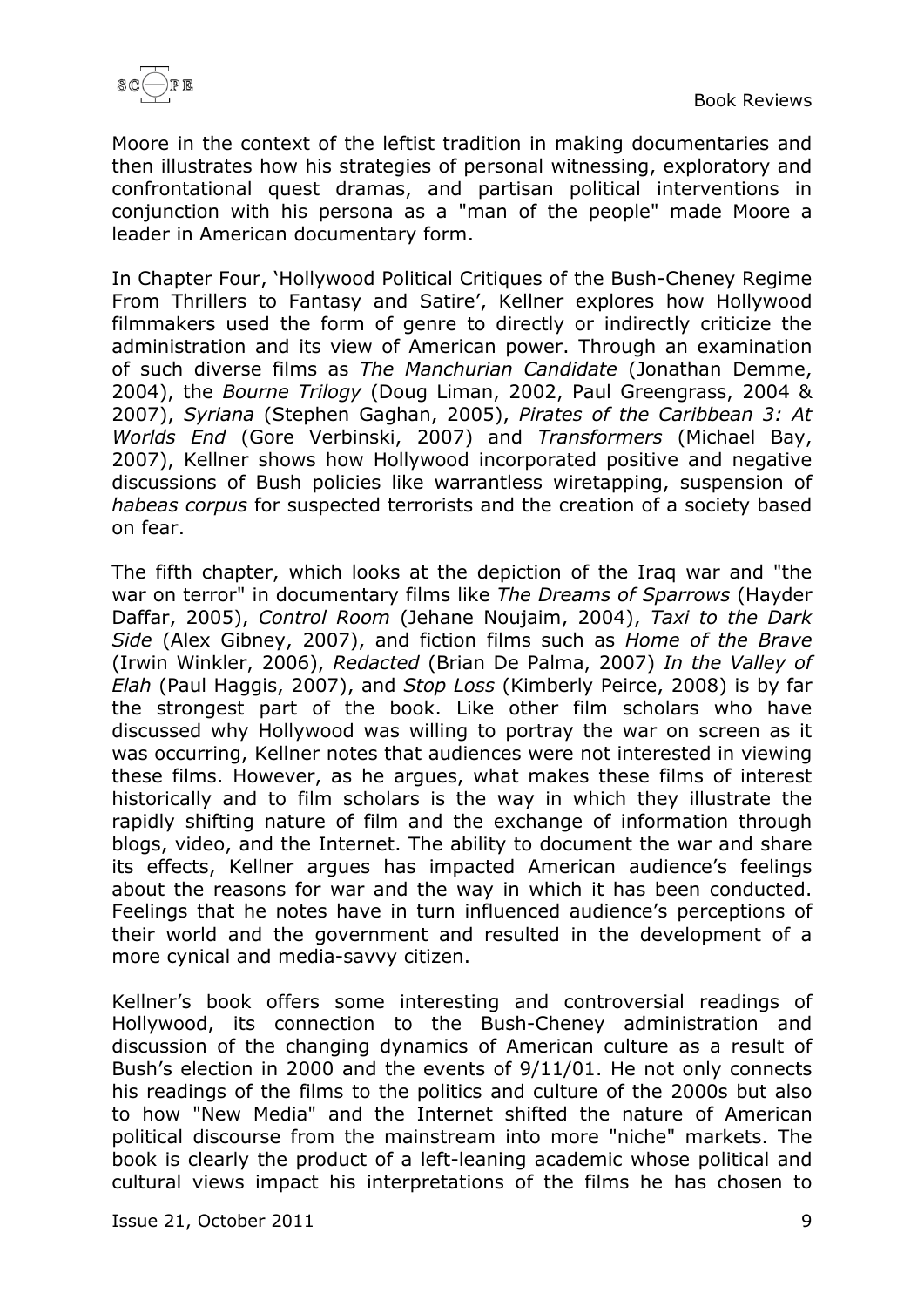Moore in the context of the leftist tradition in making documentaries and then illustrates how his strategies of personal witnessing, exploratory and confrontational quest dramas, and partisan political interventions in conjunction with his persona as a "man of the people" made Moore a leader in American documentary form.

In Chapter Four, 'Hollywood Political Critiques of the Bush-Cheney Regime From Thrillers to Fantasy and Satire', Kellner explores how Hollywood filmmakers used the form of genre to directly or indirectly criticize the administration and its view of American power. Through an examination of such diverse films as *The Manchurian Candidate* (Jonathan Demme, 2004), the *Bourne Trilogy* (Doug Liman, 2002, Paul Greengrass, 2004 & 2007), *Syriana* (Stephen Gaghan, 2005), *Pirates of the Caribbean 3: At Worlds End* (Gore Verbinski, 2007) and *Transformers* (Michael Bay, 2007), Kellner shows how Hollywood incorporated positive and negative discussions of Bush policies like warrantless wiretapping, suspension of *habeas corpus* for suspected terrorists and the creation of a society based on fear.

The fifth chapter, which looks at the depiction of the Iraq war and "the war on terror" in documentary films like *The Dreams of Sparrows* (Hayder Daffar, 2005), *Control Room* (Jehane Noujaim, 2004), *Taxi to the Dark Side* (Alex Gibney, 2007), and fiction films such as *Home of the Brave* (Irwin Winkler, 2006), *Redacted* (Brian De Palma, 2007) *In the Valley of Elah* (Paul Haggis, 2007), and *Stop Loss* (Kimberly Peirce, 2008) is by far the strongest part of the book. Like other film scholars who have discussed why Hollywood was willing to portray the war on screen as it was occurring, Kellner notes that audiences were not interested in viewing these films. However, as he argues, what makes these films of interest historically and to film scholars is the way in which they illustrate the rapidly shifting nature of film and the exchange of information through blogs, video, and the Internet. The ability to document the war and share its effects, Kellner argues has impacted American audience's feelings about the reasons for war and the way in which it has been conducted. Feelings that he notes have in turn influenced audience's perceptions of their world and the government and resulted in the development of a more cynical and media-savvy citizen.

Kellner's book offers some interesting and controversial readings of Hollywood, its connection to the Bush-Cheney administration and discussion of the changing dynamics of American culture as a result of Bush's election in 2000 and the events of 9/11/01. He not only connects his readings of the films to the politics and culture of the 2000s but also to how "New Media" and the Internet shifted the nature of American political discourse from the mainstream into more "niche" markets. The book is clearly the product of a left-leaning academic whose political and cultural views impact his interpretations of the films he has chosen to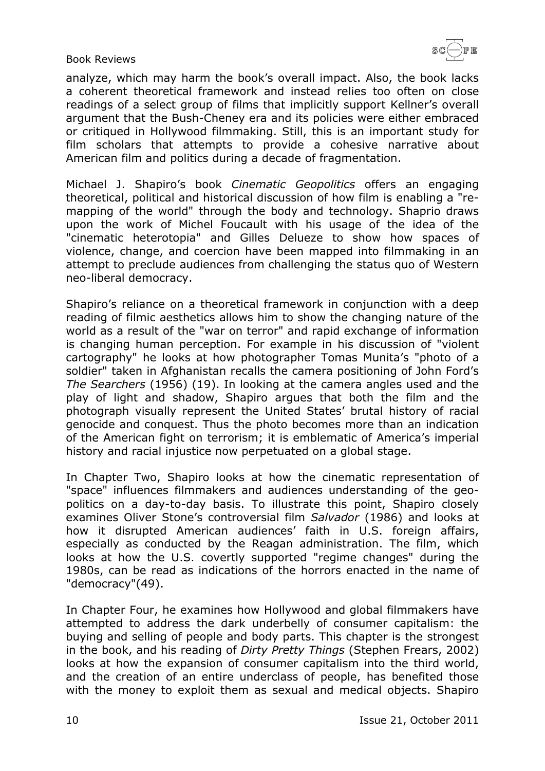analyze, which may harm the book's overall impact. Also, the book lacks a coherent theoretical framework and instead relies too often on close readings of a select group of films that implicitly support Kellner's overall argument that the Bush-Cheney era and its policies were either embraced or critiqued in Hollywood filmmaking. Still, this is an important study for film scholars that attempts to provide a cohesive narrative about American film and politics during a decade of fragmentation.

Michael J. Shapiro's book *Cinematic Geopolitics* offers an engaging theoretical, political and historical discussion of how film is enabling a "re-mapping of the world" through the body and technology. Shaprio draws upon the work of Michel Foucault with his usage of the idea of the "cinematic heterotopia" and Gilles Delueze to show how spaces of violence, change, and coercion have been mapped into filmmaking in an attempt to preclude audiences from challenging the status quo of Western neo-liberal democracy.

Shapiro's reliance on a theoretical framework in conjunction with a deep reading of filmic aesthetics allows him to show the changing nature of the world as a result of the "war on terror" and rapid exchange of information is changing human perception. For example in his discussion of "violent cartography" he looks at how photographer Tomas Munita's "photo of a soldier" taken in Afghanistan recalls the camera positioning of John Ford's *The Searchers* (1956) (19). In looking at the camera angles used and the play of light and shadow, Shapiro argues that both the film and the photograph visually represent the United States' brutal history of racial genocide and conquest. Thus the photo becomes more than an indication of the American fight on terrorism; it is emblematic of America's imperial history and racial injustice now perpetuated on a global stage.

In Chapter Two, Shapiro looks at how the cinematic representation of "space" influences filmmakers and audiences understanding of the geo-politics on a day-to-day basis. To illustrate this point, Shapiro closely examines Oliver Stone's controversial film *Salvador* (1986) and looks at how it disrupted American audiences' faith in U.S. foreign affairs, especially as conducted by the Reagan administration. The film, which looks at how the U.S. covertly supported "regime changes" during the 1980s, can be read as indications of the horrors enacted in the name of "democracy"(49).

In Chapter Four, he examines how Hollywood and global filmmakers have attempted to address the dark underbelly of consumer capitalism: the buying and selling of people and body parts. This chapter is the strongest in the book, and his reading of *Dirty Pretty Things* (Stephen Frears, 2002) looks at how the expansion of consumer capitalism into the third world, and the creation of an entire underclass of people, has benefited those with the money to exploit them as sexual and medical objects. Shapiro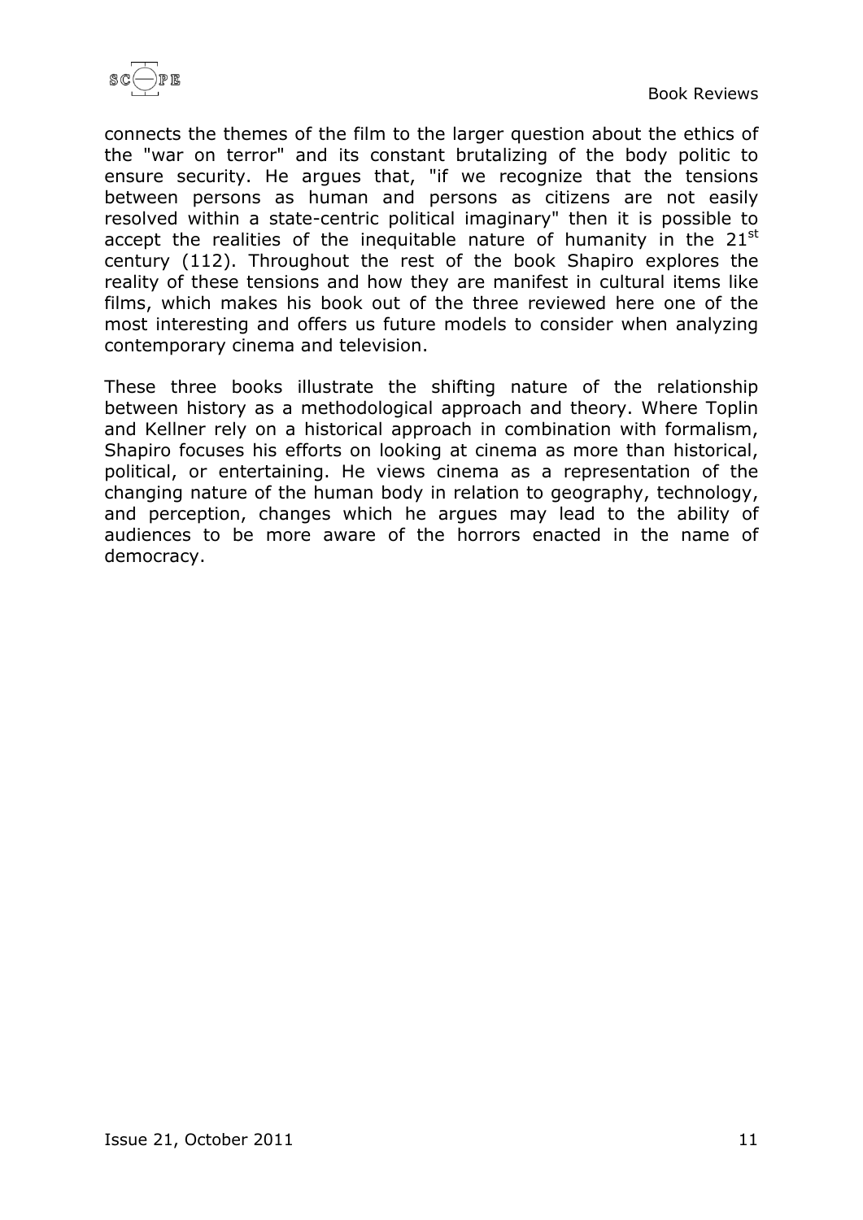connects the themes of the film to the larger question about the ethics of the "war on terror" and its constant brutalizing of the body politic to ensure security. He argues that, "if we recognize that the tensions between persons as human and persons as citizens are not easily resolved within a state-centric political imaginary" then it is possible to accept the realities of the inequitable nature of humanity in the 21st century (112). Throughout the rest of the book Shapiro explores the reality of these tensions and how they are manifest in cultural items like films, which makes his book out of the three reviewed here one of the most interesting and offers us future models to consider when analyzing contemporary cinema and television.

These three books illustrate the shifting nature of the relationship between history as a methodological approach and theory. Where Toplin and Kellner rely on a historical approach in combination with formalism, Shapiro focuses his efforts on looking at cinema as more than historical, political, or entertaining. He views cinema as a representation of the changing nature of the human body in relation to geography, technology, and perception, changes which he argues may lead to the ability of audiences to be more aware of the horrors enacted in the name of democracy.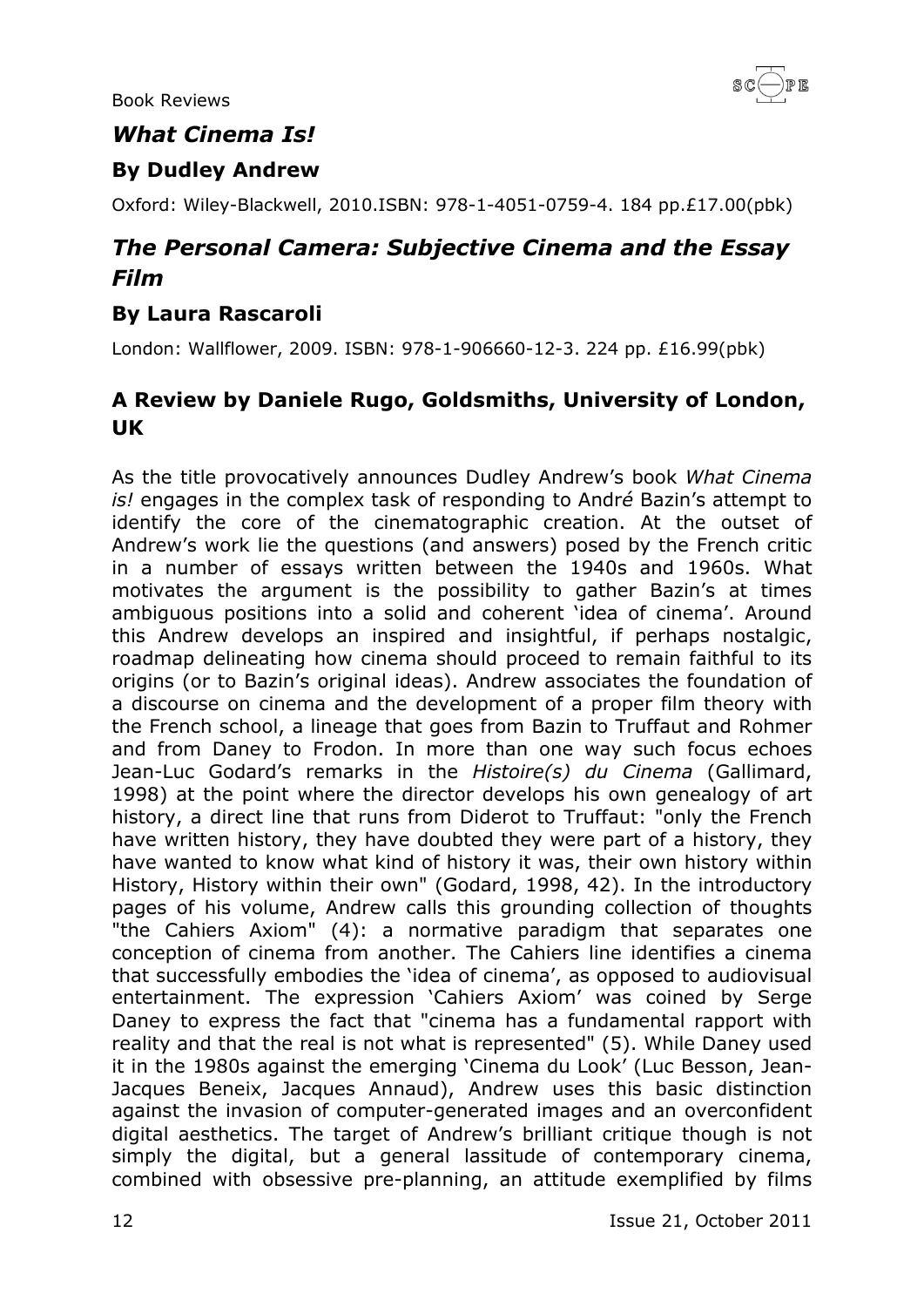## *What Cinema Is!*

### By Dudley Andrew

Oxford: Wiley-Blackwell, 2010.ISBN: 978-1-4051-0759-4. 184 pp.£17.00(pbk)

## *The Personal Camera: Subjective Cinema and the Essay Film*

### By Laura Rascaroli

London: Wallflower, 2009. ISBN: 978-1-906660-12-3. 224 pp. £16.99(pbk)

### A Review by Daniele Rugo, Goldsmiths, University of London, UK

As the title provocatively announces Dudley Andrew's book *What Cinema is!* engages in the complex task of responding to André Bazin's attempt to identify the core of the cinematographic creation. At the outset of Andrew's work lie the questions (and answers) posed by the French critic in a number of essays written between the 1940s and 1960s. What motivates the argument is the possibility to gather Bazin's at times ambiguous positions into a solid and coherent 'idea of cinema'. Around this Andrew develops an inspired and insightful, if perhaps nostalgic, roadmap delineating how cinema should proceed to remain faithful to its origins (or to Bazin's original ideas). Andrew associates the foundation of a discourse on cinema and the development of a proper film theory with the French school, a lineage that goes from Bazin to Truffaut and Rohmer and from Daney to Frodon. In more than one way such focus echoes Jean-Luc Godard's remarks in the *Histoire(s) du Cinema* (Gallimard, 1998) at the point where the director develops his own genealogy of art history, a direct line that runs from Diderot to Truffaut: "only the French have written history, they have doubted they were part of a history, they have wanted to know what kind of history it was, their own history within History, History within their own" (Godard, 1998, 42). In the introductory pages of his volume, Andrew calls this grounding collection of thoughts "the Cahiers Axiom" (4): a normative paradigm that separates one conception of cinema from another. The Cahiers line identifies a cinema that successfully embodies the 'idea of cinema', as opposed to audiovisual entertainment. The expression 'Cahiers Axiom' was coined by Serge Daney to express the fact that "cinema has a fundamental rapport with reality and that the real is not what is represented" (5). While Daney used it in the 1980s against the emerging 'Cinema du Look' (Luc Besson, Jean-Jacques Beneix, Jacques Annaud), Andrew uses this basic distinction against the invasion of computer-generated images and an overconfident digital aesthetics. The target of Andrew's brilliant critique though is not simply the digital, but a general lassitude of contemporary cinema, combined with obsessive pre-planning, an attitude exemplified by films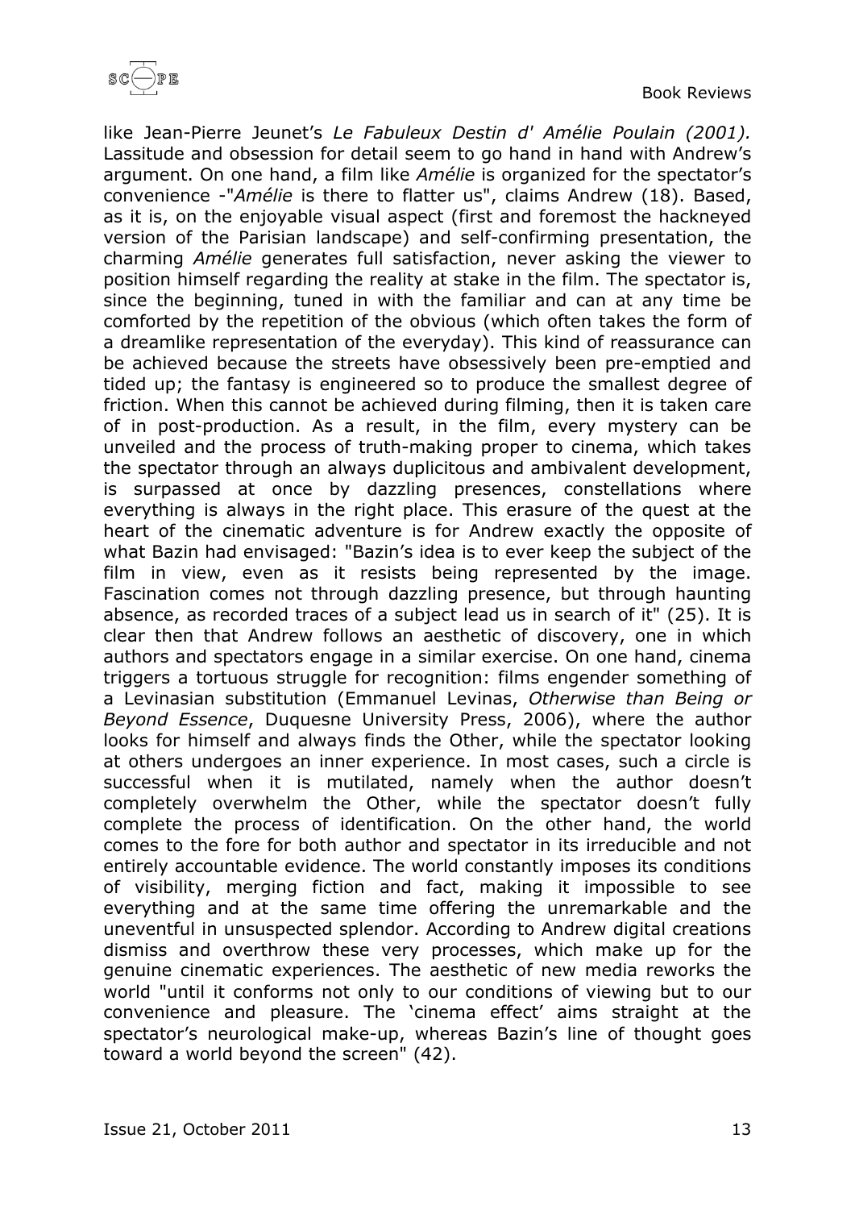like Jean-Pierre Jeunet's *Le Fabuleux Destin d' Amélie Poulain (2001).* Lassitude and obsession for detail seem to go hand in hand with Andrew's argument. On one hand, a film like *Amélie* is organized for the spectator's convenience -"*Amélie* is there to flatter us", claims Andrew (18). Based, as it is, on the enjoyable visual aspect (first and foremost the hackneyed version of the Parisian landscape) and self-confirming presentation, the charming *Amélie* generates full satisfaction, never asking the viewer to position himself regarding the reality at stake in the film. The spectator is, since the beginning, tuned in with the familiar and can at any time be comforted by the repetition of the obvious (which often takes the form of a dreamlike representation of the everyday). This kind of reassurance can be achieved because the streets have obsessively been pre-emptied and tided up; the fantasy is engineered so to produce the smallest degree of friction. When this cannot be achieved during filming, then it is taken care of in post-production. As a result, in the film, every mystery can be unveiled and the process of truth-making proper to cinema, which takes the spectator through an always duplicitous and ambivalent development, is surpassed at once by dazzling presences, constellations where everything is always in the right place. This erasure of the quest at the heart of the cinematic adventure is for Andrew exactly the opposite of what Bazin had envisaged: "Bazin's idea is to ever keep the subject of the film in view, even as it resists being represented by the image. Fascination comes not through dazzling presence, but through haunting absence, as recorded traces of a subject lead us in search of it" (25). It is clear then that Andrew follows an aesthetic of discovery, one in which authors and spectators engage in a similar exercise. On one hand, cinema triggers a tortuous struggle for recognition: films engender something of a Levinasian substitution (Emmanuel Levinas, *Otherwise than Being or Beyond Essence*, Duquesne University Press, 2006), where the author looks for himself and always finds the Other, while the spectator looking at others undergoes an inner experience. In most cases, such a circle is successful when it is mutilated, namely when the author doesn't completely overwhelm the Other, while the spectator doesn't fully complete the process of identification. On the other hand, the world comes to the fore for both author and spectator in its irreducible and not entirely accountable evidence. The world constantly imposes its conditions of visibility, merging fiction and fact, making it impossible to see everything and at the same time offering the unremarkable and the uneventful in unsuspected splendor. According to Andrew digital creations dismiss and overthrow these very processes, which make up for the genuine cinematic experiences. The aesthetic of new media reworks the world "until it conforms not only to our conditions of viewing but to our convenience and pleasure. The 'cinema effect' aims straight at the spectator's neurological make-up, whereas Bazin's line of thought goes toward a world beyond the screen" (42).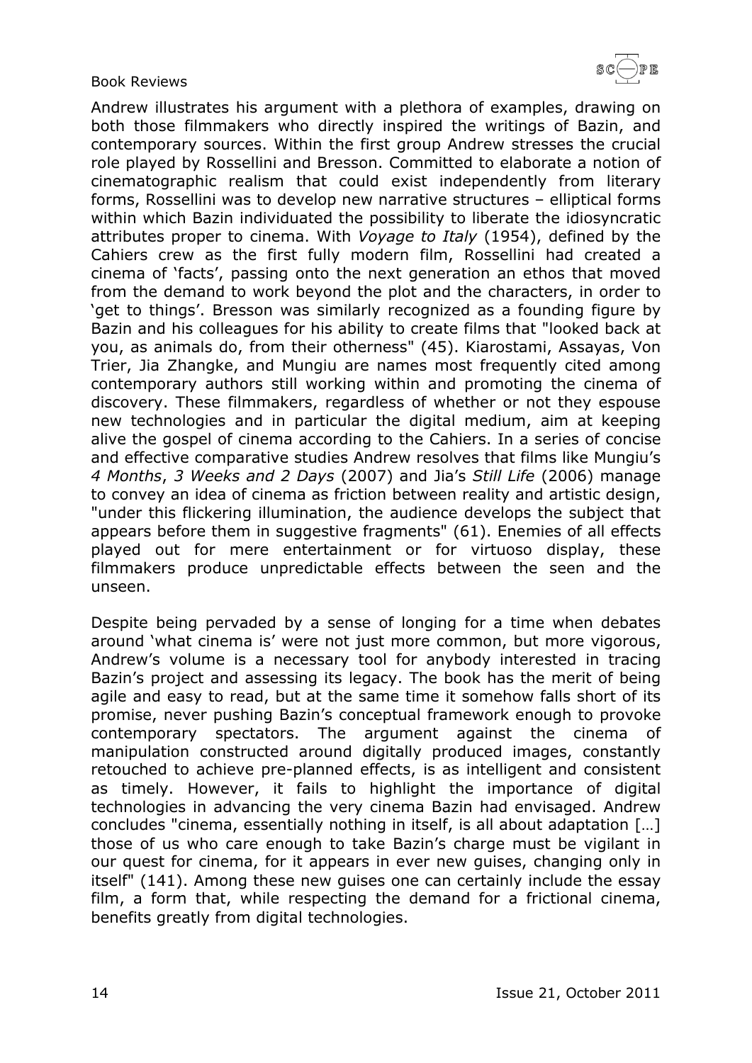Andrew illustrates his argument with a plethora of examples, drawing on both those filmmakers who directly inspired the writings of Bazin, and contemporary sources. Within the first group Andrew stresses the crucial role played by Rossellini and Bresson. Committed to elaborate a notion of cinematographic realism that could exist independently from literary forms, Rossellini was to develop new narrative structures – elliptical forms within which Bazin individuated the possibility to liberate the idiosyncratic attributes proper to cinema. With *Voyage to Italy* (1954), defined by the Cahiers crew as the first fully modern film, Rossellini had created a cinema of 'facts', passing onto the next generation an ethos that moved from the demand to work beyond the plot and the characters, in order to 'get to things'. Bresson was similarly recognized as a founding figure by Bazin and his colleagues for his ability to create films that "looked back at you, as animals do, from their otherness" (45). Kiarostami, Assayas, Von Trier, Jia Zhangke, and Mungiu are names most frequently cited among contemporary authors still working within and promoting the cinema of discovery. These filmmakers, regardless of whether or not they espouse new technologies and in particular the digital medium, aim at keeping alive the gospel of cinema according to the Cahiers. In a series of concise and effective comparative studies Andrew resolves that films like Mungiu's *4 Months*, *3 Weeks and 2 Days* (2007) and Jia's *Still Life* (2006) manage to convey an idea of cinema as friction between reality and artistic design, "under this flickering illumination, the audience develops the subject that appears before them in suggestive fragments" (61). Enemies of all effects played out for mere entertainment or for virtuoso display, these filmmakers produce unpredictable effects between the seen and the unseen.

Despite being pervaded by a sense of longing for a time when debates around 'what cinema is' were not just more common, but more vigorous, Andrew's volume is a necessary tool for anybody interested in tracing Bazin's project and assessing its legacy. The book has the merit of being agile and easy to read, but at the same time it somehow falls short of its promise, never pushing Bazin's conceptual framework enough to provoke contemporary spectators. The argument against the cinema of manipulation constructed around digitally produced images, constantly retouched to achieve pre-planned effects, is as intelligent and consistent as timely. However, it fails to highlight the importance of digital technologies in advancing the very cinema Bazin had envisaged. Andrew concludes "cinema, essentially nothing in itself, is all about adaptation […] those of us who care enough to take Bazin's charge must be vigilant in our quest for cinema, for it appears in ever new guises, changing only in itself" (141). Among these new guises one can certainly include the essay film, a form that, while respecting the demand for a frictional cinema, benefits greatly from digital technologies.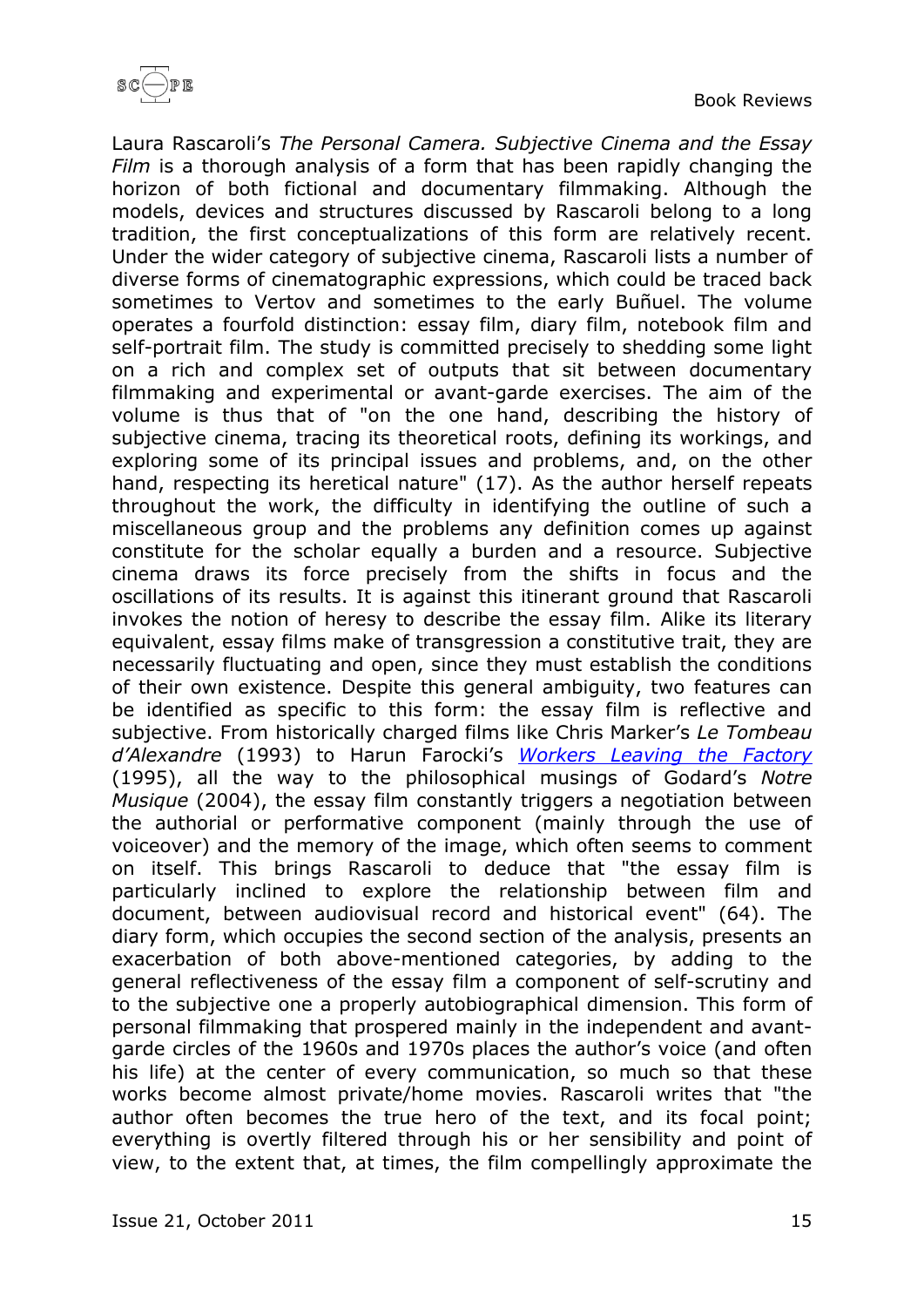Laura Rascaroli's *The Personal Camera. Subjective Cinema and the Essay Film* is a thorough analysis of a form that has been rapidly changing the horizon of both fictional and documentary filmmaking. Although the models, devices and structures discussed by Rascaroli belong to a long tradition, the first conceptualizations of this form are relatively recent. Under the wider category of subjective cinema, Rascaroli lists a number of diverse forms of cinematographic expressions, which could be traced back sometimes to Vertov and sometimes to the early Buñuel. The volume operates a fourfold distinction: essay film, diary film, notebook film and self-portrait film. The study is committed precisely to shedding some light on a rich and complex set of outputs that sit between documentary filmmaking and experimental or avant-garde exercises. The aim of the volume is thus that of "on the one hand, describing the history of subjective cinema, tracing its theoretical roots, defining its workings, and exploring some of its principal issues and problems, and, on the other hand, respecting its heretical nature" (17). As the author herself repeats throughout the work, the difficulty in identifying the outline of such a miscellaneous group and the problems any definition comes up against constitute for the scholar equally a burden and a resource. Subjective cinema draws its force precisely from the shifts in focus and the oscillations of its results. It is against this itinerant ground that Rascaroli invokes the notion of heresy to describe the essay film. Alike its literary equivalent, essay films make of transgression a constitutive trait, they are necessarily fluctuating and open, since they must establish the conditions of their own existence. Despite this general ambiguity, two features can be identified as specific to this form: the essay film is reflective and subjective. From historically charged films like Chris Marker's *Le Tombeau d'Alexandre* (1993) to Harun Farocki's *Workers Leaving the Factory* (1995), all the way to the philosophical musings of Godard's *Notre Musique* (2004), the essay film constantly triggers a negotiation between the authorial or performative component (mainly through the use of voiceover) and the memory of the image, which often seems to comment on itself. This brings Rascaroli to deduce that "the essay film is particularly inclined to explore the relationship between film and document, between audiovisual record and historical event" (64). The diary form, which occupies the second section of the analysis, presents an exacerbation of both above-mentioned categories, by adding to the general reflectiveness of the essay film a component of self-scrutiny and to the subjective one a properly autobiographical dimension. This form of personal filmmaking that prospered mainly in the independent and avant-garde circles of the 1960s and 1970s places the author's voice (and often his life) at the center of every communication, so much so that these works become almost private/home movies. Rascaroli writes that "the author often becomes the true hero of the text, and its focal point; everything is overtly filtered through his or her sensibility and point of view, to the extent that, at times, the film compellingly approximate the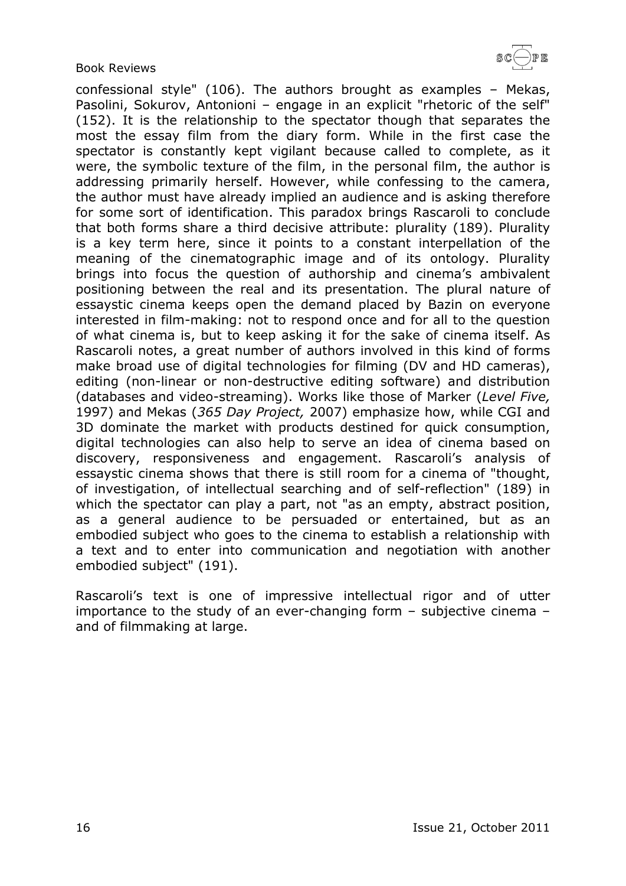confessional style" (106). The authors brought as examples – Mekas, Pasolini, Sokurov, Antonioni – engage in an explicit "rhetoric of the self" (152). It is the relationship to the spectator though that separates the most the essay film from the diary form. While in the first case the spectator is constantly kept vigilant because called to complete, as it were, the symbolic texture of the film, in the personal film, the author is addressing primarily herself. However, while confessing to the camera, the author must have already implied an audience and is asking therefore for some sort of identification. This paradox brings Rascaroli to conclude that both forms share a third decisive attribute: plurality (189). Plurality is a key term here, since it points to a constant interpellation of the meaning of the cinematographic image and of its ontology. Plurality brings into focus the question of authorship and cinema's ambivalent positioning between the real and its presentation. The plural nature of essaystic cinema keeps open the demand placed by Bazin on everyone interested in film-making: not to respond once and for all to the question of what cinema is, but to keep asking it for the sake of cinema itself. As Rascaroli notes, a great number of authors involved in this kind of forms make broad use of digital technologies for filming (DV and HD cameras), editing (non-linear or non-destructive editing software) and distribution (databases and video-streaming). Works like those of Marker (*Level Five,* 1997) and Mekas (*365 Day Project,* 2007) emphasize how, while CGI and 3D dominate the market with products destined for quick consumption, digital technologies can also help to serve an idea of cinema based on discovery, responsiveness and engagement. Rascaroli's analysis of essaystic cinema shows that there is still room for a cinema of "thought, of investigation, of intellectual searching and of self-reflection" (189) in which the spectator can play a part, not "as an empty, abstract position, as a general audience to be persuaded or entertained, but as an embodied subject who goes to the cinema to establish a relationship with a text and to enter into communication and negotiation with another embodied subject" (191).

Rascaroli's text is one of impressive intellectual rigor and of utter importance to the study of an ever-changing form – subjective cinema – and of filmmaking at large.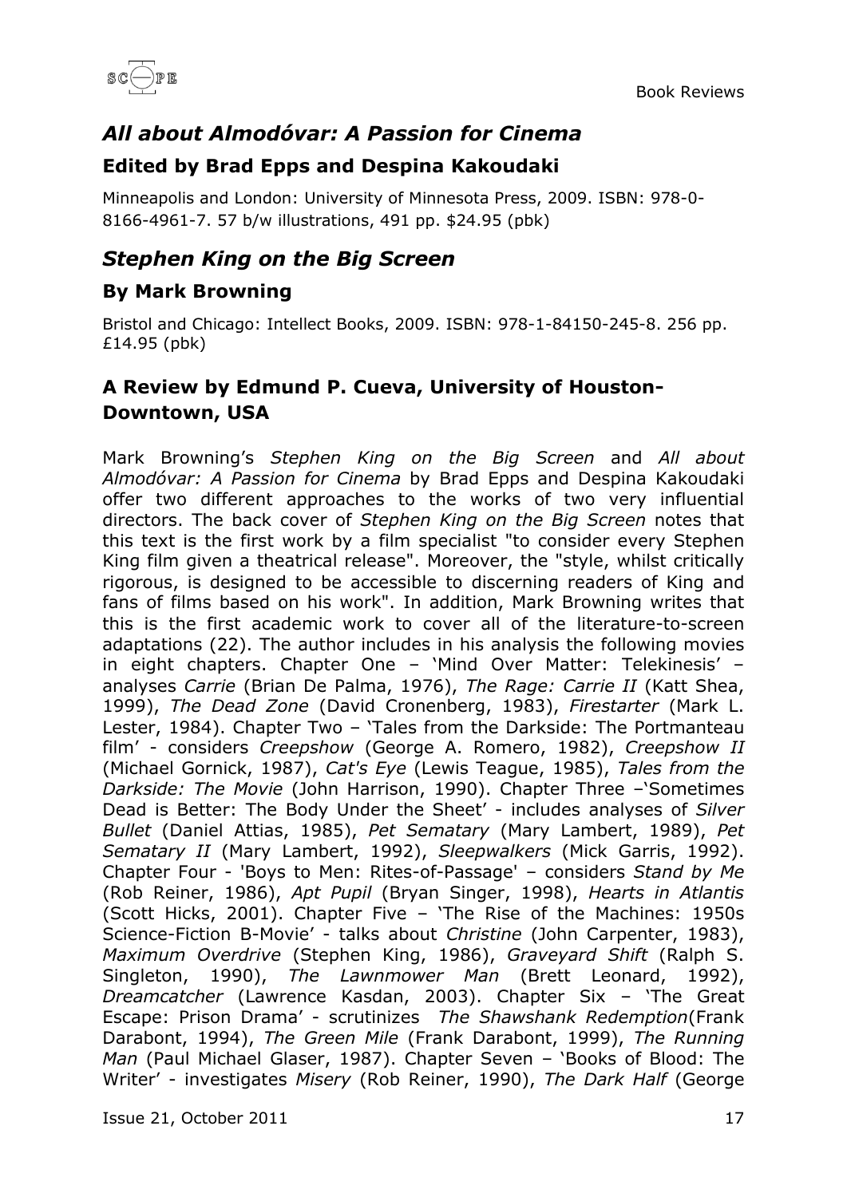## *All about Almodóvar: A Passion for Cinema*

### Edited by Brad Epps and Despina Kakoudaki

Minneapolis and London: University of Minnesota Press, 2009. ISBN: 978-0-8166-4961-7. 57 b/w illustrations, 491 pp. $24.95 (pbk)

## *Stephen King on the Big Screen*

### By Mark Browning

Bristol and Chicago: Intellect Books, 2009. ISBN: 978-1-84150-245-8. 256 pp. £14.95 (pbk)

### A Review by Edmund P. Cueva, University of Houston-Downtown, USA

Mark Browning's *Stephen King on the Big Screen* and *All about Almodóvar: A Passion for Cinema* by Brad Epps and Despina Kakoudaki offer two different approaches to the works of two very influential directors. The back cover of *Stephen King on the Big Screen* notes that this text is the first work by a film specialist "to consider every Stephen King film given a theatrical release". Moreover, the "style, whilst critically rigorous, is designed to be accessible to discerning readers of King and fans of films based on his work". In addition, Mark Browning writes that this is the first academic work to cover all of the literature-to-screen adaptations (22). The author includes in his analysis the following movies in eight chapters. Chapter One – 'Mind Over Matter: Telekinesis' – analyses *Carrie* (Brian De Palma, 1976), *The Rage: Carrie II* (Katt Shea, 1999), *The Dead Zone* (David Cronenberg, 1983), *Firestarter* (Mark L. Lester, 1984). Chapter Two – 'Tales from the Darkside: The Portmanteau film' - considers *Creepshow* (George A. Romero, 1982), *Creepshow II* (Michael Gornick, 1987), *Cat's Eye* (Lewis Teague, 1985), *Tales from the Darkside: The Movie* (John Harrison, 1990). Chapter Three –'Sometimes Dead is Better: The Body Under the Sheet' - includes analyses of *Silver Bullet* (Daniel Attias, 1985), *Pet Sematary* (Mary Lambert, 1989), *Pet Sematary II* (Mary Lambert, 1992), *Sleepwalkers* (Mick Garris, 1992). Chapter Four - 'Boys to Men: Rites-of-Passage' – considers *Stand by Me* (Rob Reiner, 1986), *Apt Pupil* (Bryan Singer, 1998), *Hearts in Atlantis* (Scott Hicks, 2001). Chapter Five – 'The Rise of the Machines: 1950s Science-Fiction B-Movie' - talks about *Christine* (John Carpenter, 1983), *Maximum Overdrive* (Stephen King, 1986), *Graveyard Shift* (Ralph S. Singleton, 1990), *The Lawnmower Man* (Brett Leonard, 1992), *Dreamcatcher* (Lawrence Kasdan, 2003). Chapter Six – 'The Great Escape: Prison Drama' - scrutinizes *The Shawshank Redemption*(Frank Darabont, 1994), *The Green Mile* (Frank Darabont, 1999), *The Running Man* (Paul Michael Glaser, 1987). Chapter Seven – 'Books of Blood: The Writer' - investigates *Misery* (Rob Reiner, 1990), *The Dark Half* (George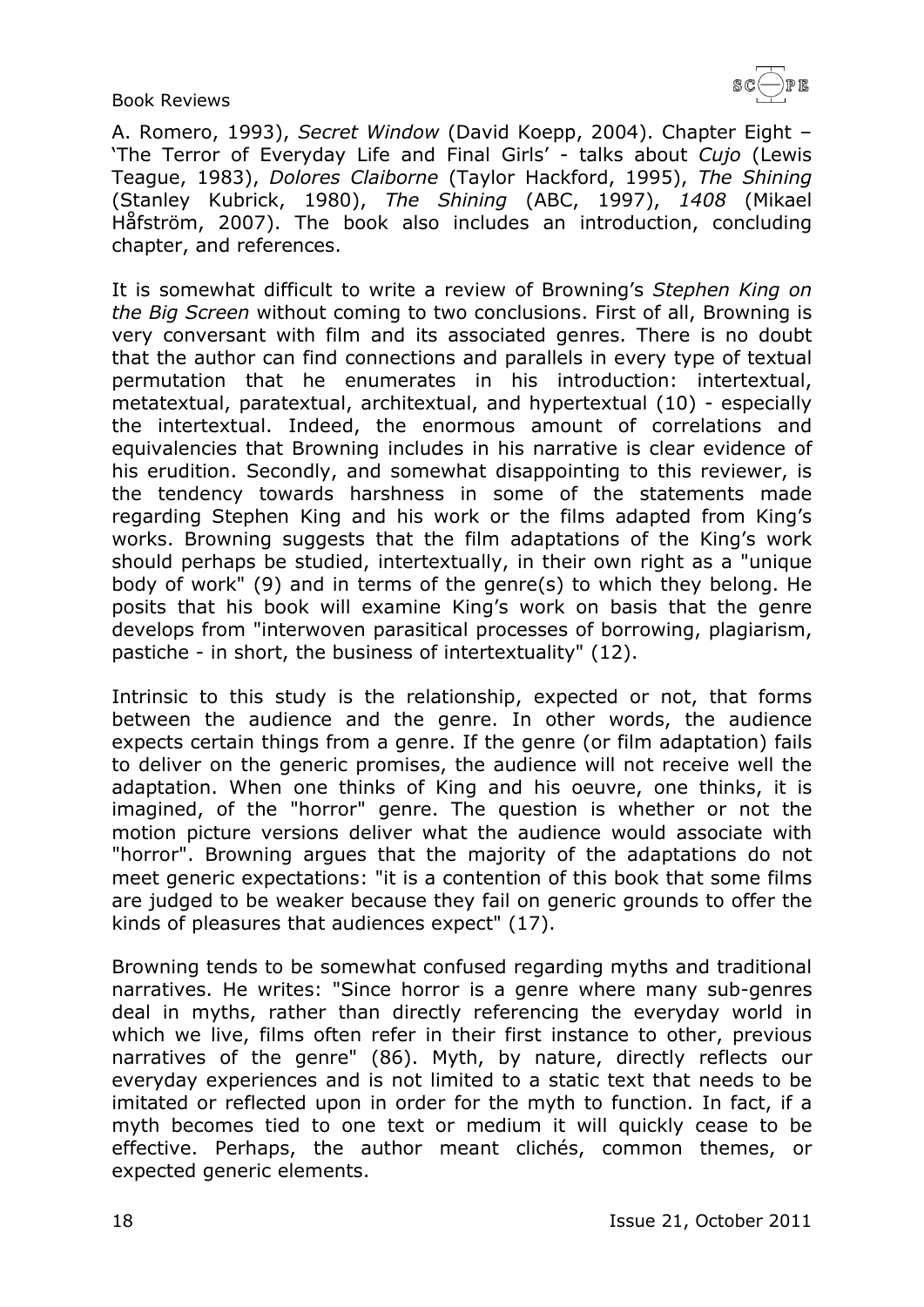A. Romero, 1993), *Secret Window* (David Koepp, 2004). Chapter Eight – 'The Terror of Everyday Life and Final Girls' - talks about *Cujo* (Lewis Teague, 1983), *Dolores Claiborne* (Taylor Hackford, 1995), *The Shining* (Stanley Kubrick, 1980), *The Shining* (ABC, 1997), *1408* (Mikael Håfström, 2007). The book also includes an introduction, concluding chapter, and references.

It is somewhat difficult to write a review of Browning's *Stephen King on the Big Screen* without coming to two conclusions. First of all, Browning is very conversant with film and its associated genres. There is no doubt that the author can find connections and parallels in every type of textual permutation that he enumerates in his introduction: intertextual, metatextual, paratextual, architextual, and hypertextual (10) - especially the intertextual. Indeed, the enormous amount of correlations and equivalencies that Browning includes in his narrative is clear evidence of his erudition. Secondly, and somewhat disappointing to this reviewer, is the tendency towards harshness in some of the statements made regarding Stephen King and his work or the films adapted from King's works. Browning suggests that the film adaptations of the King's work should perhaps be studied, intertextually, in their own right as a "unique body of work" (9) and in terms of the genre(s) to which they belong. He posits that his book will examine King's work on basis that the genre develops from "interwoven parasitical processes of borrowing, plagiarism, pastiche - in short, the business of intertextuality" (12).

Intrinsic to this study is the relationship, expected or not, that forms between the audience and the genre. In other words, the audience expects certain things from a genre. If the genre (or film adaptation) fails to deliver on the generic promises, the audience will not receive well the adaptation. When one thinks of King and his oeuvre, one thinks, it is imagined, of the "horror" genre. The question is whether or not the motion picture versions deliver what the audience would associate with "horror". Browning argues that the majority of the adaptations do not meet generic expectations: "it is a contention of this book that some films are judged to be weaker because they fail on generic grounds to offer the kinds of pleasures that audiences expect" (17).

Browning tends to be somewhat confused regarding myths and traditional narratives. He writes: "Since horror is a genre where many sub-genres deal in myths, rather than directly referencing the everyday world in which we live, films often refer in their first instance to other, previous narratives of the genre" (86). Myth, by nature, directly reflects our everyday experiences and is not limited to a static text that needs to be imitated or reflected upon in order for the myth to function. In fact, if a myth becomes tied to one text or medium it will quickly cease to be effective. Perhaps, the author meant clichés, common themes, or expected generic elements.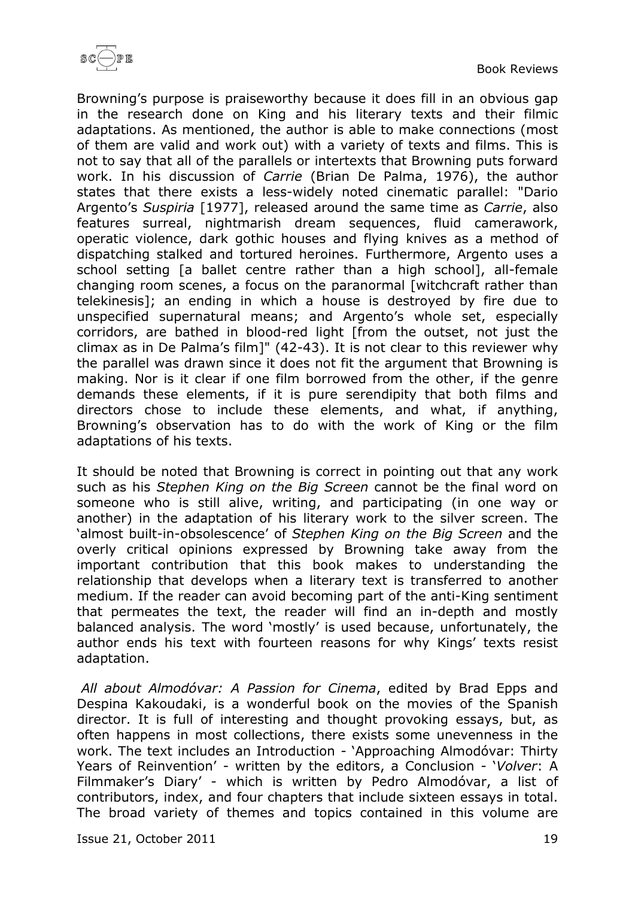Browning's purpose is praiseworthy because it does fill in an obvious gap in the research done on King and his literary texts and their filmic adaptations. As mentioned, the author is able to make connections (most of them are valid and work out) with a variety of texts and films. This is not to say that all of the parallels or intertexts that Browning puts forward work. In his discussion of *Carrie* (Brian De Palma, 1976), the author states that there exists a less-widely noted cinematic parallel: "Dario Argento's *Suspiria* [1977], released around the same time as *Carrie*, also features surreal, nightmarish dream sequences, fluid camerawork, operatic violence, dark gothic houses and flying knives as a method of dispatching stalked and tortured heroines. Furthermore, Argento uses a school setting [a ballet centre rather than a high school], all-female changing room scenes, a focus on the paranormal [witchcraft rather than telekinesis]; an ending in which a house is destroyed by fire due to unspecified supernatural means; and Argento's whole set, especially corridors, are bathed in blood-red light [from the outset, not just the climax as in De Palma's film]" (42-43). It is not clear to this reviewer why the parallel was drawn since it does not fit the argument that Browning is making. Nor is it clear if one film borrowed from the other, if the genre demands these elements, if it is pure serendipity that both films and directors chose to include these elements, and what, if anything, Browning's observation has to do with the work of King or the film adaptations of his texts.

It should be noted that Browning is correct in pointing out that any work such as his *Stephen King on the Big Screen* cannot be the final word on someone who is still alive, writing, and participating (in one way or another) in the adaptation of his literary work to the silver screen. The 'almost built-in-obsolescence' of *Stephen King on the Big Screen* and the overly critical opinions expressed by Browning take away from the important contribution that this book makes to understanding the relationship that develops when a literary text is transferred to another medium. If the reader can avoid becoming part of the anti-King sentiment that permeates the text, the reader will find an in-depth and mostly balanced analysis. The word 'mostly' is used because, unfortunately, the author ends his text with fourteen reasons for why Kings' texts resist adaptation.

*All about Almodóvar: A Passion for Cinema*, edited by Brad Epps and Despina Kakoudaki, is a wonderful book on the movies of the Spanish director. It is full of interesting and thought provoking essays, but, as often happens in most collections, there exists some unevenness in the work. The text includes an Introduction - 'Approaching Almodóvar: Thirty Years of Reinvention' - written by the editors, a Conclusion - '*Volver*: A Filmmaker's Diary' - which is written by Pedro Almodóvar, a list of contributors, index, and four chapters that include sixteen essays in total. The broad variety of themes and topics contained in this volume are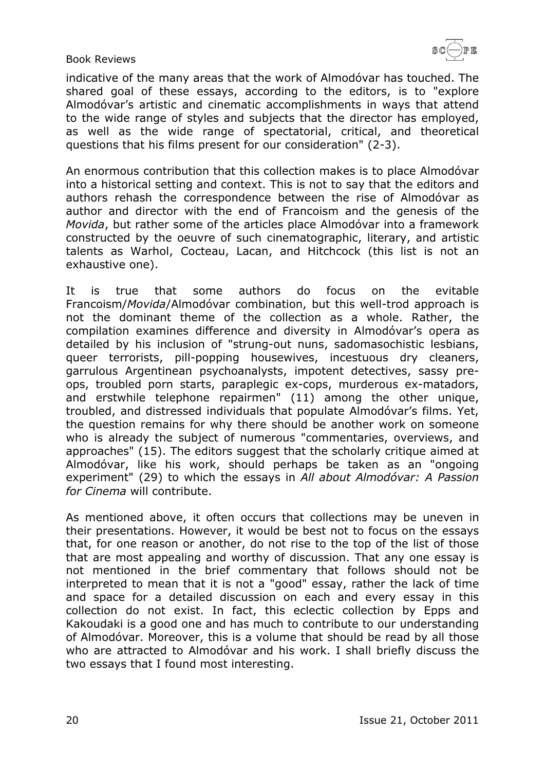indicative of the many areas that the work of Almodóvar has touched. The shared goal of these essays, according to the editors, is to "explore Almodóvar's artistic and cinematic accomplishments in ways that attend to the wide range of styles and subjects that the director has employed, as well as the wide range of spectatorial, critical, and theoretical questions that his films present for our consideration" (2-3).

An enormous contribution that this collection makes is to place Almodóvar into a historical setting and context. This is not to say that the editors and authors rehash the correspondence between the rise of Almodóvar as author and director with the end of Francoism and the genesis of the *Movida*, but rather some of the articles place Almodóvar into a framework constructed by the oeuvre of such cinematographic, literary, and artistic talents as Warhol, Cocteau, Lacan, and Hitchcock (this list is not an exhaustive one).

It is true that some authors do focus on the evitable Francoism/*Movida*/Almodóvar combination, but this well-trod approach is not the dominant theme of the collection as a whole. Rather, the compilation examines difference and diversity in Almodóvar's opera as detailed by his inclusion of "strung-out nuns, sadomasochistic lesbians, queer terrorists, pill-popping housewives, incestuous dry cleaners, garrulous Argentinean psychoanalysts, impotent detectives, sassy pre-ops, troubled porn starts, paraplegic ex-cops, murderous ex-matadors, and erstwhile telephone repairmen" (11) among the other unique, troubled, and distressed individuals that populate Almodóvar's films. Yet, the question remains for why there should be another work on someone who is already the subject of numerous "commentaries, overviews, and approaches" (15). The editors suggest that the scholarly critique aimed at Almodóvar, like his work, should perhaps be taken as an "ongoing experiment" (29) to which the essays in *All about Almodóvar: A Passion for Cinema* will contribute.

As mentioned above, it often occurs that collections may be uneven in their presentations. However, it would be best not to focus on the essays that, for one reason or another, do not rise to the top of the list of those that are most appealing and worthy of discussion. That any one essay is not mentioned in the brief commentary that follows should not be interpreted to mean that it is not a "good" essay, rather the lack of time and space for a detailed discussion on each and every essay in this collection do not exist. In fact, this eclectic collection by Epps and Kakoudaki is a good one and has much to contribute to our understanding of Almodóvar. Moreover, this is a volume that should be read by all those who are attracted to Almodóvar and his work. I shall briefly discuss the two essays that I found most interesting.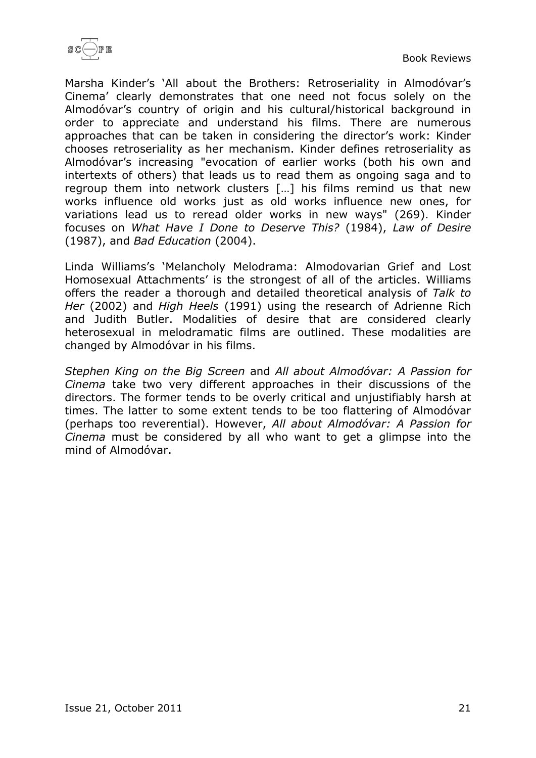Marsha Kinder's 'All about the Brothers: Retroseriality in Almodóvar's Cinema' clearly demonstrates that one need not focus solely on the Almodóvar's country of origin and his cultural/historical background in order to appreciate and understand his films. There are numerous approaches that can be taken in considering the director's work: Kinder chooses retroseriality as her mechanism. Kinder defines retroseriality as Almodóvar's increasing "evocation of earlier works (both his own and intertexts of others) that leads us to read them as ongoing saga and to regroup them into network clusters […] his films remind us that new works influence old works just as old works influence new ones, for variations lead us to reread older works in new ways" (269). Kinder focuses on *What Have I Done to Deserve This?* (1984), *Law of Desire* (1987), and *Bad Education* (2004).

Linda Williams's 'Melancholy Melodrama: Almodovarian Grief and Lost Homosexual Attachments' is the strongest of all of the articles. Williams offers the reader a thorough and detailed theoretical analysis of *Talk to Her* (2002) and *High Heels* (1991) using the research of Adrienne Rich and Judith Butler. Modalities of desire that are considered clearly heterosexual in melodramatic films are outlined. These modalities are changed by Almodóvar in his films.

*Stephen King on the Big Screen* and *All about Almodóvar: A Passion for Cinema* take two very different approaches in their discussions of the directors. The former tends to be overly critical and unjustifiably harsh at times. The latter to some extent tends to be too flattering of Almodóvar (perhaps too reverential). However, *All about Almodóvar: A Passion for Cinema* must be considered by all who want to get a glimpse into the mind of Almodóvar.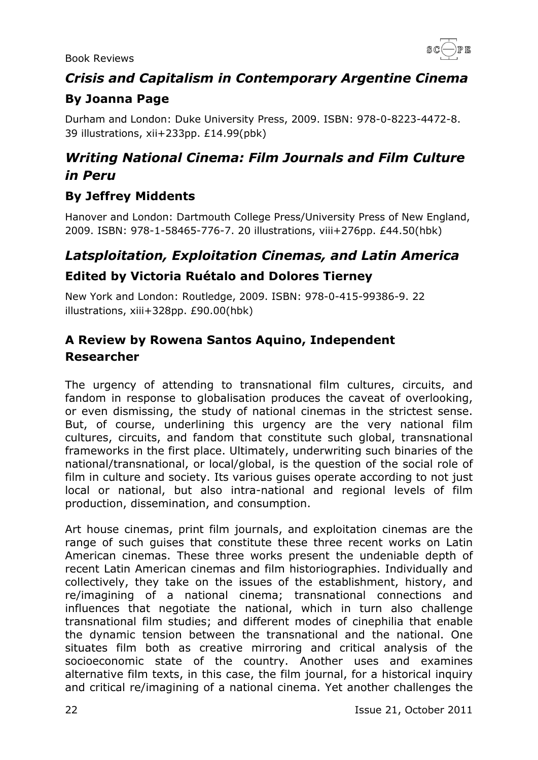## *Crisis and Capitalism in Contemporary Argentine Cinema*

### By Joanna Page

Durham and London: Duke University Press, 2009. ISBN: 978-0-8223-4472-8. 39 illustrations, xii+233pp. £14.99(pbk)

## *Writing National Cinema: Film Journals and Film Culture in Peru*

### By Jeffrey Middents

Hanover and London: Dartmouth College Press/University Press of New England, 2009. ISBN: 978-1-58465-776-7. 20 illustrations, viii+276pp. £44.50(hbk)

## *Latsploitation, Exploitation Cinemas, and Latin America*

### Edited by Victoria Ruétalo and Dolores Tierney

New York and London: Routledge, 2009. ISBN: 978-0-415-99386-9. 22 illustrations, xiii+328pp. £90.00(hbk)

### A Review by Rowena Santos Aquino, Independent Researcher

The urgency of attending to transnational film cultures, circuits, and fandom in response to globalisation produces the caveat of overlooking, or even dismissing, the study of national cinemas in the strictest sense. But, of course, underlining this urgency are the very national film cultures, circuits, and fandom that constitute such global, transnational frameworks in the first place. Ultimately, underwriting such binaries of the national/transnational, or local/global, is the question of the social role of film in culture and society. Its various guises operate according to not just local or national, but also intra-national and regional levels of film production, dissemination, and consumption.

Art house cinemas, print film journals, and exploitation cinemas are the range of such guises that constitute these three recent works on Latin American cinemas. These three works present the undeniable depth of recent Latin American cinemas and film historiographies. Individually and collectively, they take on the issues of the establishment, history, and re/imagining of a national cinema; transnational connections and influences that negotiate the national, which in turn also challenge transnational film studies; and different modes of cinephilia that enable the dynamic tension between the transnational and the national. One situates film both as creative mirroring and critical analysis of the socioeconomic state of the country. Another uses and examines alternative film texts, in this case, the film journal, for a historical inquiry and critical re/imagining of a national cinema. Yet another challenges the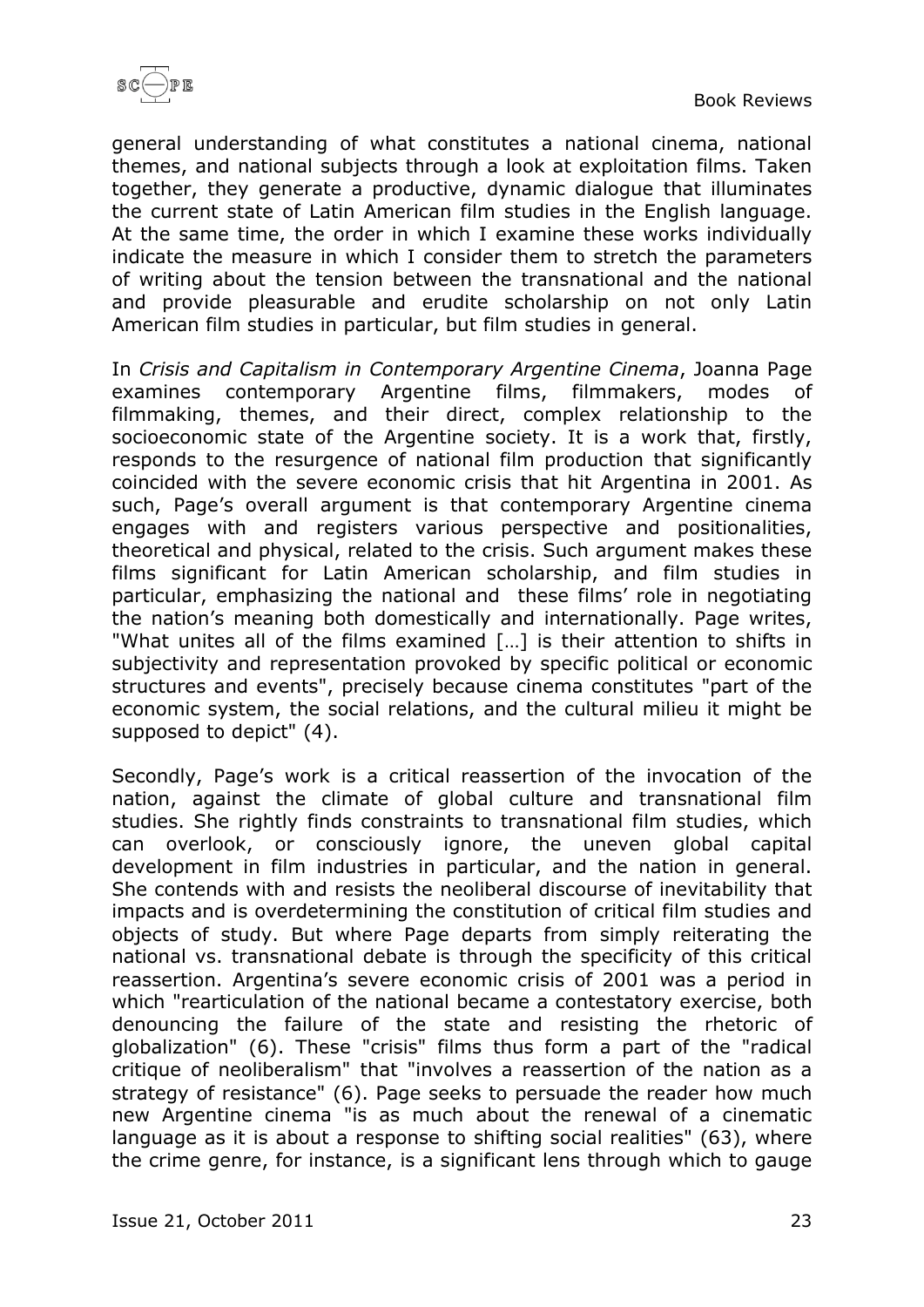general understanding of what constitutes a national cinema, national themes, and national subjects through a look at exploitation films. Taken together, they generate a productive, dynamic dialogue that illuminates the current state of Latin American film studies in the English language. At the same time, the order in which I examine these works individually indicate the measure in which I consider them to stretch the parameters of writing about the tension between the transnational and the national and provide pleasurable and erudite scholarship on not only Latin American film studies in particular, but film studies in general.

In *Crisis and Capitalism in Contemporary Argentine Cinema*, Joanna Page examines contemporary Argentine films, filmmakers, modes of filmmaking, themes, and their direct, complex relationship to the socioeconomic state of the Argentine society. It is a work that, firstly, responds to the resurgence of national film production that significantly coincided with the severe economic crisis that hit Argentina in 2001. As such, Page's overall argument is that contemporary Argentine cinema engages with and registers various perspective and positionalities, theoretical and physical, related to the crisis. Such argument makes these films significant for Latin American scholarship, and film studies in particular, emphasizing the national and these films' role in negotiating the nation's meaning both domestically and internationally. Page writes, "What unites all of the films examined […] is their attention to shifts in subjectivity and representation provoked by specific political or economic structures and events", precisely because cinema constitutes "part of the economic system, the social relations, and the cultural milieu it might be supposed to depict" (4).

Secondly, Page's work is a critical reassertion of the invocation of the nation, against the climate of global culture and transnational film studies. She rightly finds constraints to transnational film studies, which can overlook, or consciously ignore, the uneven global capital development in film industries in particular, and the nation in general. She contends with and resists the neoliberal discourse of inevitability that impacts and is overdetermining the constitution of critical film studies and objects of study. But where Page departs from simply reiterating the national vs. transnational debate is through the specificity of this critical reassertion. Argentina's severe economic crisis of 2001 was a period in which "rearticulation of the national became a contestatory exercise, both denouncing the failure of the state and resisting the rhetoric of globalization" (6). These "crisis" films thus form a part of the "radical critique of neoliberalism" that "involves a reassertion of the nation as a strategy of resistance" (6). Page seeks to persuade the reader how much new Argentine cinema "is as much about the renewal of a cinematic language as it is about a response to shifting social realities" (63), where the crime genre, for instance, is a significant lens through which to gauge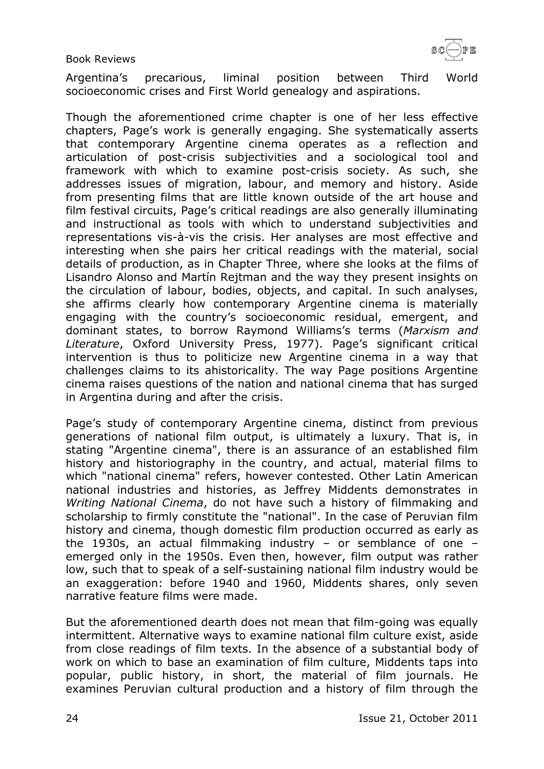Argentina's precarious, liminal position between Third World socioeconomic crises and First World genealogy and aspirations.

Though the aforementioned crime chapter is one of her less effective chapters, Page's work is generally engaging. She systematically asserts that contemporary Argentine cinema operates as a reflection and articulation of post-crisis subjectivities and a sociological tool and framework with which to examine post-crisis society. As such, she addresses issues of migration, labour, and memory and history. Aside from presenting films that are little known outside of the art house and film festival circuits, Page's critical readings are also generally illuminating and instructional as tools with which to understand subjectivities and representations vis-à-vis the crisis. Her analyses are most effective and interesting when she pairs her critical readings with the material, social details of production, as in Chapter Three, where she looks at the films of Lisandro Alonso and Martín Rejtman and the way they present insights on the circulation of labour, bodies, objects, and capital. In such analyses, she affirms clearly how contemporary Argentine cinema is materially engaging with the country's socioeconomic residual, emergent, and dominant states, to borrow Raymond Williams's terms (*Marxism and Literature*, Oxford University Press, 1977). Page's significant critical intervention is thus to politicize new Argentine cinema in a way that challenges claims to its ahistoricality. The way Page positions Argentine cinema raises questions of the nation and national cinema that has surged in Argentina during and after the crisis.

Page's study of contemporary Argentine cinema, distinct from previous generations of national film output, is ultimately a luxury. That is, in stating "Argentine cinema", there is an assurance of an established film history and historiography in the country, and actual, material films to which "national cinema" refers, however contested. Other Latin American national industries and histories, as Jeffrey Middents demonstrates in *Writing National Cinema*, do not have such a history of filmmaking and scholarship to firmly constitute the "national". In the case of Peruvian film history and cinema, though domestic film production occurred as early as the 1930s, an actual filmmaking industry – or semblance of one – emerged only in the 1950s. Even then, however, film output was rather low, such that to speak of a self-sustaining national film industry would be an exaggeration: before 1940 and 1960, Middents shares, only seven narrative feature films were made.

But the aforementioned dearth does not mean that film-going was equally intermittent. Alternative ways to examine national film culture exist, aside from close readings of film texts. In the absence of a substantial body of work on which to base an examination of film culture, Middents taps into popular, public history, in short, the material of film journals. He examines Peruvian cultural production and a history of film through the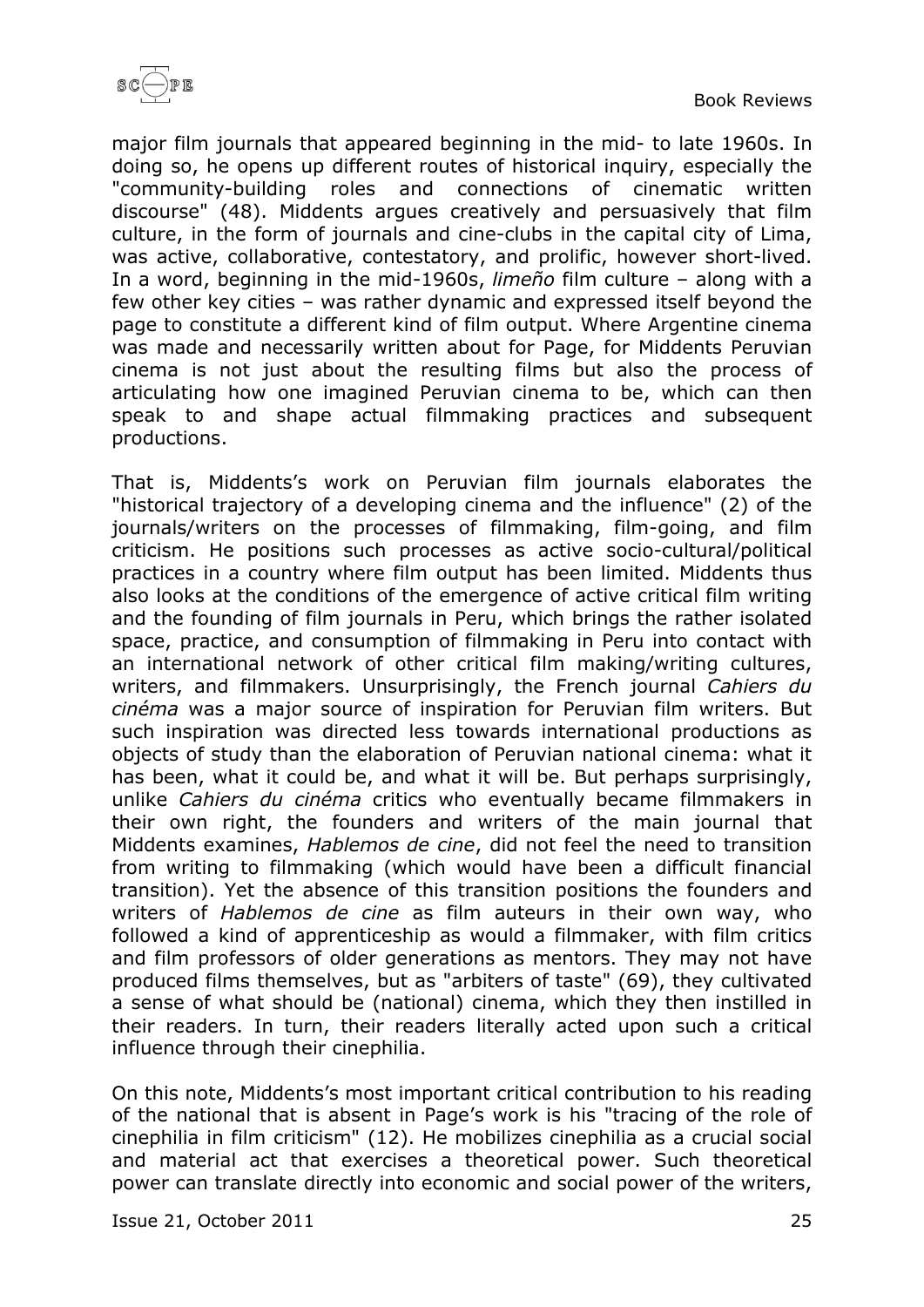major film journals that appeared beginning in the mid- to late 1960s. In doing so, he opens up different routes of historical inquiry, especially the "community-building roles and connections of cinematic written discourse" (48). Middents argues creatively and persuasively that film culture, in the form of journals and cine-clubs in the capital city of Lima, was active, collaborative, contestatory, and prolific, however short-lived. In a word, beginning in the mid-1960s, *limeño* film culture – along with a few other key cities – was rather dynamic and expressed itself beyond the page to constitute a different kind of film output. Where Argentine cinema was made and necessarily written about for Page, for Middents Peruvian cinema is not just about the resulting films but also the process of articulating how one imagined Peruvian cinema to be, which can then speak to and shape actual filmmaking practices and subsequent productions.

That is, Middents's work on Peruvian film journals elaborates the "historical trajectory of a developing cinema and the influence" (2) of the journals/writers on the processes of filmmaking, film-going, and film criticism. He positions such processes as active socio-cultural/political practices in a country where film output has been limited. Middents thus also looks at the conditions of the emergence of active critical film writing and the founding of film journals in Peru, which brings the rather isolated space, practice, and consumption of filmmaking in Peru into contact with an international network of other critical film making/writing cultures, writers, and filmmakers. Unsurprisingly, the French journal *Cahiers du cinéma* was a major source of inspiration for Peruvian film writers. But such inspiration was directed less towards international productions as objects of study than the elaboration of Peruvian national cinema: what it has been, what it could be, and what it will be. But perhaps surprisingly, unlike *Cahiers du cinéma* critics who eventually became filmmakers in their own right, the founders and writers of the main journal that Middents examines, *Hablemos de cine*, did not feel the need to transition from writing to filmmaking (which would have been a difficult financial transition). Yet the absence of this transition positions the founders and writers of *Hablemos de cine* as film auteurs in their own way, who followed a kind of apprenticeship as would a filmmaker, with film critics and film professors of older generations as mentors. They may not have produced films themselves, but as "arbiters of taste" (69), they cultivated a sense of what should be (national) cinema, which they then instilled in their readers. In turn, their readers literally acted upon such a critical influence through their cinephilia.

On this note, Middents's most important critical contribution to his reading of the national that is absent in Page's work is his "tracing of the role of cinephilia in film criticism" (12). He mobilizes cinephilia as a crucial social and material act that exercises a theoretical power. Such theoretical power can translate directly into economic and social power of the writers,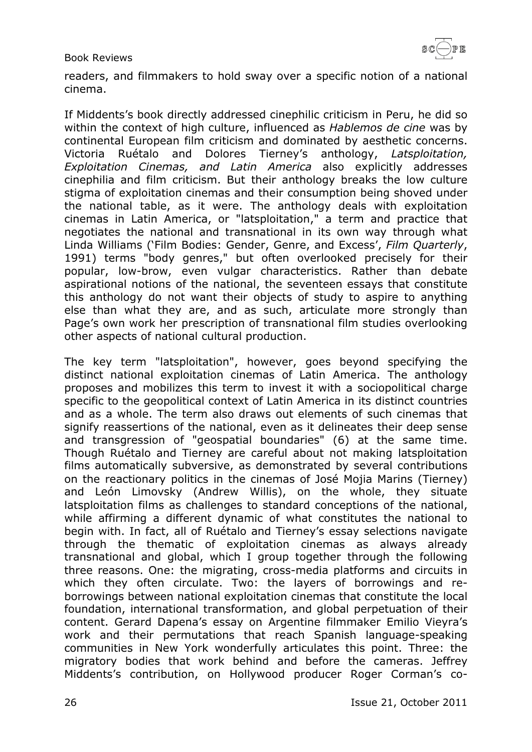readers, and filmmakers to hold sway over a specific notion of a national cinema.

If Middents's book directly addressed cinephilic criticism in Peru, he did so within the context of high culture, influenced as *Hablemos de cine* was by continental European film criticism and dominated by aesthetic concerns. Victoria Ruétalo and Dolores Tierney's anthology, *Latsploitation, Exploitation Cinemas, and Latin America* also explicitly addresses cinephilia and film criticism. But their anthology breaks the low culture stigma of exploitation cinemas and their consumption being shoved under the national table, as it were. The anthology deals with exploitation cinemas in Latin America, or "latsploitation," a term and practice that negotiates the national and transnational in its own way through what Linda Williams ('Film Bodies: Gender, Genre, and Excess', *Film Quarterly*, 1991) terms "body genres," but often overlooked precisely for their popular, low-brow, even vulgar characteristics. Rather than debate aspirational notions of the national, the seventeen essays that constitute this anthology do not want their objects of study to aspire to anything else than what they are, and as such, articulate more strongly than Page's own work her prescription of transnational film studies overlooking other aspects of national cultural production.

The key term "latsploitation", however, goes beyond specifying the distinct national exploitation cinemas of Latin America. The anthology proposes and mobilizes this term to invest it with a sociopolitical charge specific to the geopolitical context of Latin America in its distinct countries and as a whole. The term also draws out elements of such cinemas that signify reassertions of the national, even as it delineates their deep sense and transgression of "geospatial boundaries" (6) at the same time. Though Ruétalo and Tierney are careful about not making latsploitation films automatically subversive, as demonstrated by several contributions on the reactionary politics in the cinemas of José Mojia Marins (Tierney) and León Limovsky (Andrew Willis), on the whole, they situate latsploitation films as challenges to standard conceptions of the national, while affirming a different dynamic of what constitutes the national to begin with. In fact, all of Ruétalo and Tierney's essay selections navigate through the thematic of exploitation cinemas as always already transnational and global, which I group together through the following three reasons. One: the migrating, cross-media platforms and circuits in which they often circulate. Two: the layers of borrowings and re-borrowings between national exploitation cinemas that constitute the local foundation, international transformation, and global perpetuation of their content. Gerard Dapena's essay on Argentine filmmaker Emilio Vieyra's work and their permutations that reach Spanish language-speaking communities in New York wonderfully articulates this point. Three: the migratory bodies that work behind and before the cameras. Jeffrey Middents's contribution, on Hollywood producer Roger Corman's co-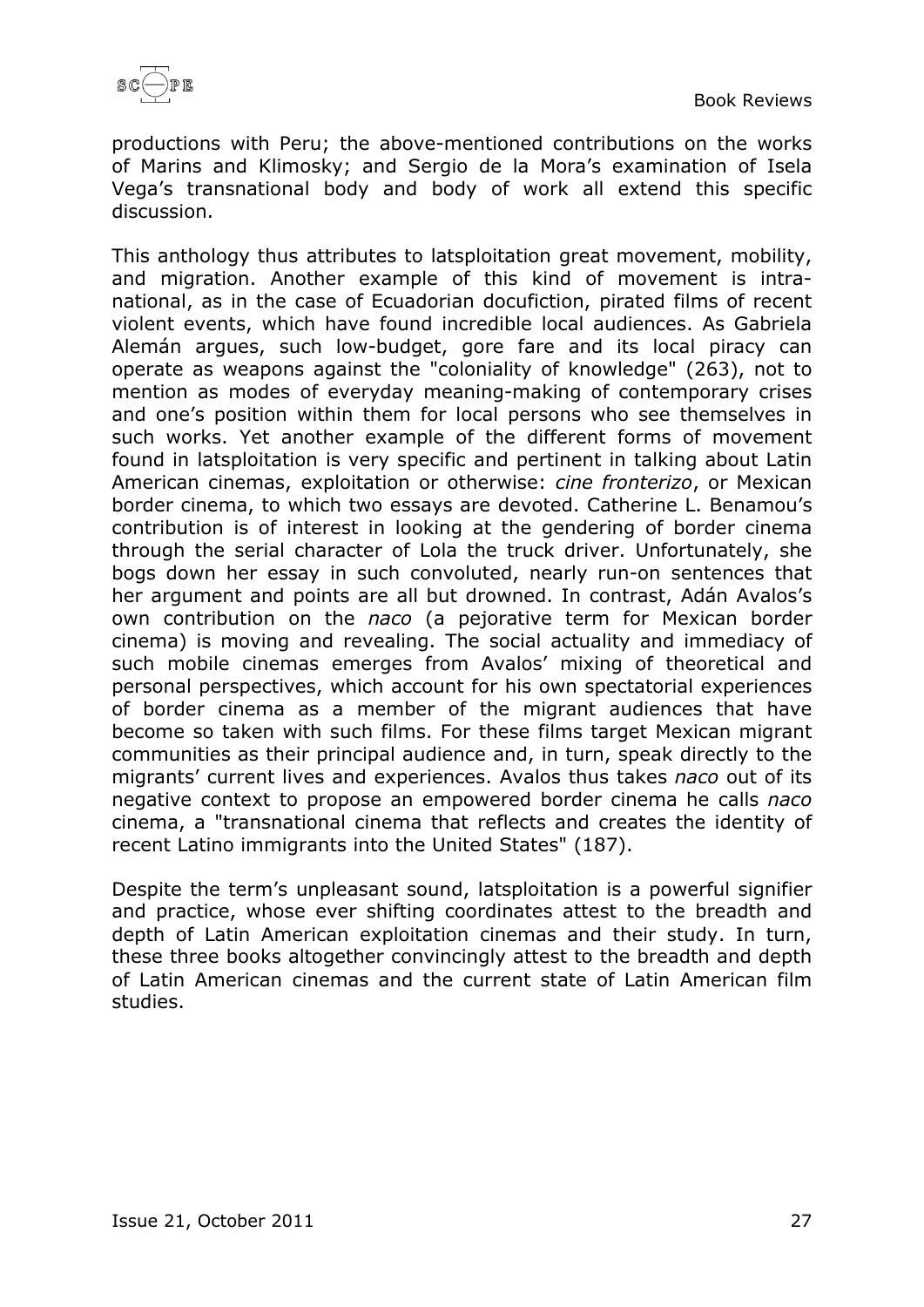productions with Peru; the above-mentioned contributions on the works of Marins and Klimosky; and Sergio de la Mora's examination of Isela Vega's transnational body and body of work all extend this specific discussion.

This anthology thus attributes to latsploitation great movement, mobility, and migration. Another example of this kind of movement is intra-national, as in the case of Ecuadorian docufiction, pirated films of recent violent events, which have found incredible local audiences. As Gabriela Alemán argues, such low-budget, gore fare and its local piracy can operate as weapons against the "coloniality of knowledge" (263), not to mention as modes of everyday meaning-making of contemporary crises and one's position within them for local persons who see themselves in such works. Yet another example of the different forms of movement found in latsploitation is very specific and pertinent in talking about Latin American cinemas, exploitation or otherwise: *cine fronterizo*, or Mexican border cinema, to which two essays are devoted. Catherine L. Benamou's contribution is of interest in looking at the gendering of border cinema through the serial character of Lola the truck driver. Unfortunately, she bogs down her essay in such convoluted, nearly run-on sentences that her argument and points are all but drowned. In contrast, Adán Avalos's own contribution on the *naco* (a pejorative term for Mexican border cinema) is moving and revealing. The social actuality and immediacy of such mobile cinemas emerges from Avalos' mixing of theoretical and personal perspectives, which account for his own spectatorial experiences of border cinema as a member of the migrant audiences that have become so taken with such films. For these films target Mexican migrant communities as their principal audience and, in turn, speak directly to the migrants' current lives and experiences. Avalos thus takes *naco* out of its negative context to propose an empowered border cinema he calls *naco* cinema, a "transnational cinema that reflects and creates the identity of recent Latino immigrants into the United States" (187).

Despite the term's unpleasant sound, latsploitation is a powerful signifier and practice, whose ever shifting coordinates attest to the breadth and depth of Latin American exploitation cinemas and their study. In turn, these three books altogether convincingly attest to the breadth and depth of Latin American cinemas and the current state of Latin American film studies.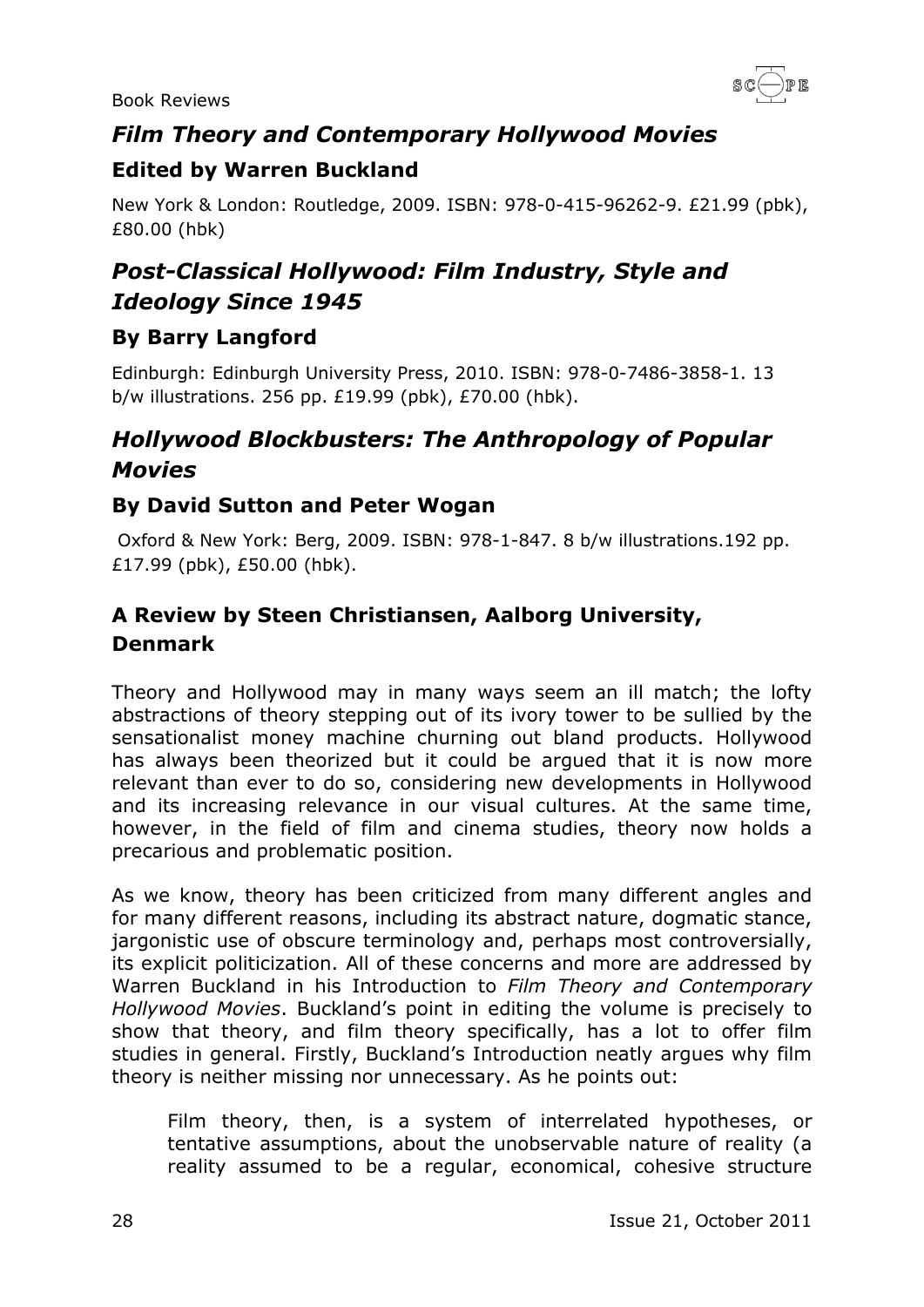## *Film Theory and Contemporary Hollywood Movies*

### Edited by Warren Buckland

New York & London: Routledge, 2009. ISBN: 978-0-415-96262-9. £21.99 (pbk), £80.00 (hbk)

## *Post-Classical Hollywood: Film Industry, Style and Ideology Since 1945*

### By Barry Langford

Edinburgh: Edinburgh University Press, 2010. ISBN: 978-0-7486-3858-1. 13 b/w illustrations. 256 pp. £19.99 (pbk), £70.00 (hbk).

## *Hollywood Blockbusters: The Anthropology of Popular Movies*

### By David Sutton and Peter Wogan

Oxford & New York: Berg, 2009. ISBN: 978-1-847. 8 b/w illustrations.192 pp. £17.99 (pbk), £50.00 (hbk).

### A Review by Steen Christiansen, Aalborg University, Denmark

Theory and Hollywood may in many ways seem an ill match; the lofty abstractions of theory stepping out of its ivory tower to be sullied by the sensationalist money machine churning out bland products. Hollywood has always been theorized but it could be argued that it is now more relevant than ever to do so, considering new developments in Hollywood and its increasing relevance in our visual cultures. At the same time, however, in the field of film and cinema studies, theory now holds a precarious and problematic position.

As we know, theory has been criticized from many different angles and for many different reasons, including its abstract nature, dogmatic stance, jargonistic use of obscure terminology and, perhaps most controversially, its explicit politicization. All of these concerns and more are addressed by Warren Buckland in his Introduction to *Film Theory and Contemporary Hollywood Movies*. Buckland's point in editing the volume is precisely to show that theory, and film theory specifically, has a lot to offer film studies in general. Firstly, Buckland's Introduction neatly argues why film theory is neither missing nor unnecessary. As he points out:

> Film theory, then, is a system of interrelated hypotheses, or tentative assumptions, about the unobservable nature of reality (a reality assumed to be a regular, economical, cohesive structure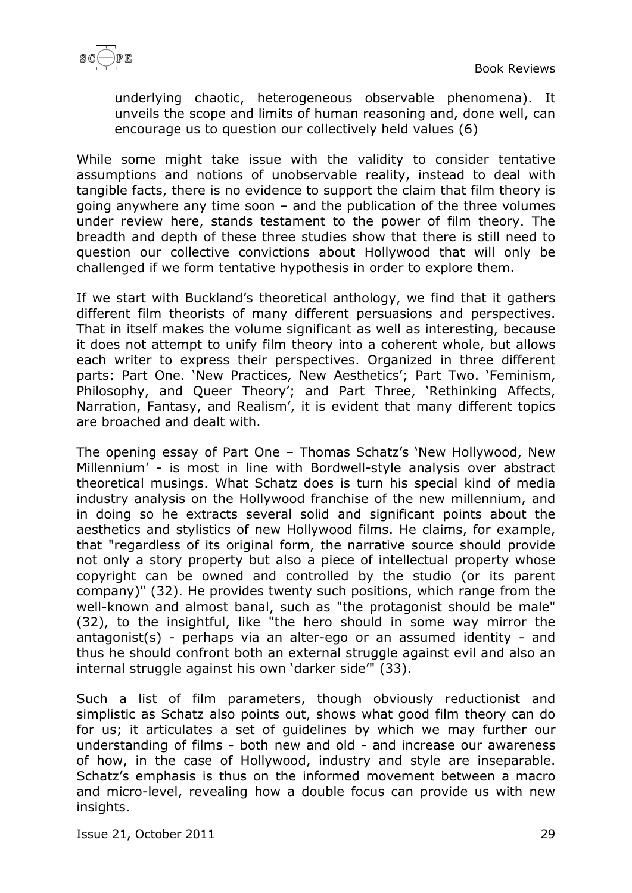underlying chaotic, heterogeneous observable phenomena). It unveils the scope and limits of human reasoning and, done well, can encourage us to question our collectively held values (6)

While some might take issue with the validity to consider tentative assumptions and notions of unobservable reality, instead to deal with tangible facts, there is no evidence to support the claim that film theory is going anywhere any time soon – and the publication of the three volumes under review here, stands testament to the power of film theory. The breadth and depth of these three studies show that there is still need to question our collective convictions about Hollywood that will only be challenged if we form tentative hypothesis in order to explore them.

If we start with Buckland's theoretical anthology, we find that it gathers different film theorists of many different persuasions and perspectives. That in itself makes the volume significant as well as interesting, because it does not attempt to unify film theory into a coherent whole, but allows each writer to express their perspectives. Organized in three different parts: Part One. 'New Practices, New Aesthetics'; Part Two. 'Feminism, Philosophy, and Queer Theory'; and Part Three, 'Rethinking Affects, Narration, Fantasy, and Realism', it is evident that many different topics are broached and dealt with.

The opening essay of Part One – Thomas Schatz's 'New Hollywood, New Millennium' - is most in line with Bordwell-style analysis over abstract theoretical musings. What Schatz does is turn his special kind of media industry analysis on the Hollywood franchise of the new millennium, and in doing so he extracts several solid and significant points about the aesthetics and stylistics of new Hollywood films. He claims, for example, that "regardless of its original form, the narrative source should provide not only a story property but also a piece of intellectual property whose copyright can be owned and controlled by the studio (or its parent company)" (32). He provides twenty such positions, which range from the well-known and almost banal, such as "the protagonist should be male" (32), to the insightful, like "the hero should in some way mirror the antagonist(s) - perhaps via an alter-ego or an assumed identity - and thus he should confront both an external struggle against evil and also an internal struggle against his own 'darker side'" (33).

Such a list of film parameters, though obviously reductionist and simplistic as Schatz also points out, shows what good film theory can do for us; it articulates a set of guidelines by which we may further our understanding of films - both new and old - and increase our awareness of how, in the case of Hollywood, industry and style are inseparable. Schatz's emphasis is thus on the informed movement between a macro and micro-level, revealing how a double focus can provide us with new insights.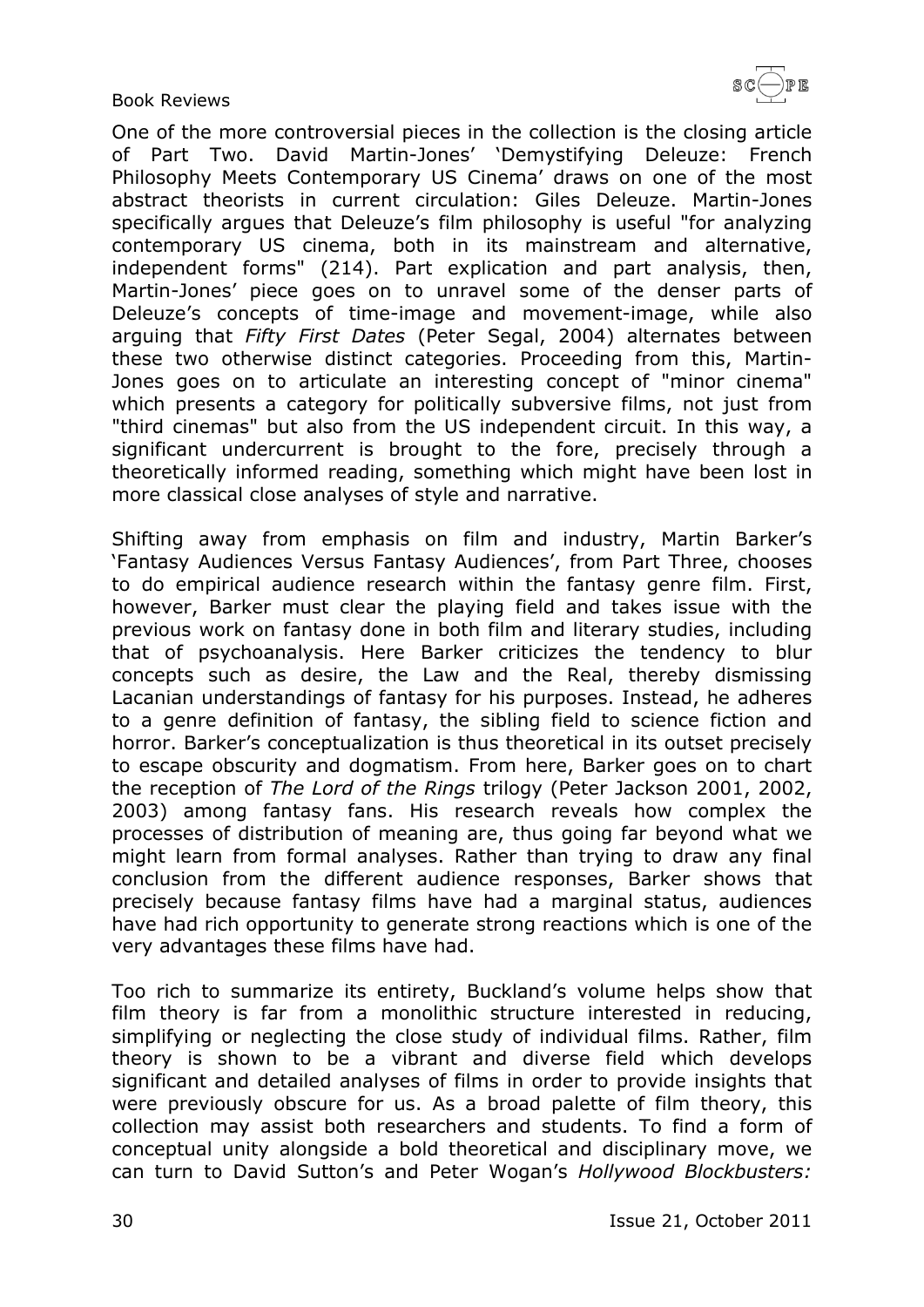One of the more controversial pieces in the collection is the closing article of Part Two. David Martin-Jones' 'Demystifying Deleuze: French Philosophy Meets Contemporary US Cinema' draws on one of the most abstract theorists in current circulation: Giles Deleuze. Martin-Jones specifically argues that Deleuze's film philosophy is useful "for analyzing contemporary US cinema, both in its mainstream and alternative, independent forms" (214). Part explication and part analysis, then, Martin-Jones' piece goes on to unravel some of the denser parts of Deleuze's concepts of time-image and movement-image, while also arguing that *Fifty First Dates* (Peter Segal, 2004) alternates between these two otherwise distinct categories. Proceeding from this, Martin-Jones goes on to articulate an interesting concept of "minor cinema" which presents a category for politically subversive films, not just from "third cinemas" but also from the US independent circuit. In this way, a significant undercurrent is brought to the fore, precisely through a theoretically informed reading, something which might have been lost in more classical close analyses of style and narrative.

Shifting away from emphasis on film and industry, Martin Barker's 'Fantasy Audiences Versus Fantasy Audiences', from Part Three, chooses to do empirical audience research within the fantasy genre film. First, however, Barker must clear the playing field and takes issue with the previous work on fantasy done in both film and literary studies, including that of psychoanalysis. Here Barker criticizes the tendency to blur concepts such as desire, the Law and the Real, thereby dismissing Lacanian understandings of fantasy for his purposes. Instead, he adheres to a genre definition of fantasy, the sibling field to science fiction and horror. Barker's conceptualization is thus theoretical in its outset precisely to escape obscurity and dogmatism. From here, Barker goes on to chart the reception of *The Lord of the Rings* trilogy (Peter Jackson 2001, 2002, 2003) among fantasy fans. His research reveals how complex the processes of distribution of meaning are, thus going far beyond what we might learn from formal analyses. Rather than trying to draw any final conclusion from the different audience responses, Barker shows that precisely because fantasy films have had a marginal status, audiences have had rich opportunity to generate strong reactions which is one of the very advantages these films have had.

Too rich to summarize its entirety, Buckland's volume helps show that film theory is far from a monolithic structure interested in reducing, simplifying or neglecting the close study of individual films. Rather, film theory is shown to be a vibrant and diverse field which develops significant and detailed analyses of films in order to provide insights that were previously obscure for us. As a broad palette of film theory, this collection may assist both researchers and students. To find a form of conceptual unity alongside a bold theoretical and disciplinary move, we can turn to David Sutton's and Peter Wogan's *Hollywood Blockbusters:*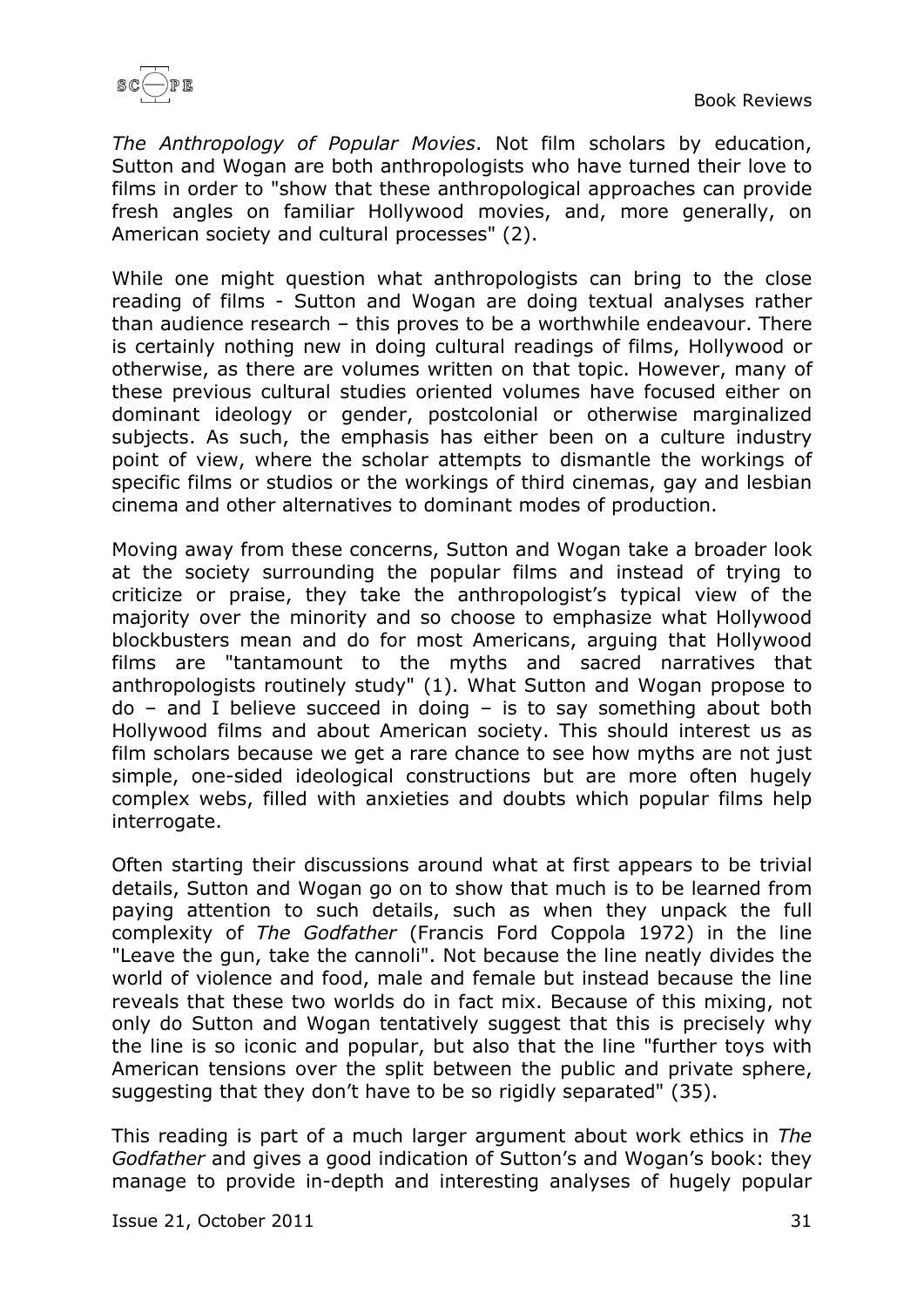*The Anthropology of Popular Movies*. Not film scholars by education, Sutton and Wogan are both anthropologists who have turned their love to films in order to "show that these anthropological approaches can provide fresh angles on familiar Hollywood movies, and, more generally, on American society and cultural processes" (2).

While one might question what anthropologists can bring to the close reading of films - Sutton and Wogan are doing textual analyses rather than audience research – this proves to be a worthwhile endeavour. There is certainly nothing new in doing cultural readings of films, Hollywood or otherwise, as there are volumes written on that topic. However, many of these previous cultural studies oriented volumes have focused either on dominant ideology or gender, postcolonial or otherwise marginalized subjects. As such, the emphasis has either been on a culture industry point of view, where the scholar attempts to dismantle the workings of specific films or studios or the workings of third cinemas, gay and lesbian cinema and other alternatives to dominant modes of production.

Moving away from these concerns, Sutton and Wogan take a broader look at the society surrounding the popular films and instead of trying to criticize or praise, they take the anthropologist's typical view of the majority over the minority and so choose to emphasize what Hollywood blockbusters mean and do for most Americans, arguing that Hollywood films are "tantamount to the myths and sacred narratives that anthropologists routinely study" (1). What Sutton and Wogan propose to do – and I believe succeed in doing – is to say something about both Hollywood films and about American society. This should interest us as film scholars because we get a rare chance to see how myths are not just simple, one-sided ideological constructions but are more often hugely complex webs, filled with anxieties and doubts which popular films help interrogate.

Often starting their discussions around what at first appears to be trivial details, Sutton and Wogan go on to show that much is to be learned from paying attention to such details, such as when they unpack the full complexity of *The Godfather* (Francis Ford Coppola 1972) in the line "Leave the gun, take the cannoli". Not because the line neatly divides the world of violence and food, male and female but instead because the line reveals that these two worlds do in fact mix. Because of this mixing, not only do Sutton and Wogan tentatively suggest that this is precisely why the line is so iconic and popular, but also that the line "further toys with American tensions over the split between the public and private sphere, suggesting that they don't have to be so rigidly separated" (35).

This reading is part of a much larger argument about work ethics in *The Godfather* and gives a good indication of Sutton's and Wogan's book: they manage to provide in-depth and interesting analyses of hugely popular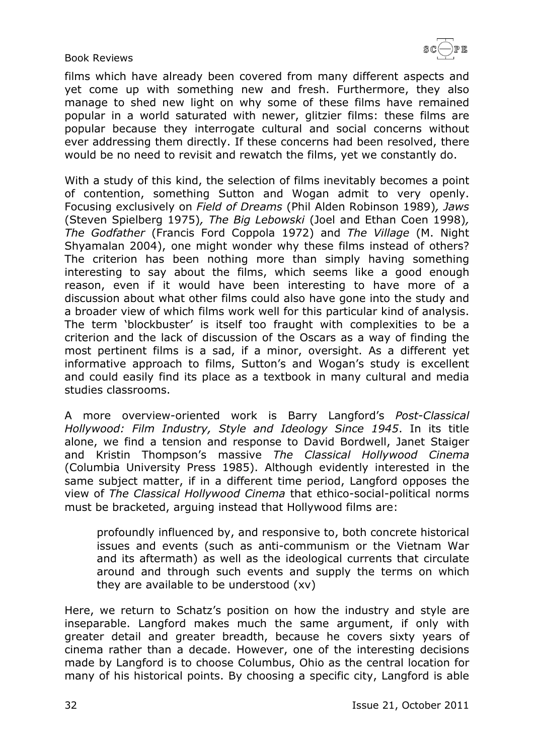films which have already been covered from many different aspects and yet come up with something new and fresh. Furthermore, they also manage to shed new light on why some of these films have remained popular in a world saturated with newer, glitzier films: these films are popular because they interrogate cultural and social concerns without ever addressing them directly. If these concerns had been resolved, there would be no need to revisit and rewatch the films, yet we constantly do.

With a study of this kind, the selection of films inevitably becomes a point of contention, something Sutton and Wogan admit to very openly. Focusing exclusively on *Field of Dreams* (Phil Alden Robinson 1989)*, Jaws* (Steven Spielberg 1975)*, The Big Lebowski* (Joel and Ethan Coen 1998)*, The Godfather* (Francis Ford Coppola 1972) and *The Village* (M. Night Shyamalan 2004), one might wonder why these films instead of others? The criterion has been nothing more than simply having something interesting to say about the films, which seems like a good enough reason, even if it would have been interesting to have more of a discussion about what other films could also have gone into the study and a broader view of which films work well for this particular kind of analysis. The term 'blockbuster' is itself too fraught with complexities to be a criterion and the lack of discussion of the Oscars as a way of finding the most pertinent films is a sad, if a minor, oversight. As a different yet informative approach to films, Sutton's and Wogan's study is excellent and could easily find its place as a textbook in many cultural and media studies classrooms.

A more overview-oriented work is Barry Langford's *Post-Classical Hollywood: Film Industry, Style and Ideology Since 1945*. In its title alone, we find a tension and response to David Bordwell, Janet Staiger and Kristin Thompson's massive *The Classical Hollywood Cinema* (Columbia University Press 1985). Although evidently interested in the same subject matter, if in a different time period, Langford opposes the view of *The Classical Hollywood Cinema* that ethico-social-political norms must be bracketed, arguing instead that Hollywood films are:

> profoundly influenced by, and responsive to, both concrete historical issues and events (such as anti-communism or the Vietnam War and its aftermath) as well as the ideological currents that circulate around and through such events and supply the terms on which they are available to be understood (xv)

Here, we return to Schatz's position on how the industry and style are inseparable. Langford makes much the same argument, if only with greater detail and greater breadth, because he covers sixty years of cinema rather than a decade. However, one of the interesting decisions made by Langford is to choose Columbus, Ohio as the central location for many of his historical points. By choosing a specific city, Langford is able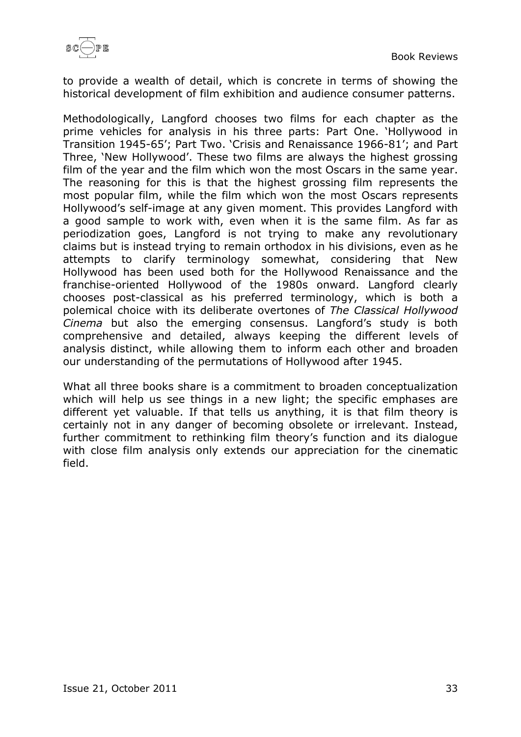to provide a wealth of detail, which is concrete in terms of showing the historical development of film exhibition and audience consumer patterns.

Methodologically, Langford chooses two films for each chapter as the prime vehicles for analysis in his three parts: Part One. 'Hollywood in Transition 1945-65'; Part Two. 'Crisis and Renaissance 1966-81'; and Part Three, 'New Hollywood'. These two films are always the highest grossing film of the year and the film which won the most Oscars in the same year. The reasoning for this is that the highest grossing film represents the most popular film, while the film which won the most Oscars represents Hollywood's self-image at any given moment. This provides Langford with a good sample to work with, even when it is the same film. As far as periodization goes, Langford is not trying to make any revolutionary claims but is instead trying to remain orthodox in his divisions, even as he attempts to clarify terminology somewhat, considering that New Hollywood has been used both for the Hollywood Renaissance and the franchise-oriented Hollywood of the 1980s onward. Langford clearly chooses post-classical as his preferred terminology, which is both a polemical choice with its deliberate overtones of *The Classical Hollywood Cinema* but also the emerging consensus. Langford's study is both comprehensive and detailed, always keeping the different levels of analysis distinct, while allowing them to inform each other and broaden our understanding of the permutations of Hollywood after 1945.

What all three books share is a commitment to broaden conceptualization which will help us see things in a new light; the specific emphases are different yet valuable. If that tells us anything, it is that film theory is certainly not in any danger of becoming obsolete or irrelevant. Instead, further commitment to rethinking film theory's function and its dialogue with close film analysis only extends our appreciation for the cinematic field.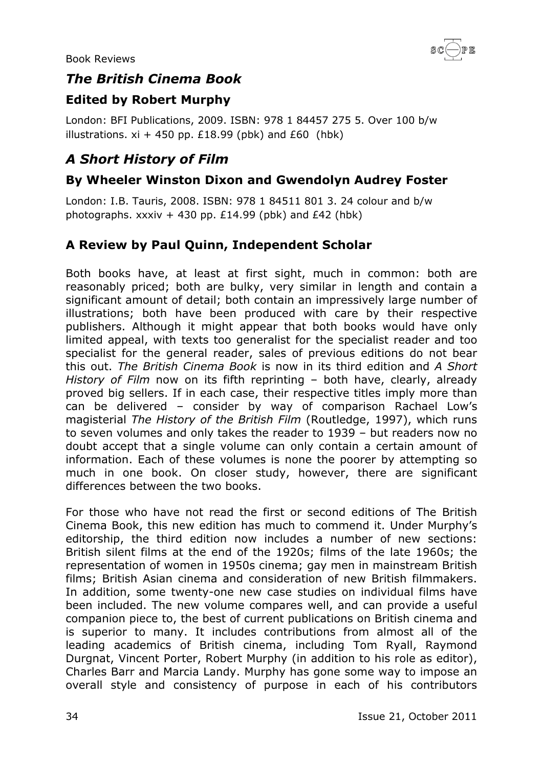## *The British Cinema Book*

### Edited by Robert Murphy

London: BFI Publications, 2009. ISBN: 978 1 84457 275 5. Over 100 b/w illustrations. xi + 450 pp. £18.99 (pbk) and £60 (hbk)

## *A Short History of Film*

### By Wheeler Winston Dixon and Gwendolyn Audrey Foster

London: I.B. Tauris, 2008. ISBN: 978 1 84511 801 3. 24 colour and b/w photographs. xxxiv + 430 pp. £14.99 (pbk) and £42 (hbk)

### A Review by Paul Quinn, Independent Scholar

Both books have, at least at first sight, much in common: both are reasonably priced; both are bulky, very similar in length and contain a significant amount of detail; both contain an impressively large number of illustrations; both have been produced with care by their respective publishers. Although it might appear that both books would have only limited appeal, with texts too generalist for the specialist reader and too specialist for the general reader, sales of previous editions do not bear this out. *The British Cinema Book* is now in its third edition and *A Short History of Film* now on its fifth reprinting – both have, clearly, already proved big sellers. If in each case, their respective titles imply more than can be delivered – consider by way of comparison Rachael Low's magisterial *The History of the British Film* (Routledge, 1997), which runs to seven volumes and only takes the reader to 1939 – but readers now no doubt accept that a single volume can only contain a certain amount of information. Each of these volumes is none the poorer by attempting so much in one book. On closer study, however, there are significant differences between the two books.

For those who have not read the first or second editions of The British Cinema Book, this new edition has much to commend it. Under Murphy's editorship, the third edition now includes a number of new sections: British silent films at the end of the 1920s; films of the late 1960s; the representation of women in 1950s cinema; gay men in mainstream British films; British Asian cinema and consideration of new British filmmakers. In addition, some twenty-one new case studies on individual films have been included. The new volume compares well, and can provide a useful companion piece to, the best of current publications on British cinema and is superior to many. It includes contributions from almost all of the leading academics of British cinema, including Tom Ryall, Raymond Durgnat, Vincent Porter, Robert Murphy (in addition to his role as editor), Charles Barr and Marcia Landy. Murphy has gone some way to impose an overall style and consistency of purpose in each of his contributors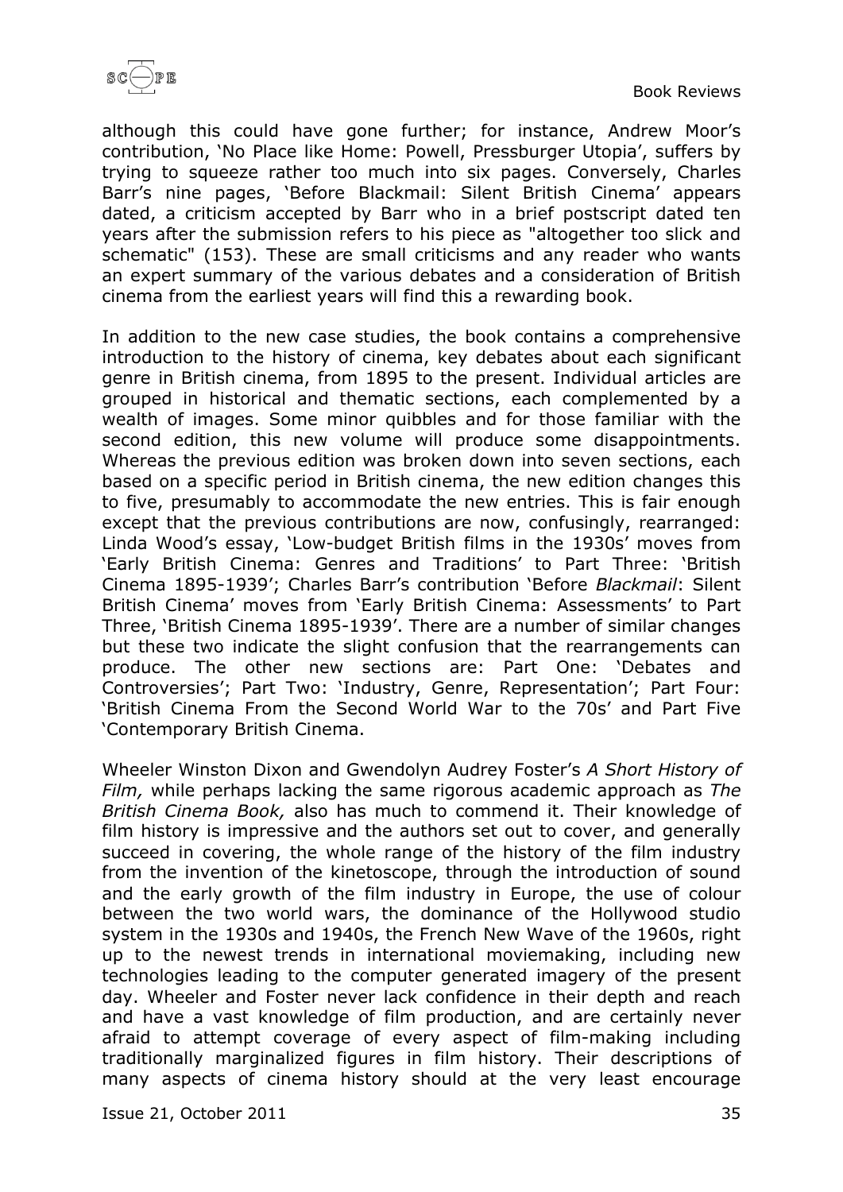although this could have gone further; for instance, Andrew Moor's contribution, 'No Place like Home: Powell, Pressburger Utopia', suffers by trying to squeeze rather too much into six pages. Conversely, Charles Barr's nine pages, 'Before Blackmail: Silent British Cinema' appears dated, a criticism accepted by Barr who in a brief postscript dated ten years after the submission refers to his piece as "altogether too slick and schematic" (153). These are small criticisms and any reader who wants an expert summary of the various debates and a consideration of British cinema from the earliest years will find this a rewarding book.

In addition to the new case studies, the book contains a comprehensive introduction to the history of cinema, key debates about each significant genre in British cinema, from 1895 to the present. Individual articles are grouped in historical and thematic sections, each complemented by a wealth of images. Some minor quibbles and for those familiar with the second edition, this new volume will produce some disappointments. Whereas the previous edition was broken down into seven sections, each based on a specific period in British cinema, the new edition changes this to five, presumably to accommodate the new entries. This is fair enough except that the previous contributions are now, confusingly, rearranged: Linda Wood's essay, 'Low-budget British films in the 1930s' moves from 'Early British Cinema: Genres and Traditions' to Part Three: 'British Cinema 1895-1939'; Charles Barr's contribution 'Before *Blackmail*: Silent British Cinema' moves from 'Early British Cinema: Assessments' to Part Three, 'British Cinema 1895-1939'. There are a number of similar changes but these two indicate the slight confusion that the rearrangements can produce. The other new sections are: Part One: 'Debates and Controversies'; Part Two: 'Industry, Genre, Representation'; Part Four: 'British Cinema From the Second World War to the 70s' and Part Five 'Contemporary British Cinema.

Wheeler Winston Dixon and Gwendolyn Audrey Foster's *A Short History of Film,* while perhaps lacking the same rigorous academic approach as *The British Cinema Book,* also has much to commend it. Their knowledge of film history is impressive and the authors set out to cover, and generally succeed in covering, the whole range of the history of the film industry from the invention of the kinetoscope, through the introduction of sound and the early growth of the film industry in Europe, the use of colour between the two world wars, the dominance of the Hollywood studio system in the 1930s and 1940s, the French New Wave of the 1960s, right up to the newest trends in international moviemaking, including new technologies leading to the computer generated imagery of the present day. Wheeler and Foster never lack confidence in their depth and reach and have a vast knowledge of film production, and are certainly never afraid to attempt coverage of every aspect of film-making including traditionally marginalized figures in film history. Their descriptions of many aspects of cinema history should at the very least encourage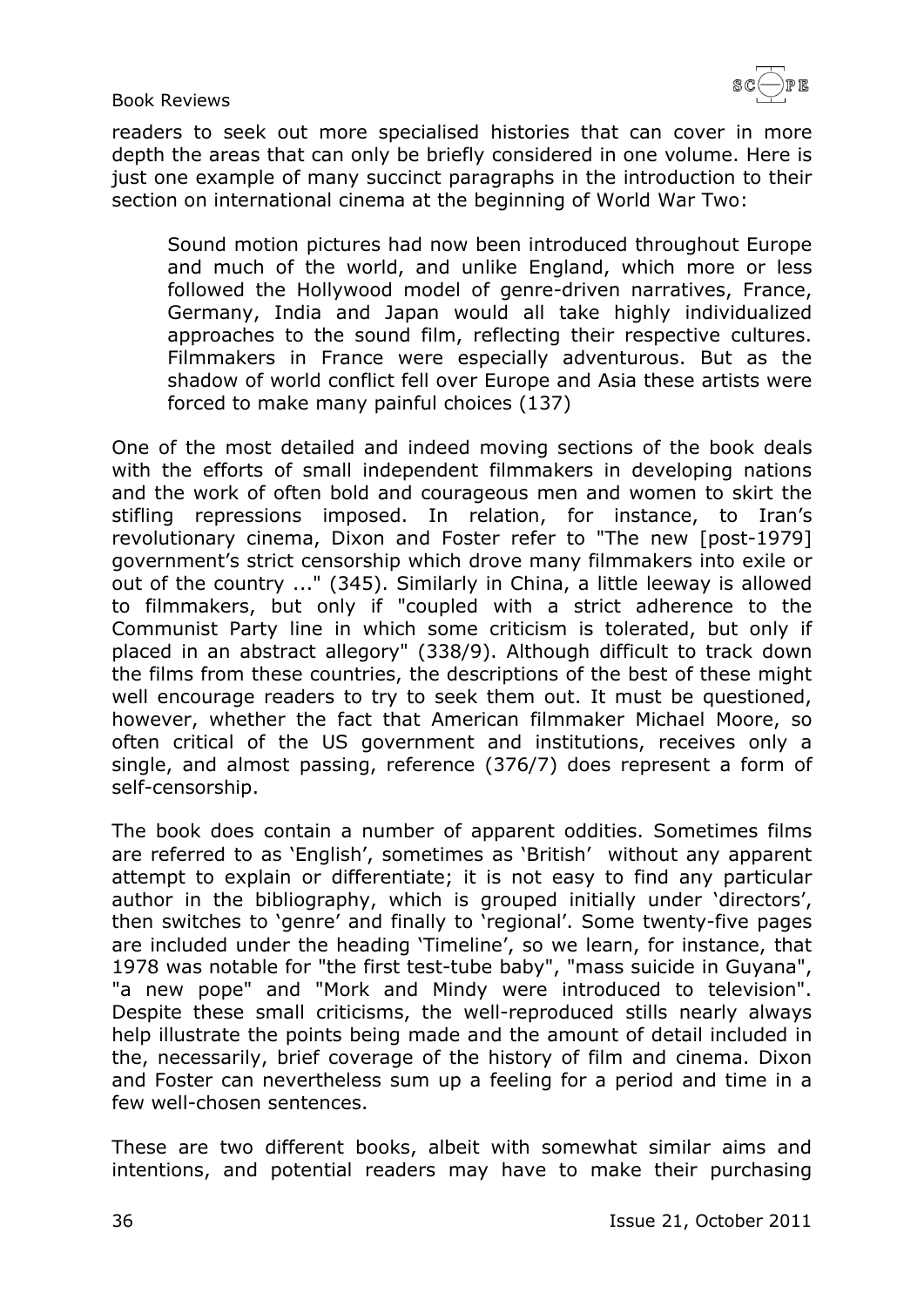readers to seek out more specialised histories that can cover in more depth the areas that can only be briefly considered in one volume. Here is just one example of many succinct paragraphs in the introduction to their section on international cinema at the beginning of World War Two:

> Sound motion pictures had now been introduced throughout Europe and much of the world, and unlike England, which more or less followed the Hollywood model of genre-driven narratives, France, Germany, India and Japan would all take highly individualized approaches to the sound film, reflecting their respective cultures. Filmmakers in France were especially adventurous. But as the shadow of world conflict fell over Europe and Asia these artists were forced to make many painful choices (137)

One of the most detailed and indeed moving sections of the book deals with the efforts of small independent filmmakers in developing nations and the work of often bold and courageous men and women to skirt the stifling repressions imposed. In relation, for instance, to Iran's revolutionary cinema, Dixon and Foster refer to "The new [post-1979] government's strict censorship which drove many filmmakers into exile or out of the country ..." (345). Similarly in China, a little leeway is allowed to filmmakers, but only if "coupled with a strict adherence to the Communist Party line in which some criticism is tolerated, but only if placed in an abstract allegory" (338/9). Although difficult to track down the films from these countries, the descriptions of the best of these might well encourage readers to try to seek them out. It must be questioned, however, whether the fact that American filmmaker Michael Moore, so often critical of the US government and institutions, receives only a single, and almost passing, reference (376/7) does represent a form of self-censorship.

The book does contain a number of apparent oddities. Sometimes films are referred to as 'English', sometimes as 'British' without any apparent attempt to explain or differentiate; it is not easy to find any particular author in the bibliography, which is grouped initially under 'directors', then switches to 'genre' and finally to 'regional'. Some twenty-five pages are included under the heading 'Timeline', so we learn, for instance, that 1978 was notable for "the first test-tube baby", "mass suicide in Guyana", "a new pope" and "Mork and Mindy were introduced to television". Despite these small criticisms, the well-reproduced stills nearly always help illustrate the points being made and the amount of detail included in the, necessarily, brief coverage of the history of film and cinema. Dixon and Foster can nevertheless sum up a feeling for a period and time in a few well-chosen sentences.

These are two different books, albeit with somewhat similar aims and intentions, and potential readers may have to make their purchasing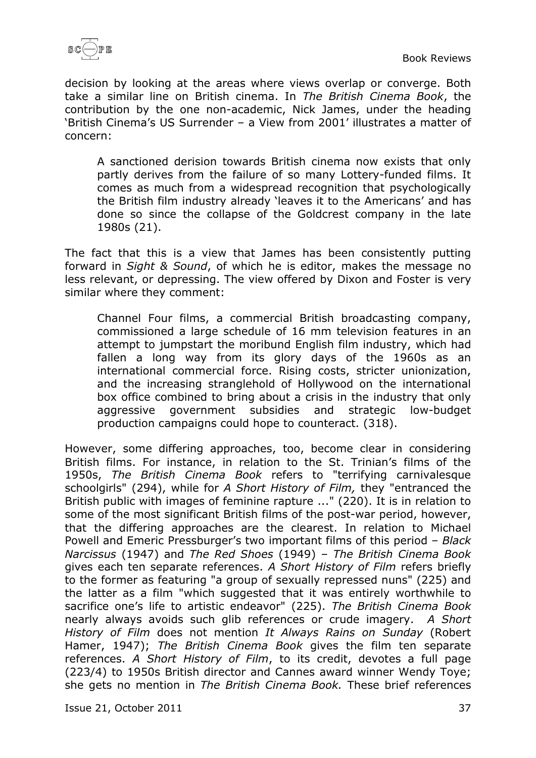decision by looking at the areas where views overlap or converge. Both take a similar line on British cinema. In *The British Cinema Book*, the contribution by the one non-academic, Nick James, under the heading 'British Cinema's US Surrender – a View from 2001' illustrates a matter of concern:

> A sanctioned derision towards British cinema now exists that only partly derives from the failure of so many Lottery-funded films. It comes as much from a widespread recognition that psychologically the British film industry already 'leaves it to the Americans' and has done so since the collapse of the Goldcrest company in the late 1980s (21).

The fact that this is a view that James has been consistently putting forward in *Sight & Sound*, of which he is editor, makes the message no less relevant, or depressing. The view offered by Dixon and Foster is very similar where they comment:

> Channel Four films, a commercial British broadcasting company, commissioned a large schedule of 16 mm television features in an attempt to jumpstart the moribund English film industry, which had fallen a long way from its glory days of the 1960s as an international commercial force. Rising costs, stricter unionization, and the increasing stranglehold of Hollywood on the international box office combined to bring about a crisis in the industry that only aggressive government subsidies and strategic low-budget production campaigns could hope to counteract. (318).

However, some differing approaches, too, become clear in considering British films. For instance, in relation to the St. Trinian's films of the 1950s, *The British Cinema Book* refers to "terrifying carnivalesque schoolgirls" (294), while for *A Short History of Film,* they "entranced the British public with images of feminine rapture ..." (220). It is in relation to some of the most significant British films of the post-war period, however, that the differing approaches are the clearest. In relation to Michael Powell and Emeric Pressburger's two important films of this period – *Black Narcissus* (1947) and *The Red Shoes* (1949) – *The British Cinema Book* gives each ten separate references. *A Short History of Film* refers briefly to the former as featuring "a group of sexually repressed nuns" (225) and the latter as a film "which suggested that it was entirely worthwhile to sacrifice one's life to artistic endeavor" (225). *The British Cinema Book* nearly always avoids such glib references or crude imagery. *A Short History of Film* does not mention *It Always Rains on Sunday* (Robert Hamer, 1947); *The British Cinema Book* gives the film ten separate references. *A Short History of Film*, to its credit, devotes a full page (223/4) to 1950s British director and Cannes award winner Wendy Toye; she gets no mention in *The British Cinema Book.* These brief references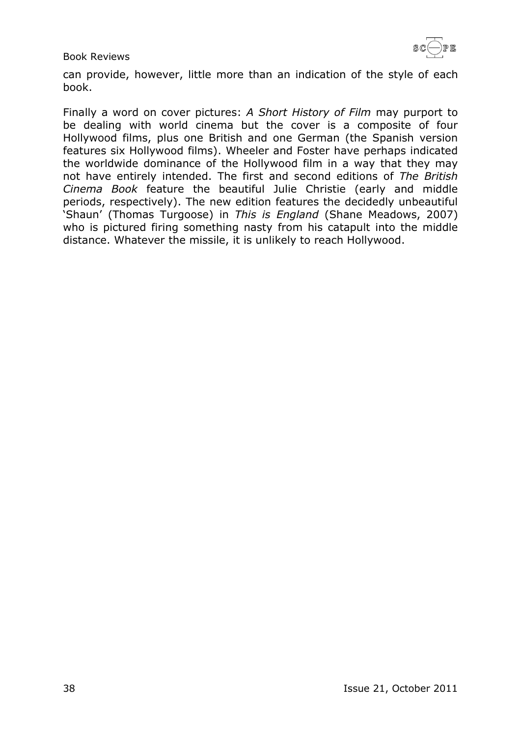can provide, however, little more than an indication of the style of each book.

Finally a word on cover pictures: *A Short History of Film* may purport to be dealing with world cinema but the cover is a composite of four Hollywood films, plus one British and one German (the Spanish version features six Hollywood films). Wheeler and Foster have perhaps indicated the worldwide dominance of the Hollywood film in a way that they may not have entirely intended. The first and second editions of *The British Cinema Book* feature the beautiful Julie Christie (early and middle periods, respectively). The new edition features the decidedly unbeautiful 'Shaun' (Thomas Turgoose) in *This is England* (Shane Meadows, 2007) who is pictured firing something nasty from his catapult into the middle distance. Whatever the missile, it is unlikely to reach Hollywood.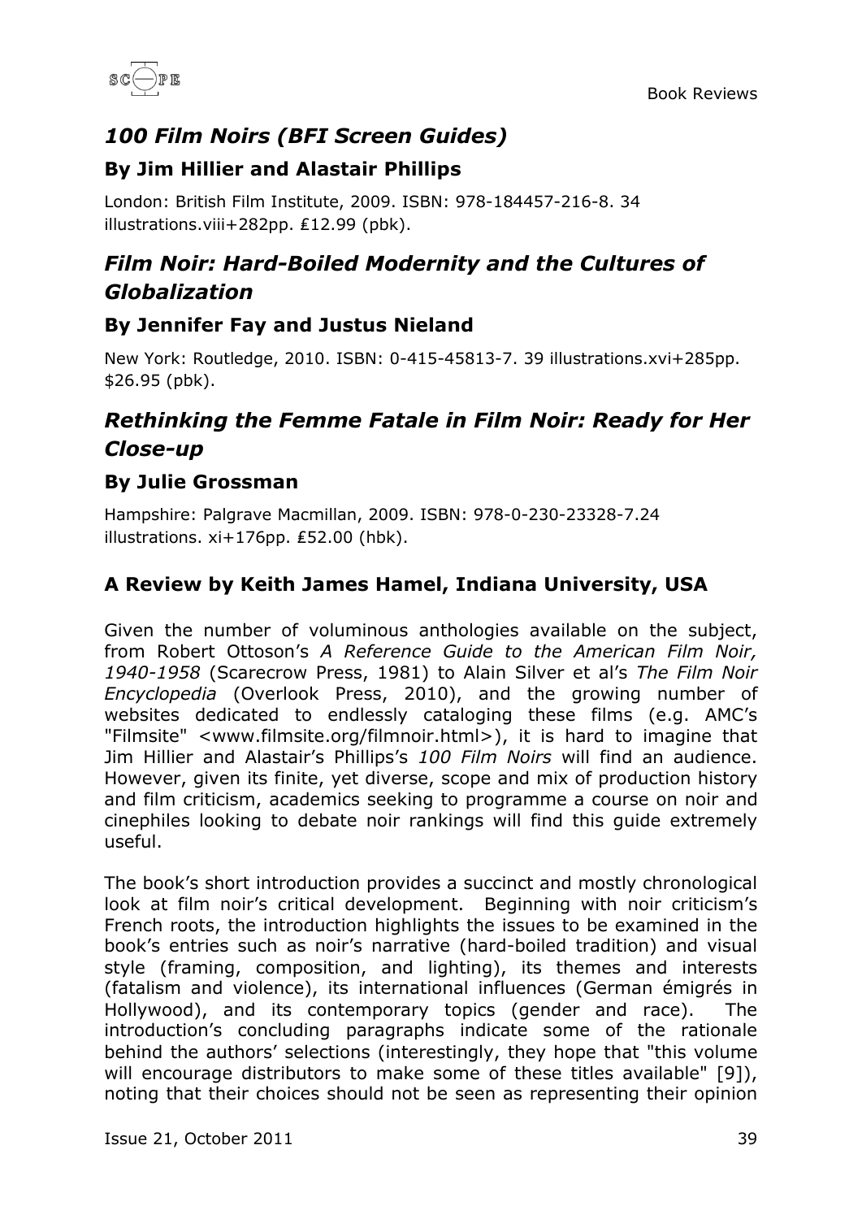## *100 Film Noirs (BFI Screen Guides)*

### By Jim Hillier and Alastair Phillips

London: British Film Institute, 2009. ISBN: 978-184457-216-8. 34 illustrations.viii+282pp. £12.99 (pbk).

## *Film Noir: Hard-Boiled Modernity and the Cultures of Globalization*

### By Jennifer Fay and Justus Nieland

New York: Routledge, 2010. ISBN: 0-415-45813-7. 39 illustrations.xvi+285pp. $26.95 (pbk).

## *Rethinking the Femme Fatale in Film Noir: Ready for Her Close-up*

### By Julie Grossman

Hampshire: Palgrave Macmillan, 2009. ISBN: 978-0-230-23328-7.24 illustrations. xi+176pp. £52.00 (hbk).

### A Review by Keith James Hamel, Indiana University, USA

Given the number of voluminous anthologies available on the subject, from Robert Ottoson's *A Reference Guide to the American Film Noir, 1940-1958* (Scarecrow Press, 1981) to Alain Silver et al's *The Film Noir Encyclopedia* (Overlook Press, 2010), and the growing number of websites dedicated to endlessly cataloging these films (e.g. AMC's "Filmsite" <www.filmsite.org/filmnoir.html>), it is hard to imagine that Jim Hillier and Alastair's Phillips's *100 Film Noirs* will find an audience. However, given its finite, yet diverse, scope and mix of production history and film criticism, academics seeking to programme a course on noir and cinephiles looking to debate noir rankings will find this guide extremely useful.

The book's short introduction provides a succinct and mostly chronological look at film noir's critical development. Beginning with noir criticism's French roots, the introduction highlights the issues to be examined in the book's entries such as noir's narrative (hard-boiled tradition) and visual style (framing, composition, and lighting), its themes and interests (fatalism and violence), its international influences (German émigrés in Hollywood), and its contemporary topics (gender and race). The introduction's concluding paragraphs indicate some of the rationale behind the authors' selections (interestingly, they hope that "this volume will encourage distributors to make some of these titles available" [9]), noting that their choices should not be seen as representing their opinion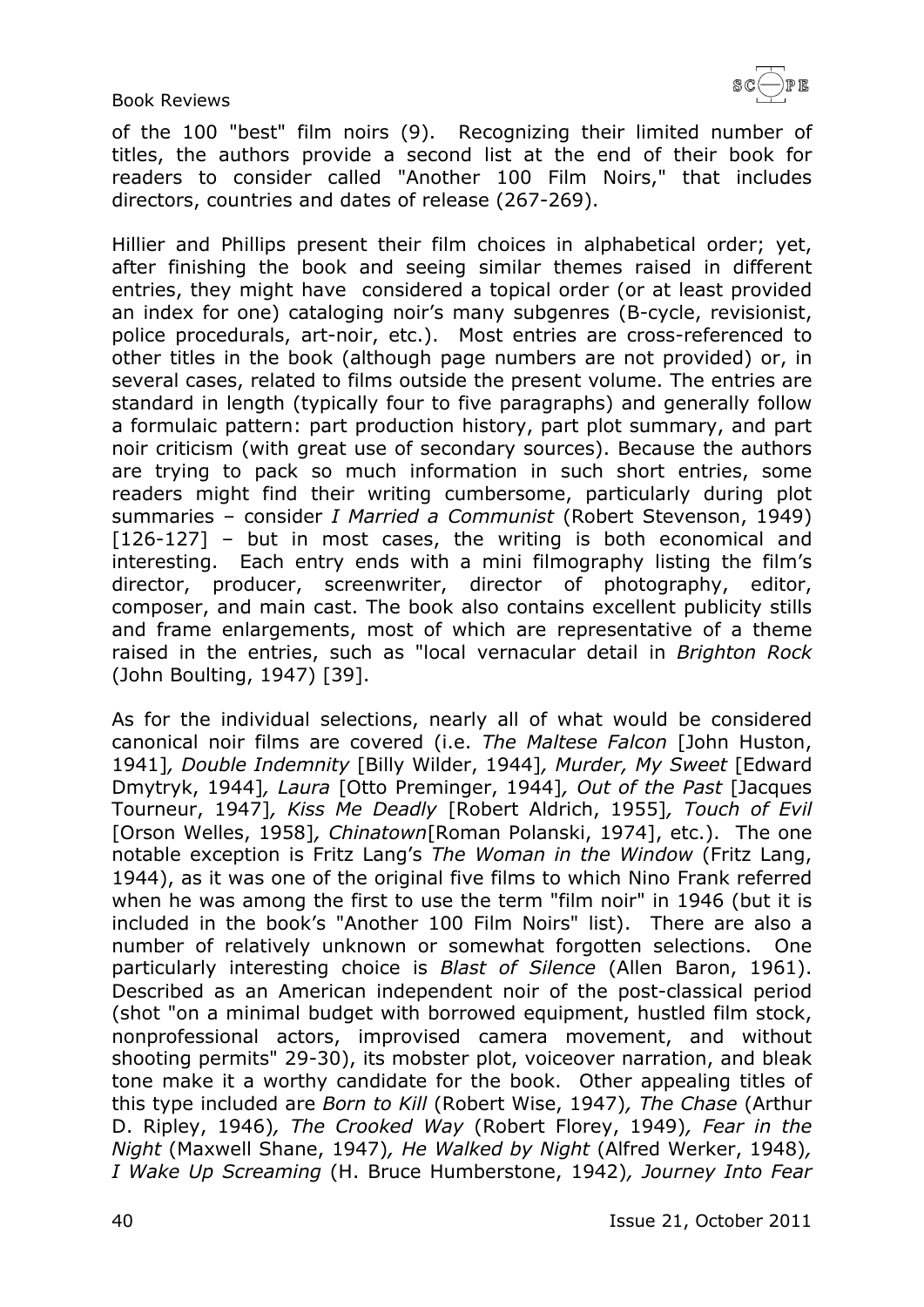of the 100 "best" film noirs (9). Recognizing their limited number of titles, the authors provide a second list at the end of their book for readers to consider called "Another 100 Film Noirs," that includes directors, countries and dates of release (267-269).

Hillier and Phillips present their film choices in alphabetical order; yet, after finishing the book and seeing similar themes raised in different entries, they might have considered a topical order (or at least provided an index for one) cataloging noir's many subgenres (B-cycle, revisionist, police procedurals, art-noir, etc.). Most entries are cross-referenced to other titles in the book (although page numbers are not provided) or, in several cases, related to films outside the present volume. The entries are standard in length (typically four to five paragraphs) and generally follow a formulaic pattern: part production history, part plot summary, and part noir criticism (with great use of secondary sources). Because the authors are trying to pack so much information in such short entries, some readers might find their writing cumbersome, particularly during plot summaries – consider *I Married a Communist* (Robert Stevenson, 1949) [126-127] – but in most cases, the writing is both economical and interesting. Each entry ends with a mini filmography listing the film's director, producer, screenwriter, director of photography, editor, composer, and main cast. The book also contains excellent publicity stills and frame enlargements, most of which are representative of a theme raised in the entries, such as "local vernacular detail in *Brighton Rock* (John Boulting, 1947) [39].

As for the individual selections, nearly all of what would be considered canonical noir films are covered (i.e. *The Maltese Falcon* [John Huston, 1941], *Double Indemnity* [Billy Wilder, 1944], *Murder, My Sweet* [Edward Dmytryk, 1944], *Laura* [Otto Preminger, 1944], *Out of the Past* [Jacques Tourneur, 1947], *Kiss Me Deadly* [Robert Aldrich, 1955], *Touch of Evil* [Orson Welles, 1958], *Chinatown*[Roman Polanski, 1974], etc.). The one notable exception is Fritz Lang's *The Woman in the Window* (Fritz Lang, 1944), as it was one of the original five films to which Nino Frank referred when he was among the first to use the term "film noir" in 1946 (but it is included in the book's "Another 100 Film Noirs" list). There are also a number of relatively unknown or somewhat forgotten selections. One particularly interesting choice is *Blast of Silence* (Allen Baron, 1961). Described as an American independent noir of the post-classical period (shot "on a minimal budget with borrowed equipment, hustled film stock, nonprofessional actors, improvised camera movement, and without shooting permits" 29-30), its mobster plot, voiceover narration, and bleak tone make it a worthy candidate for the book. Other appealing titles of this type included are *Born to Kill* (Robert Wise, 1947), *The Chase* (Arthur D. Ripley, 1946), *The Crooked Way* (Robert Florey, 1949), *Fear in the Night* (Maxwell Shane, 1947), *He Walked by Night* (Alfred Werker, 1948), *I Wake Up Screaming* (H. Bruce Humberstone, 1942), *Journey Into Fear*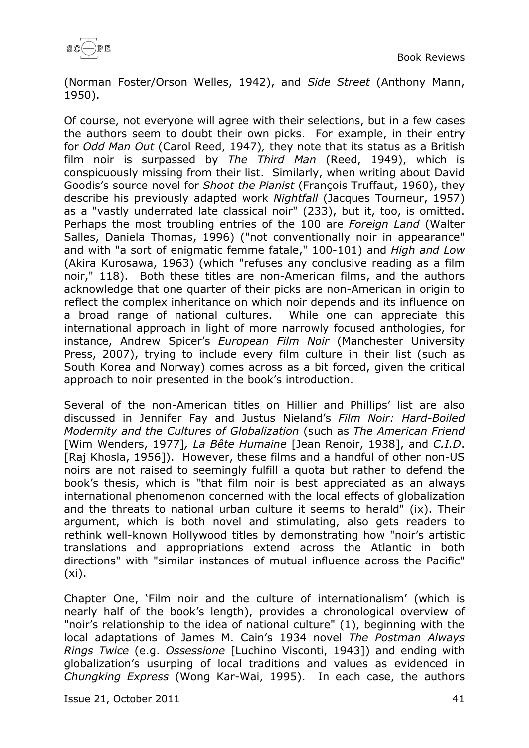(Norman Foster/Orson Welles, 1942), and *Side Street* (Anthony Mann, 1950).

Of course, not everyone will agree with their selections, but in a few cases the authors seem to doubt their own picks. For example, in their entry for *Odd Man Out* (Carol Reed, 1947), they note that its status as a British film noir is surpassed by *The Third Man* (Reed, 1949), which is conspicuously missing from their list. Similarly, when writing about David Goodis's source novel for *Shoot the Pianist* (François Truffaut, 1960), they describe his previously adapted work *Nightfall* (Jacques Tourneur, 1957) as a "vastly underrated late classical noir" (233), but it, too, is omitted. Perhaps the most troubling entries of the 100 are *Foreign Land* (Walter Salles, Daniela Thomas, 1996) ("not conventionally noir in appearance" and with "a sort of enigmatic femme fatale," 100-101) and *High and Low* (Akira Kurosawa, 1963) (which "refuses any conclusive reading as a film noir," 118). Both these titles are non-American films, and the authors acknowledge that one quarter of their picks are non-American in origin to reflect the complex inheritance on which noir depends and its influence on a broad range of national cultures. While one can appreciate this international approach in light of more narrowly focused anthologies, for instance, Andrew Spicer's *European Film Noir* (Manchester University Press, 2007), trying to include every film culture in their list (such as South Korea and Norway) comes across as a bit forced, given the critical approach to noir presented in the book's introduction.

Several of the non-American titles on Hillier and Phillips' list are also discussed in Jennifer Fay and Justus Nieland's *Film Noir: Hard-Boiled Modernity and the Cultures of Globalization* (such as *The American Friend* [Wim Wenders, 1977], *La Bête Humaine* [Jean Renoir, 1938], and *C.I.D.* [Raj Khosla, 1956]). However, these films and a handful of other non-US noirs are not raised to seemingly fulfill a quota but rather to defend the book's thesis, which is "that film noir is best appreciated as an always international phenomenon concerned with the local effects of globalization and the threats to national urban culture it seems to herald" (ix). Their argument, which is both novel and stimulating, also gets readers to rethink well-known Hollywood titles by demonstrating how "noir's artistic translations and appropriations extend across the Atlantic in both directions" with "similar instances of mutual influence across the Pacific" (xi).

Chapter One, 'Film noir and the culture of internationalism' (which is nearly half of the book's length), provides a chronological overview of "noir's relationship to the idea of national culture" (1), beginning with the local adaptations of James M. Cain's 1934 novel *The Postman Always Rings Twice* (e.g. *Ossessione* [Luchino Visconti, 1943]) and ending with globalization's usurping of local traditions and values as evidenced in *Chungking Express* (Wong Kar-Wai, 1995). In each case, the authors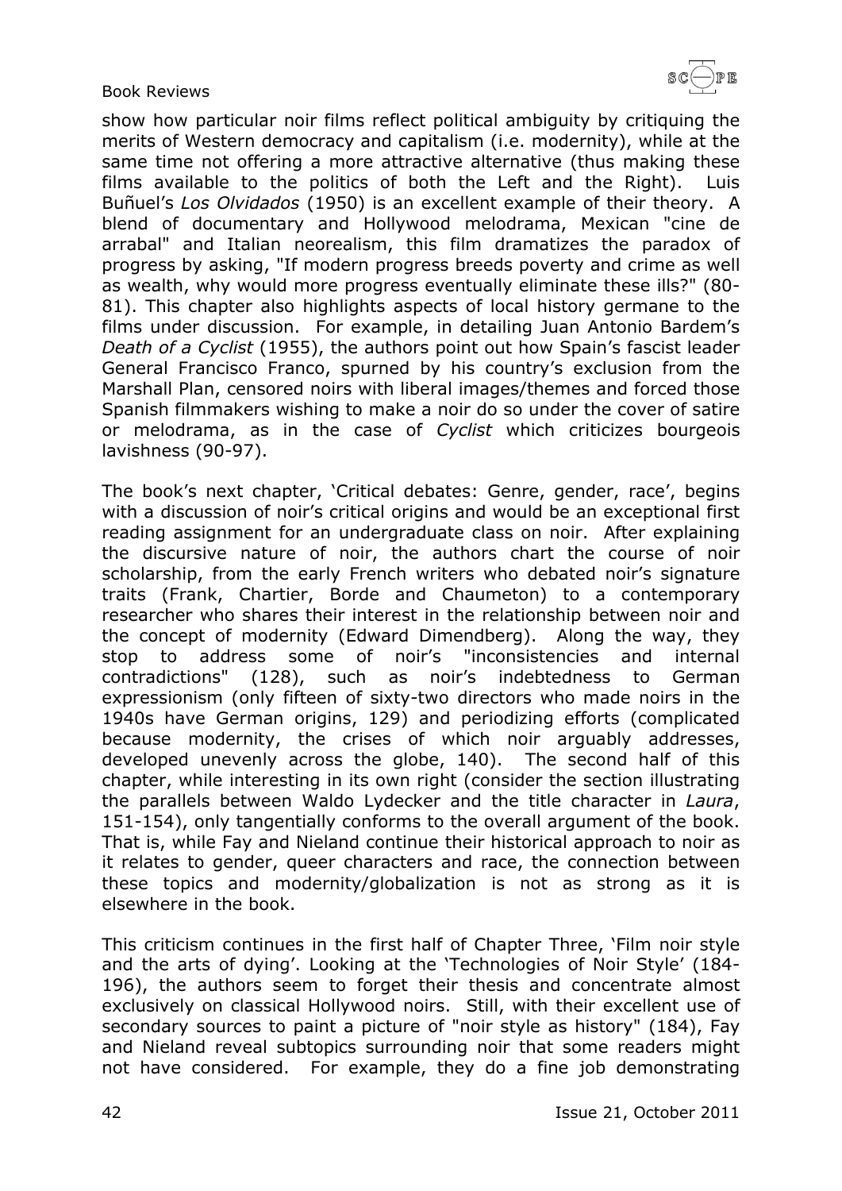show how particular noir films reflect political ambiguity by critiquing the merits of Western democracy and capitalism (i.e. modernity), while at the same time not offering a more attractive alternative (thus making these films available to the politics of both the Left and the Right). Luis Buñuel's *Los Olvidados* (1950) is an excellent example of their theory. A blend of documentary and Hollywood melodrama, Mexican "cine de arrabal" and Italian neorealism, this film dramatizes the paradox of progress by asking, "If modern progress breeds poverty and crime as well as wealth, why would more progress eventually eliminate these ills?" (80-81). This chapter also highlights aspects of local history germane to the films under discussion. For example, in detailing Juan Antonio Bardem's *Death of a Cyclist* (1955), the authors point out how Spain's fascist leader General Francisco Franco, spurned by his country's exclusion from the Marshall Plan, censored noirs with liberal images/themes and forced those Spanish filmmakers wishing to make a noir do so under the cover of satire or melodrama, as in the case of *Cyclist* which criticizes bourgeois lavishness (90-97).

The book's next chapter, 'Critical debates: Genre, gender, race', begins with a discussion of noir's critical origins and would be an exceptional first reading assignment for an undergraduate class on noir. After explaining the discursive nature of noir, the authors chart the course of noir scholarship, from the early French writers who debated noir's signature traits (Frank, Chartier, Borde and Chaumeton) to a contemporary researcher who shares their interest in the relationship between noir and the concept of modernity (Edward Dimendberg). Along the way, they stop to address some of noir's "inconsistencies and internal contradictions" (128), such as noir's indebtedness to German expressionism (only fifteen of sixty-two directors who made noirs in the 1940s have German origins, 129) and periodizing efforts (complicated because modernity, the crises of which noir arguably addresses, developed unevenly across the globe, 140). The second half of this chapter, while interesting in its own right (consider the section illustrating the parallels between Waldo Lydecker and the title character in *Laura*, 151-154), only tangentially conforms to the overall argument of the book. That is, while Fay and Nieland continue their historical approach to noir as it relates to gender, queer characters and race, the connection between these topics and modernity/globalization is not as strong as it is elsewhere in the book.

This criticism continues in the first half of Chapter Three, 'Film noir style and the arts of dying'. Looking at the 'Technologies of Noir Style' (184-196), the authors seem to forget their thesis and concentrate almost exclusively on classical Hollywood noirs. Still, with their excellent use of secondary sources to paint a picture of "noir style as history" (184), Fay and Nieland reveal subtopics surrounding noir that some readers might not have considered. For example, they do a fine job demonstrating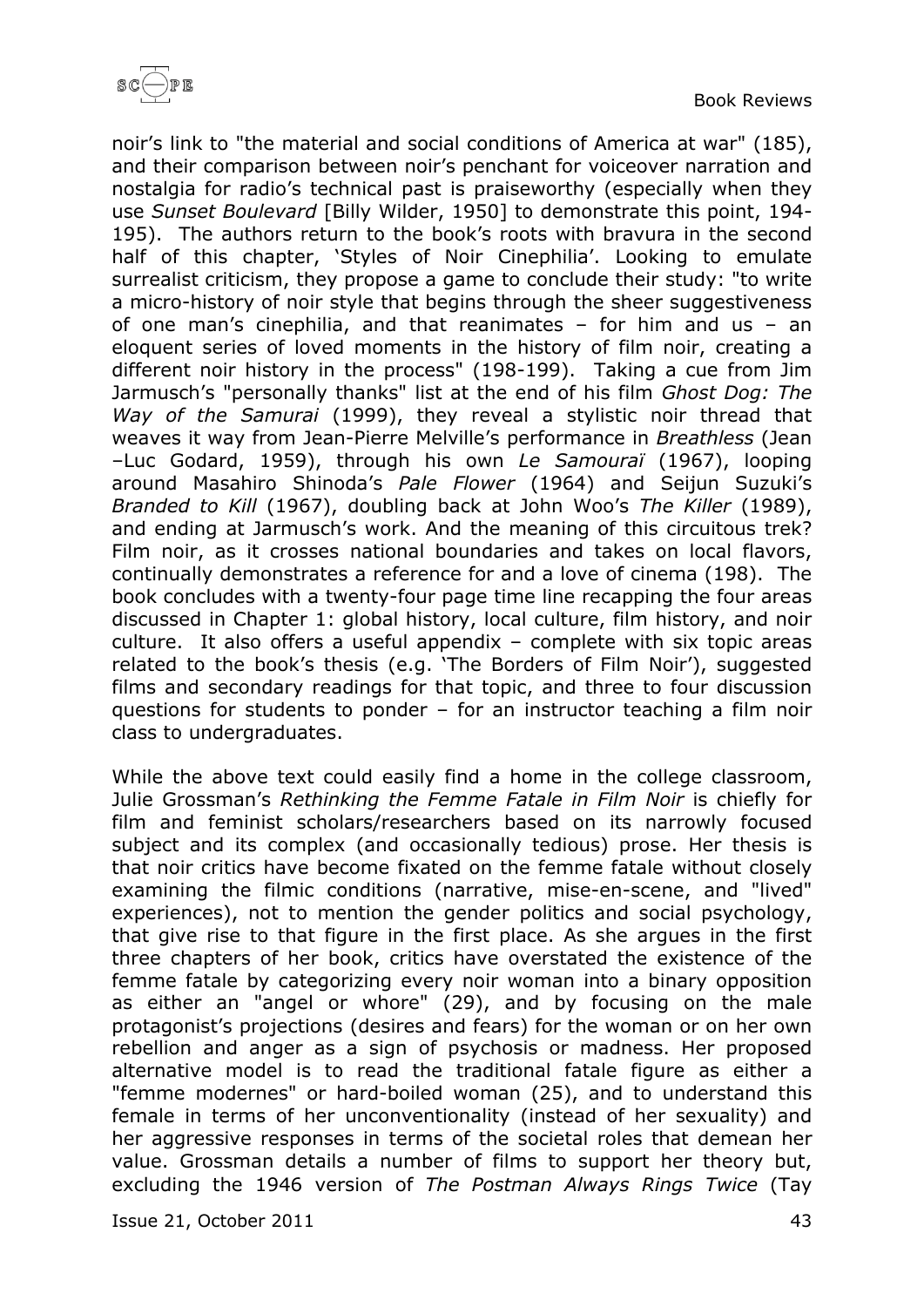noir's link to "the material and social conditions of America at war" (185), and their comparison between noir's penchant for voiceover narration and nostalgia for radio's technical past is praiseworthy (especially when they use *Sunset Boulevard* [Billy Wilder, 1950] to demonstrate this point, 194-195). The authors return to the book's roots with bravura in the second half of this chapter, 'Styles of Noir Cinephilia'. Looking to emulate surrealist criticism, they propose a game to conclude their study: "to write a micro-history of noir style that begins through the sheer suggestiveness of one man's cinephilia, and that reanimates – for him and us – an eloquent series of loved moments in the history of film noir, creating a different noir history in the process" (198-199). Taking a cue from Jim Jarmusch's "personally thanks" list at the end of his film *Ghost Dog: The Way of the Samurai* (1999), they reveal a stylistic noir thread that weaves it way from Jean-Pierre Melville's performance in *Breathless* (Jean –Luc Godard, 1959), through his own *Le Samouraï* (1967), looping around Masahiro Shinoda's *Pale Flower* (1964) and Seijun Suzuki's *Branded to Kill* (1967), doubling back at John Woo's *The Killer* (1989), and ending at Jarmusch's work. And the meaning of this circuitous trek? Film noir, as it crosses national boundaries and takes on local flavors, continually demonstrates a reference for and a love of cinema (198). The book concludes with a twenty-four page time line recapping the four areas discussed in Chapter 1: global history, local culture, film history, and noir culture. It also offers a useful appendix – complete with six topic areas related to the book's thesis (e.g. 'The Borders of Film Noir'), suggested films and secondary readings for that topic, and three to four discussion questions for students to ponder – for an instructor teaching a film noir class to undergraduates.

While the above text could easily find a home in the college classroom, Julie Grossman's *Rethinking the Femme Fatale in Film Noir* is chiefly for film and feminist scholars/researchers based on its narrowly focused subject and its complex (and occasionally tedious) prose. Her thesis is that noir critics have become fixated on the femme fatale without closely examining the filmic conditions (narrative, mise-en-scene, and "lived" experiences), not to mention the gender politics and social psychology, that give rise to that figure in the first place. As she argues in the first three chapters of her book, critics have overstated the existence of the femme fatale by categorizing every noir woman into a binary opposition as either an "angel or whore" (29), and by focusing on the male protagonist's projections (desires and fears) for the woman or on her own rebellion and anger as a sign of psychosis or madness. Her proposed alternative model is to read the traditional fatale figure as either a "femme modernes" or hard-boiled woman (25), and to understand this female in terms of her unconventionality (instead of her sexuality) and her aggressive responses in terms of the societal roles that demean her value. Grossman details a number of films to support her theory but, excluding the 1946 version of *The Postman Always Rings Twice* (Tay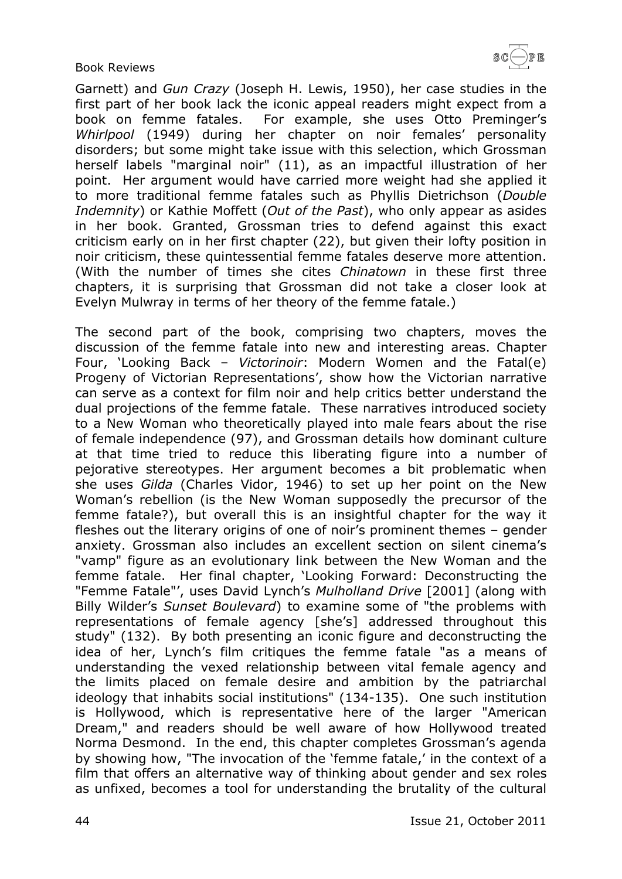Garnett) and *Gun Crazy* (Joseph H. Lewis, 1950), her case studies in the first part of her book lack the iconic appeal readers might expect from a book on femme fatales. For example, she uses Otto Preminger's *Whirlpool* (1949) during her chapter on noir females' personality disorders; but some might take issue with this selection, which Grossman herself labels "marginal noir" (11), as an impactful illustration of her point. Her argument would have carried more weight had she applied it to more traditional femme fatales such as Phyllis Dietrichson (*Double Indemnity*) or Kathie Moffett (*Out of the Past*), who only appear as asides in her book. Granted, Grossman tries to defend against this exact criticism early on in her first chapter (22), but given their lofty position in noir criticism, these quintessential femme fatales deserve more attention. (With the number of times she cites *Chinatown* in these first three chapters, it is surprising that Grossman did not take a closer look at Evelyn Mulwray in terms of her theory of the femme fatale.)

The second part of the book, comprising two chapters, moves the discussion of the femme fatale into new and interesting areas. Chapter Four, 'Looking Back – *Victorinoir*: Modern Women and the Fatal(e) Progeny of Victorian Representations', show how the Victorian narrative can serve as a context for film noir and help critics better understand the dual projections of the femme fatale. These narratives introduced society to a New Woman who theoretically played into male fears about the rise of female independence (97), and Grossman details how dominant culture at that time tried to reduce this liberating figure into a number of pejorative stereotypes. Her argument becomes a bit problematic when she uses *Gilda* (Charles Vidor, 1946) to set up her point on the New Woman's rebellion (is the New Woman supposedly the precursor of the femme fatale?), but overall this is an insightful chapter for the way it fleshes out the literary origins of one of noir's prominent themes – gender anxiety. Grossman also includes an excellent section on silent cinema's "vamp" figure as an evolutionary link between the New Woman and the femme fatale. Her final chapter, 'Looking Forward: Deconstructing the "Femme Fatale"', uses David Lynch's *Mulholland Drive* [2001] (along with Billy Wilder's *Sunset Boulevard*) to examine some of "the problems with representations of female agency [she's] addressed throughout this study" (132). By both presenting an iconic figure and deconstructing the idea of her, Lynch's film critiques the femme fatale "as a means of understanding the vexed relationship between vital female agency and the limits placed on female desire and ambition by the patriarchal ideology that inhabits social institutions" (134-135). One such institution is Hollywood, which is representative here of the larger "American Dream," and readers should be well aware of how Hollywood treated Norma Desmond. In the end, this chapter completes Grossman's agenda by showing how, "The invocation of the 'femme fatale,' in the context of a film that offers an alternative way of thinking about gender and sex roles as unfixed, becomes a tool for understanding the brutality of the cultural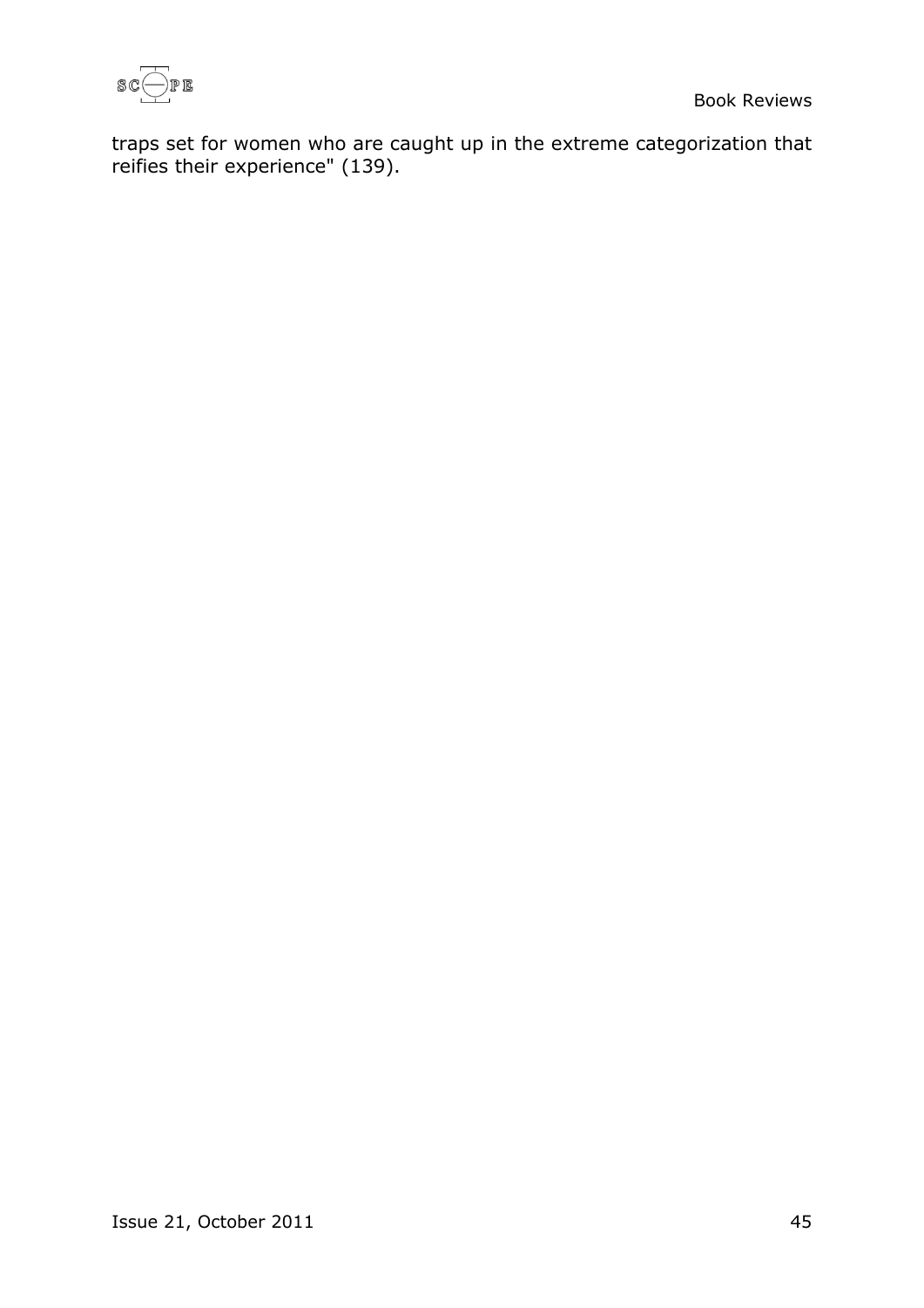traps set for women who are caught up in the extreme categorization that reifies their experience" (139).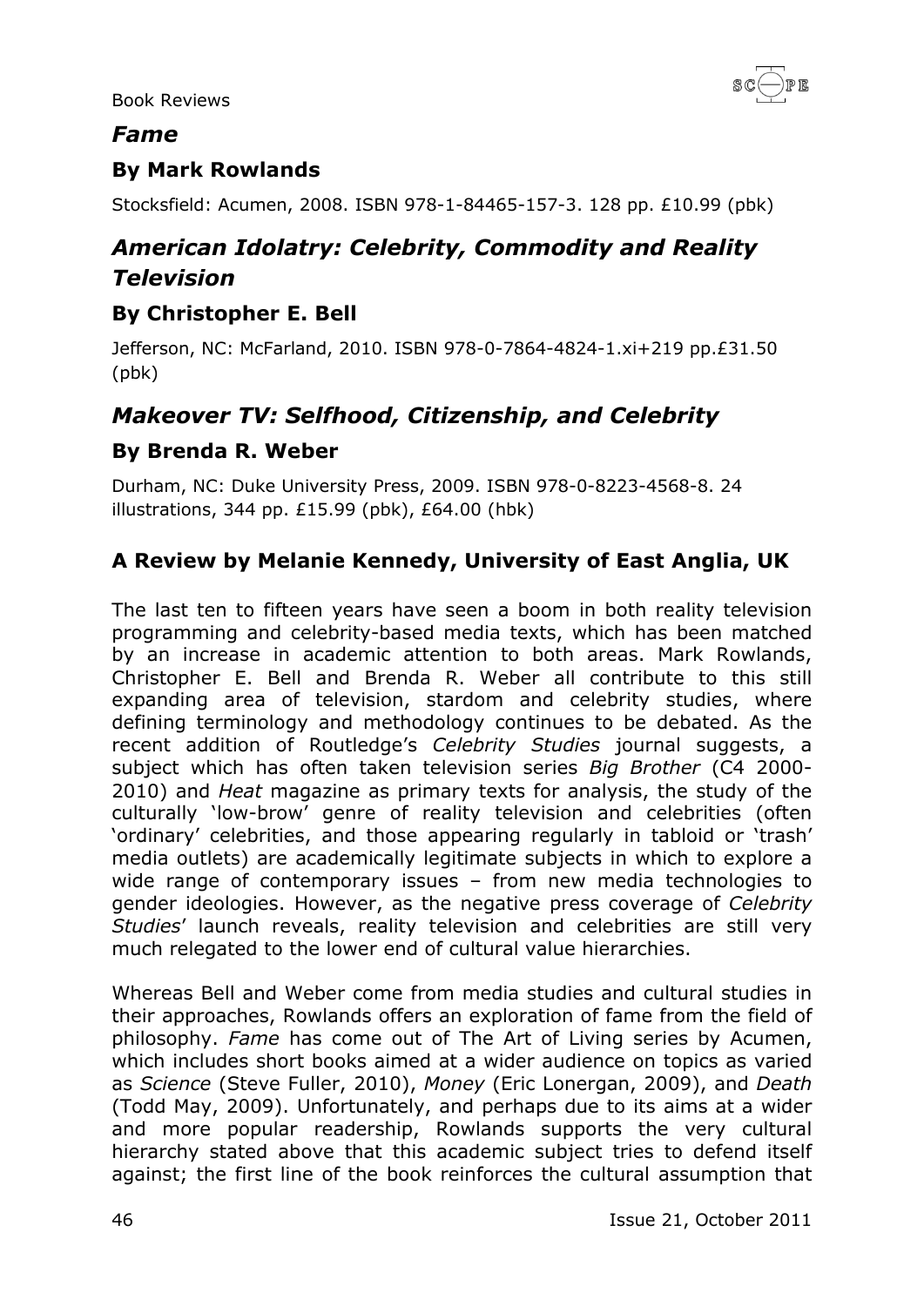## *Fame*

### By Mark Rowlands

Stocksfield: Acumen, 2008. ISBN 978-1-84465-157-3. 128 pp. £10.99 (pbk)

## *American Idolatry: Celebrity, Commodity and Reality Television*

### By Christopher E. Bell

Jefferson, NC: McFarland, 2010. ISBN 978-0-7864-4824-1.xi+219 pp.£31.50 (pbk)

## *Makeover TV: Selfhood, Citizenship, and Celebrity*

### By Brenda R. Weber

Durham, NC: Duke University Press, 2009. ISBN 978-0-8223-4568-8. 24 illustrations, 344 pp. £15.99 (pbk), £64.00 (hbk)

### A Review by Melanie Kennedy, University of East Anglia, UK

The last ten to fifteen years have seen a boom in both reality television programming and celebrity-based media texts, which has been matched by an increase in academic attention to both areas. Mark Rowlands, Christopher E. Bell and Brenda R. Weber all contribute to this still expanding area of television, stardom and celebrity studies, where defining terminology and methodology continues to be debated. As the recent addition of Routledge's *Celebrity Studies* journal suggests, a subject which has often taken television series *Big Brother* (C4 2000-2010) and *Heat* magazine as primary texts for analysis, the study of the culturally 'low-brow' genre of reality television and celebrities (often 'ordinary' celebrities, and those appearing regularly in tabloid or 'trash' media outlets) are academically legitimate subjects in which to explore a wide range of contemporary issues – from new media technologies to gender ideologies. However, as the negative press coverage of *Celebrity Studies*' launch reveals, reality television and celebrities are still very much relegated to the lower end of cultural value hierarchies.

Whereas Bell and Weber come from media studies and cultural studies in their approaches, Rowlands offers an exploration of fame from the field of philosophy. *Fame* has come out of The Art of Living series by Acumen, which includes short books aimed at a wider audience on topics as varied as *Science* (Steve Fuller, 2010), *Money* (Eric Lonergan, 2009), and *Death* (Todd May, 2009). Unfortunately, and perhaps due to its aims at a wider and more popular readership, Rowlands supports the very cultural hierarchy stated above that this academic subject tries to defend itself against; the first line of the book reinforces the cultural assumption that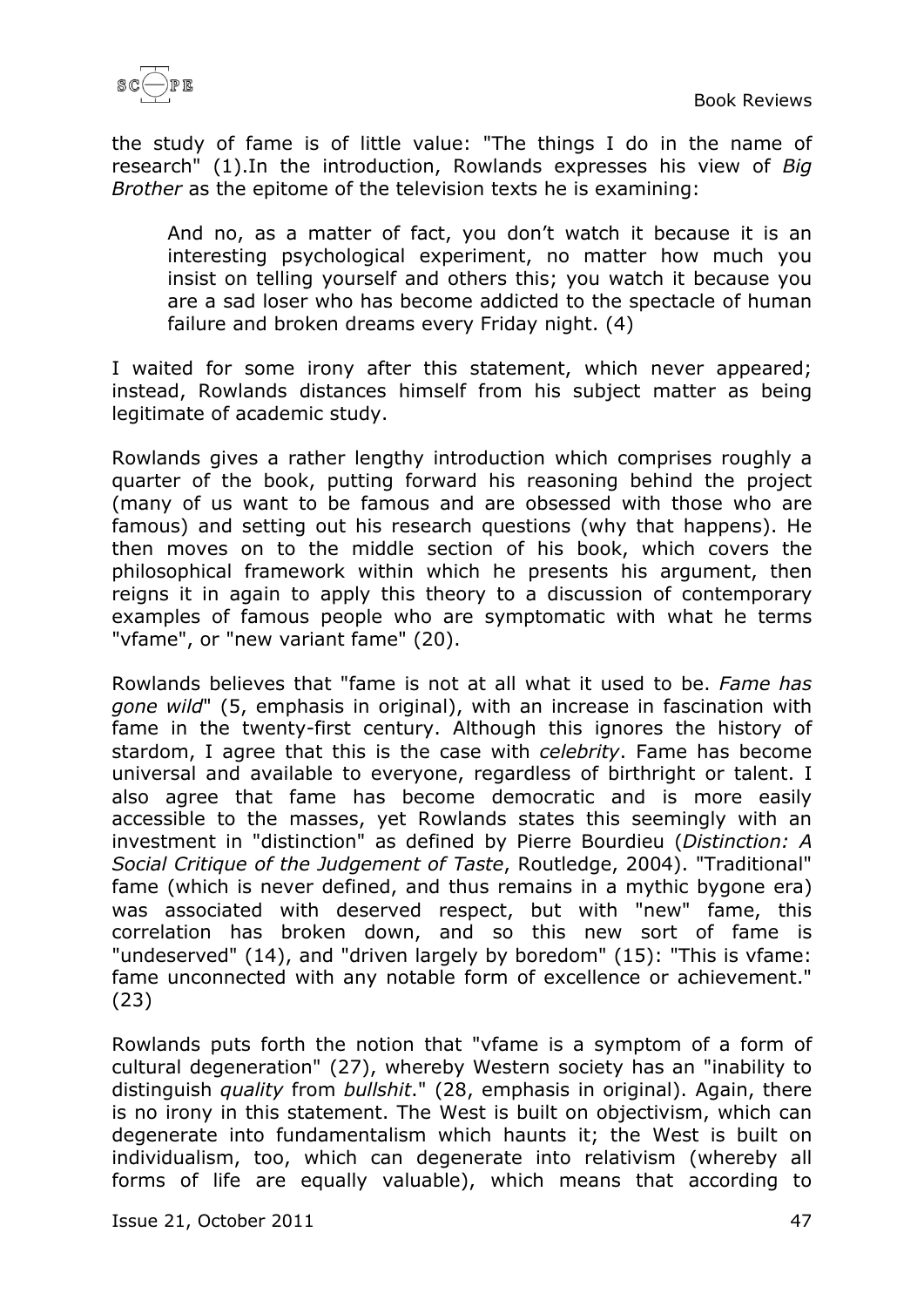the study of fame is of little value: "The things I do in the name of research" (1).In the introduction, Rowlands expresses his view of *Big Brother* as the epitome of the television texts he is examining:

> And no, as a matter of fact, you don't watch it because it is an interesting psychological experiment, no matter how much you insist on telling yourself and others this; you watch it because you are a sad loser who has become addicted to the spectacle of human failure and broken dreams every Friday night. (4)

I waited for some irony after this statement, which never appeared; instead, Rowlands distances himself from his subject matter as being legitimate of academic study.

Rowlands gives a rather lengthy introduction which comprises roughly a quarter of the book, putting forward his reasoning behind the project (many of us want to be famous and are obsessed with those who are famous) and setting out his research questions (why that happens). He then moves on to the middle section of his book, which covers the philosophical framework within which he presents his argument, then reigns it in again to apply this theory to a discussion of contemporary examples of famous people who are symptomatic with what he terms "vfame", or "new variant fame" (20).

Rowlands believes that "fame is not at all what it used to be. *Fame has gone wild*" (5, emphasis in original), with an increase in fascination with fame in the twenty-first century. Although this ignores the history of stardom, I agree that this is the case with *celebrity*. Fame has become universal and available to everyone, regardless of birthright or talent. I also agree that fame has become democratic and is more easily accessible to the masses, yet Rowlands states this seemingly with an investment in "distinction" as defined by Pierre Bourdieu (*Distinction: A Social Critique of the Judgement of Taste*, Routledge, 2004). "Traditional" fame (which is never defined, and thus remains in a mythic bygone era) was associated with deserved respect, but with "new" fame, this correlation has broken down, and so this new sort of fame is "undeserved" (14), and "driven largely by boredom" (15): "This is vfame: fame unconnected with any notable form of excellence or achievement." (23)

Rowlands puts forth the notion that "vfame is a symptom of a form of cultural degeneration" (27), whereby Western society has an "inability to distinguish *quality* from *bullshit*." (28, emphasis in original). Again, there is no irony in this statement. The West is built on objectivism, which can degenerate into fundamentalism which haunts it; the West is built on individualism, too, which can degenerate into relativism (whereby all forms of life are equally valuable), which means that according to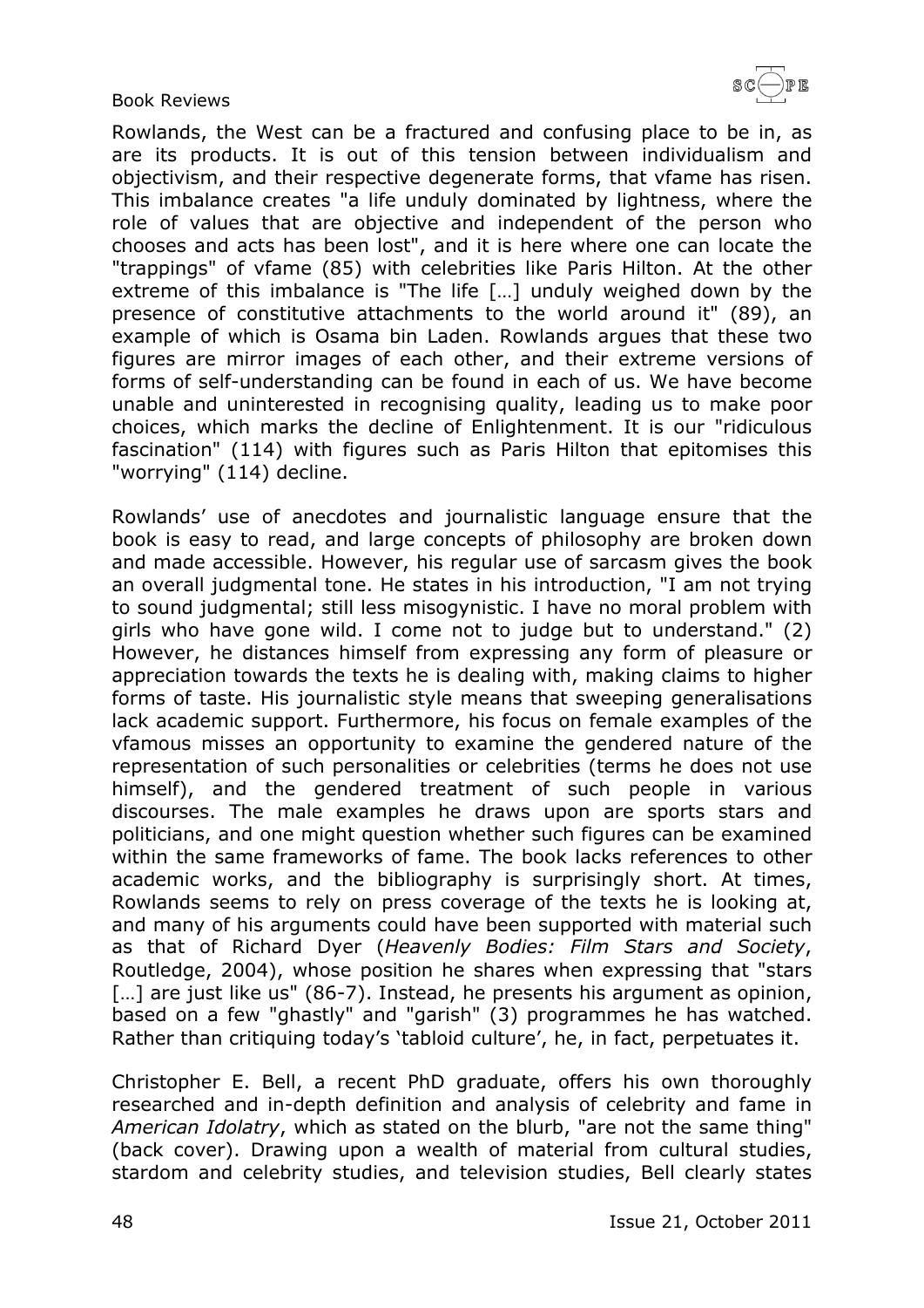Rowlands, the West can be a fractured and confusing place to be in, as are its products. It is out of this tension between individualism and objectivism, and their respective degenerate forms, that vfame has risen. This imbalance creates "a life unduly dominated by lightness, where the role of values that are objective and independent of the person who chooses and acts has been lost", and it is here where one can locate the "trappings" of vfame (85) with celebrities like Paris Hilton. At the other extreme of this imbalance is "The life […] unduly weighed down by the presence of constitutive attachments to the world around it" (89), an example of which is Osama bin Laden. Rowlands argues that these two figures are mirror images of each other, and their extreme versions of forms of self-understanding can be found in each of us. We have become unable and uninterested in recognising quality, leading us to make poor choices, which marks the decline of Enlightenment. It is our "ridiculous fascination" (114) with figures such as Paris Hilton that epitomises this "worrying" (114) decline.

Rowlands' use of anecdotes and journalistic language ensure that the book is easy to read, and large concepts of philosophy are broken down and made accessible. However, his regular use of sarcasm gives the book an overall judgmental tone. He states in his introduction, "I am not trying to sound judgmental; still less misogynistic. I have no moral problem with girls who have gone wild. I come not to judge but to understand." (2) However, he distances himself from expressing any form of pleasure or appreciation towards the texts he is dealing with, making claims to higher forms of taste. His journalistic style means that sweeping generalisations lack academic support. Furthermore, his focus on female examples of the vfamous misses an opportunity to examine the gendered nature of the representation of such personalities or celebrities (terms he does not use himself), and the gendered treatment of such people in various discourses. The male examples he draws upon are sports stars and politicians, and one might question whether such figures can be examined within the same frameworks of fame. The book lacks references to other academic works, and the bibliography is surprisingly short. At times, Rowlands seems to rely on press coverage of the texts he is looking at, and many of his arguments could have been supported with material such as that of Richard Dyer (*Heavenly Bodies: Film Stars and Society*, Routledge, 2004), whose position he shares when expressing that "stars […] are just like us" (86-7). Instead, he presents his argument as opinion, based on a few "ghastly" and "garish" (3) programmes he has watched. Rather than critiquing today's 'tabloid culture', he, in fact, perpetuates it.

Christopher E. Bell, a recent PhD graduate, offers his own thoroughly researched and in-depth definition and analysis of celebrity and fame in *American Idolatry*, which as stated on the blurb, "are not the same thing" (back cover). Drawing upon a wealth of material from cultural studies, stardom and celebrity studies, and television studies, Bell clearly states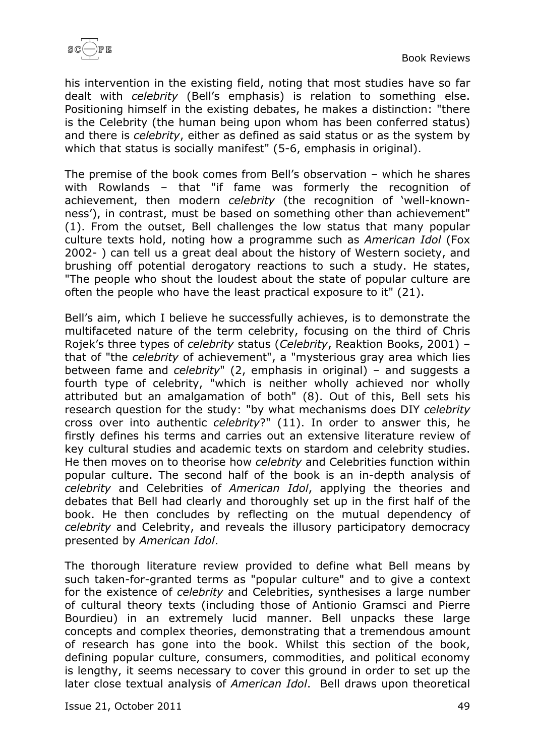his intervention in the existing field, noting that most studies have so far dealt with *celebrity* (Bell's emphasis) is relation to something else. Positioning himself in the existing debates, he makes a distinction: "there is the Celebrity (the human being upon whom has been conferred status) and there is *celebrity*, either as defined as said status or as the system by which that status is socially manifest" (5-6, emphasis in original).

The premise of the book comes from Bell's observation – which he shares with Rowlands – that "if fame was formerly the recognition of achievement, then modern *celebrity* (the recognition of 'well-known-ness'), in contrast, must be based on something other than achievement" (1). From the outset, Bell challenges the low status that many popular culture texts hold, noting how a programme such as *American Idol* (Fox 2002- ) can tell us a great deal about the history of Western society, and brushing off potential derogatory reactions to such a study. He states, "The people who shout the loudest about the state of popular culture are often the people who have the least practical exposure to it" (21).

Bell's aim, which I believe he successfully achieves, is to demonstrate the multifaceted nature of the term celebrity, focusing on the third of Chris Rojek's three types of *celebrity* status (*Celebrity*, Reaktion Books, 2001) – that of "the *celebrity* of achievement", a "mysterious gray area which lies between fame and *celebrity*" (2, emphasis in original) – and suggests a fourth type of celebrity, "which is neither wholly achieved nor wholly attributed but an amalgamation of both" (8). Out of this, Bell sets his research question for the study: "by what mechanisms does DIY *celebrity* cross over into authentic *celebrity*?" (11). In order to answer this, he firstly defines his terms and carries out an extensive literature review of key cultural studies and academic texts on stardom and celebrity studies. He then moves on to theorise how *celebrity* and Celebrities function within popular culture. The second half of the book is an in-depth analysis of *celebrity* and Celebrities of *American Idol*, applying the theories and debates that Bell had clearly and thoroughly set up in the first half of the book. He then concludes by reflecting on the mutual dependency of *celebrity* and Celebrity, and reveals the illusory participatory democracy presented by *American Idol*.

The thorough literature review provided to define what Bell means by such taken-for-granted terms as "popular culture" and to give a context for the existence of *celebrity* and Celebrities, synthesises a large number of cultural theory texts (including those of Antionio Gramsci and Pierre Bourdieu) in an extremely lucid manner. Bell unpacks these large concepts and complex theories, demonstrating that a tremendous amount of research has gone into the book. Whilst this section of the book, defining popular culture, consumers, commodities, and political economy is lengthy, it seems necessary to cover this ground in order to set up the later close textual analysis of *American Idol*. Bell draws upon theoretical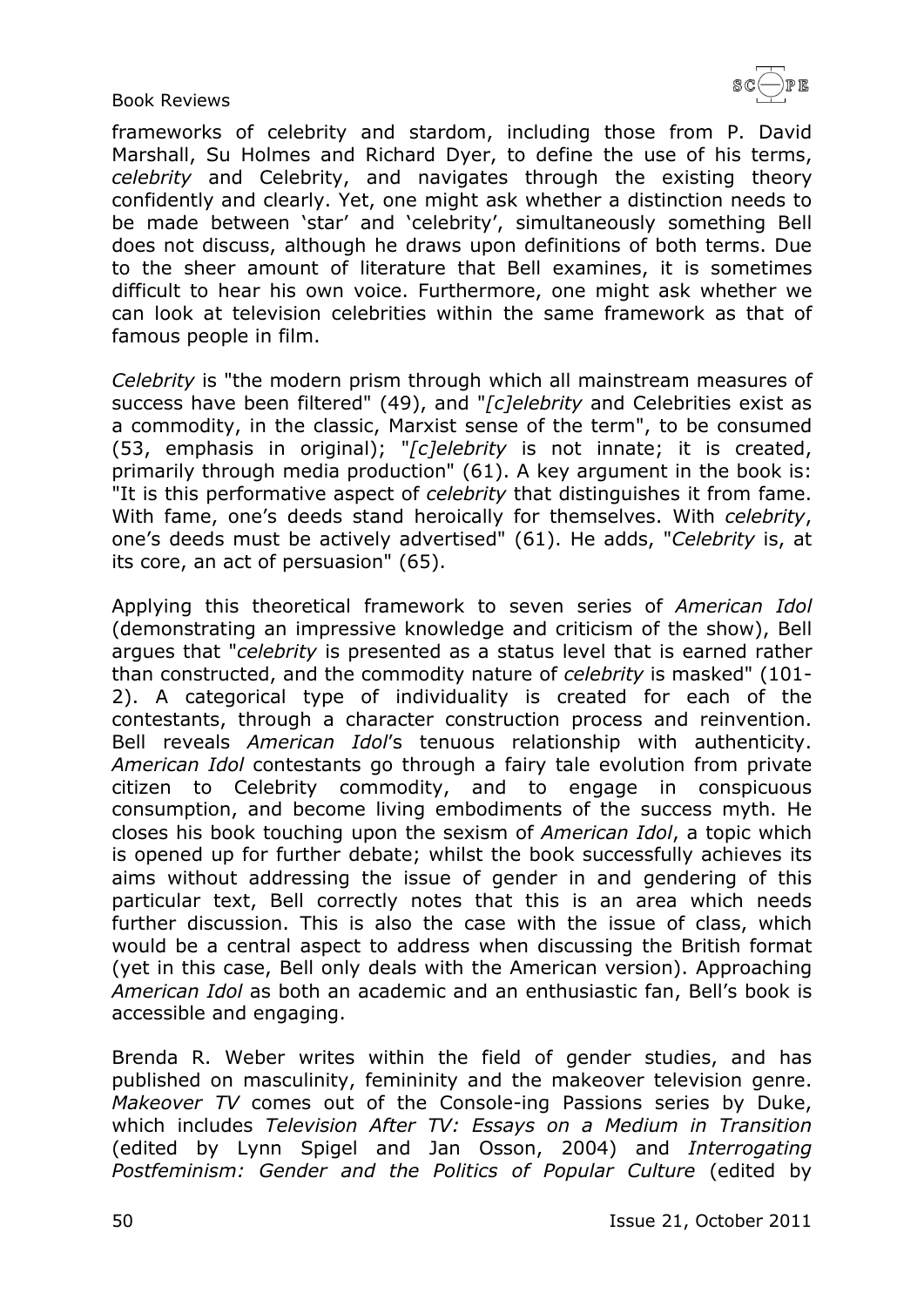frameworks of celebrity and stardom, including those from P. David Marshall, Su Holmes and Richard Dyer, to define the use of his terms, *celebrity* and Celebrity, and navigates through the existing theory confidently and clearly. Yet, one might ask whether a distinction needs to be made between 'star' and 'celebrity', simultaneously something Bell does not discuss, although he draws upon definitions of both terms. Due to the sheer amount of literature that Bell examines, it is sometimes difficult to hear his own voice. Furthermore, one might ask whether we can look at television celebrities within the same framework as that of famous people in film.

*Celebrity* is "the modern prism through which all mainstream measures of success have been filtered" (49), and "*[c]elebrity* and Celebrities exist as a commodity, in the classic, Marxist sense of the term", to be consumed (53, emphasis in original); "*[c]elebrity* is not innate; it is created, primarily through media production" (61). A key argument in the book is: "It is this performative aspect of *celebrity* that distinguishes it from fame. With fame, one's deeds stand heroically for themselves. With *celebrity*, one's deeds must be actively advertised" (61). He adds, "*Celebrity* is, at its core, an act of persuasion" (65).

Applying this theoretical framework to seven series of *American Idol* (demonstrating an impressive knowledge and criticism of the show), Bell argues that "*celebrity* is presented as a status level that is earned rather than constructed, and the commodity nature of *celebrity* is masked" (101-2). A categorical type of individuality is created for each of the contestants, through a character construction process and reinvention. Bell reveals *American Idol*'s tenuous relationship with authenticity. *American Idol* contestants go through a fairy tale evolution from private citizen to Celebrity commodity, and to engage in conspicuous consumption, and become living embodiments of the success myth. He closes his book touching upon the sexism of *American Idol*, a topic which is opened up for further debate; whilst the book successfully achieves its aims without addressing the issue of gender in and gendering of this particular text, Bell correctly notes that this is an area which needs further discussion. This is also the case with the issue of class, which would be a central aspect to address when discussing the British format (yet in this case, Bell only deals with the American version). Approaching *American Idol* as both an academic and an enthusiastic fan, Bell's book is accessible and engaging.

Brenda R. Weber writes within the field of gender studies, and has published on masculinity, femininity and the makeover television genre. *Makeover TV* comes out of the Console-ing Passions series by Duke, which includes *Television After TV: Essays on a Medium in Transition* (edited by Lynn Spigel and Jan Osson, 2004) and *Interrogating Postfeminism: Gender and the Politics of Popular Culture* (edited by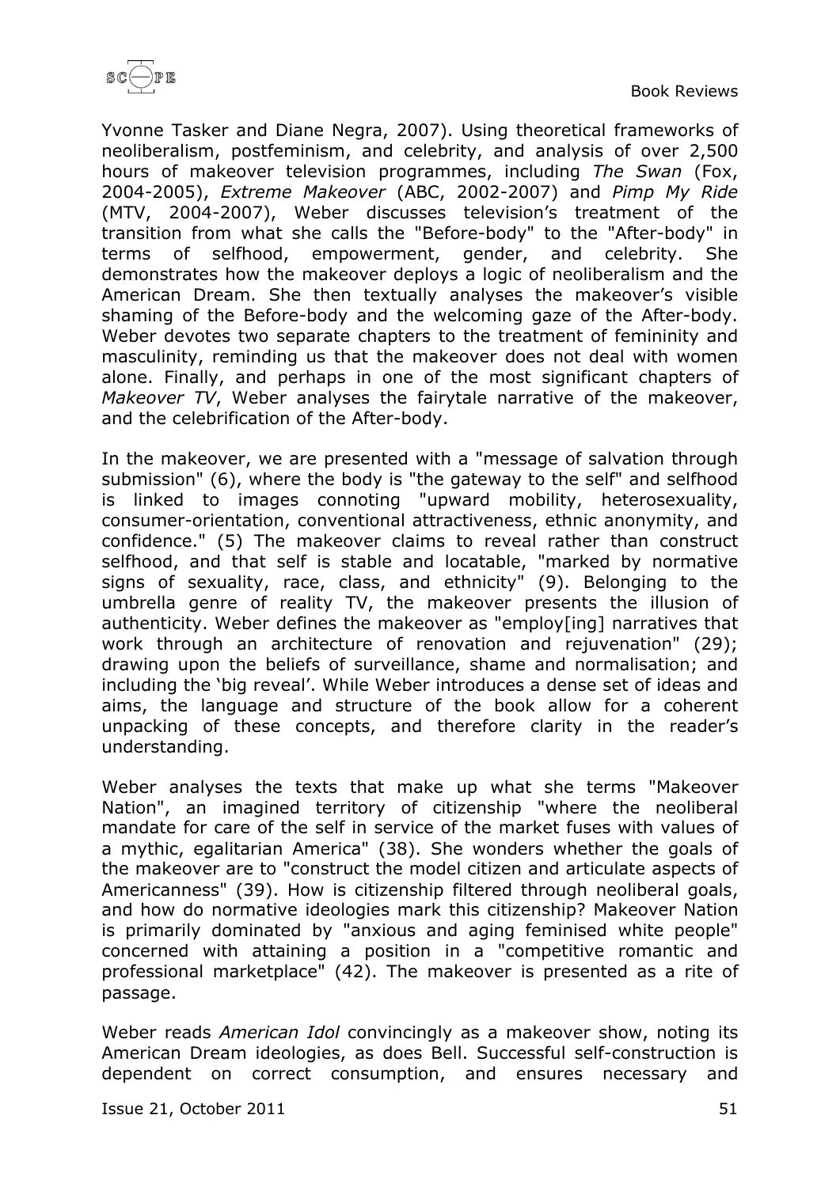Yvonne Tasker and Diane Negra, 2007). Using theoretical frameworks of neoliberalism, postfeminism, and celebrity, and analysis of over 2,500 hours of makeover television programmes, including *The Swan* (Fox, 2004-2005), *Extreme Makeover* (ABC, 2002-2007) and *Pimp My Ride* (MTV, 2004-2007), Weber discusses television's treatment of the transition from what she calls the "Before-body" to the "After-body" in terms of selfhood, empowerment, gender, and celebrity. She demonstrates how the makeover deploys a logic of neoliberalism and the American Dream. She then textually analyses the makeover's visible shaming of the Before-body and the welcoming gaze of the After-body. Weber devotes two separate chapters to the treatment of femininity and masculinity, reminding us that the makeover does not deal with women alone. Finally, and perhaps in one of the most significant chapters of *Makeover TV*, Weber analyses the fairytale narrative of the makeover, and the celebrification of the After-body.

In the makeover, we are presented with a "message of salvation through submission" (6), where the body is "the gateway to the self" and selfhood is linked to images connoting "upward mobility, heterosexuality, consumer-orientation, conventional attractiveness, ethnic anonymity, and confidence." (5) The makeover claims to reveal rather than construct selfhood, and that self is stable and locatable, "marked by normative signs of sexuality, race, class, and ethnicity" (9). Belonging to the umbrella genre of reality TV, the makeover presents the illusion of authenticity. Weber defines the makeover as "employ[ing] narratives that work through an architecture of renovation and rejuvenation" (29); drawing upon the beliefs of surveillance, shame and normalisation; and including the 'big reveal'. While Weber introduces a dense set of ideas and aims, the language and structure of the book allow for a coherent unpacking of these concepts, and therefore clarity in the reader's understanding.

Weber analyses the texts that make up what she terms "Makeover Nation", an imagined territory of citizenship "where the neoliberal mandate for care of the self in service of the market fuses with values of a mythic, egalitarian America" (38). She wonders whether the goals of the makeover are to "construct the model citizen and articulate aspects of Americanness" (39). How is citizenship filtered through neoliberal goals, and how do normative ideologies mark this citizenship? Makeover Nation is primarily dominated by "anxious and aging feminised white people" concerned with attaining a position in a "competitive romantic and professional marketplace" (42). The makeover is presented as a rite of passage.

Weber reads *American Idol* convincingly as a makeover show, noting its American Dream ideologies, as does Bell. Successful self-construction is dependent on correct consumption, and ensures necessary and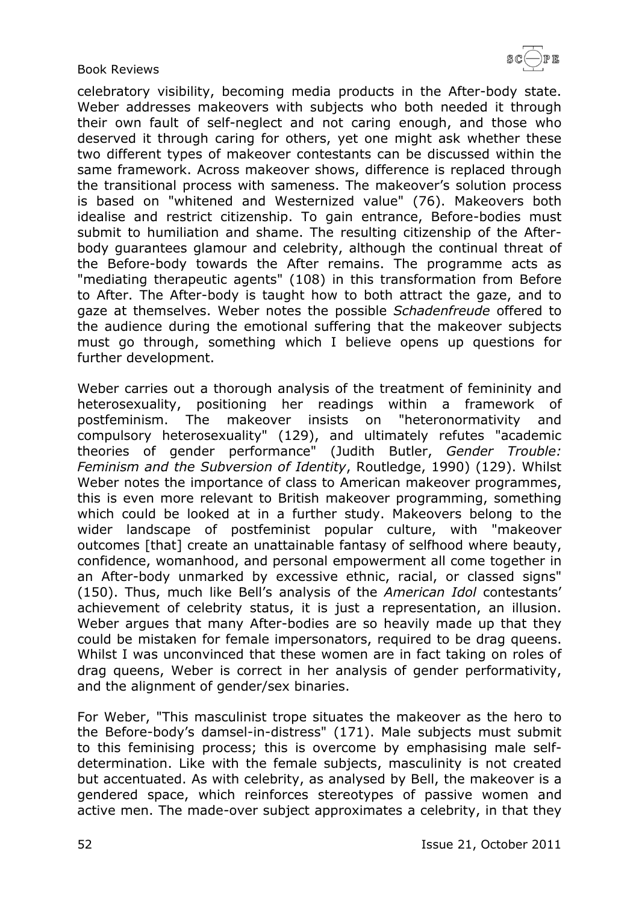celebratory visibility, becoming media products in the After-body state. Weber addresses makeovers with subjects who both needed it through their own fault of self-neglect and not caring enough, and those who deserved it through caring for others, yet one might ask whether these two different types of makeover contestants can be discussed within the same framework. Across makeover shows, difference is replaced through the transitional process with sameness. The makeover's solution process is based on "whitened and Westernized value" (76). Makeovers both idealise and restrict citizenship. To gain entrance, Before-bodies must submit to humiliation and shame. The resulting citizenship of the After-body guarantees glamour and celebrity, although the continual threat of the Before-body towards the After remains. The programme acts as "mediating therapeutic agents" (108) in this transformation from Before to After. The After-body is taught how to both attract the gaze, and to gaze at themselves. Weber notes the possible *Schadenfreude* offered to the audience during the emotional suffering that the makeover subjects must go through, something which I believe opens up questions for further development.

Weber carries out a thorough analysis of the treatment of femininity and heterosexuality, positioning her readings within a framework of postfeminism. The makeover insists on "heteronormativity and compulsory heterosexuality" (129), and ultimately refutes "academic theories of gender performance" (Judith Butler, *Gender Trouble: Feminism and the Subversion of Identity*, Routledge, 1990) (129). Whilst Weber notes the importance of class to American makeover programmes, this is even more relevant to British makeover programming, something which could be looked at in a further study. Makeovers belong to the wider landscape of postfeminist popular culture, with "makeover outcomes [that] create an unattainable fantasy of selfhood where beauty, confidence, womanhood, and personal empowerment all come together in an After-body unmarked by excessive ethnic, racial, or classed signs" (150). Thus, much like Bell's analysis of the *American Idol* contestants' achievement of celebrity status, it is just a representation, an illusion. Weber argues that many After-bodies are so heavily made up that they could be mistaken for female impersonators, required to be drag queens. Whilst I was unconvinced that these women are in fact taking on roles of drag queens, Weber is correct in her analysis of gender performativity, and the alignment of gender/sex binaries.

For Weber, "This masculinist trope situates the makeover as the hero to the Before-body's damsel-in-distress" (171). Male subjects must submit to this feminising process; this is overcome by emphasising male self-determination. Like with the female subjects, masculinity is not created but accentuated. As with celebrity, as analysed by Bell, the makeover is a gendered space, which reinforces stereotypes of passive women and active men. The made-over subject approximates a celebrity, in that they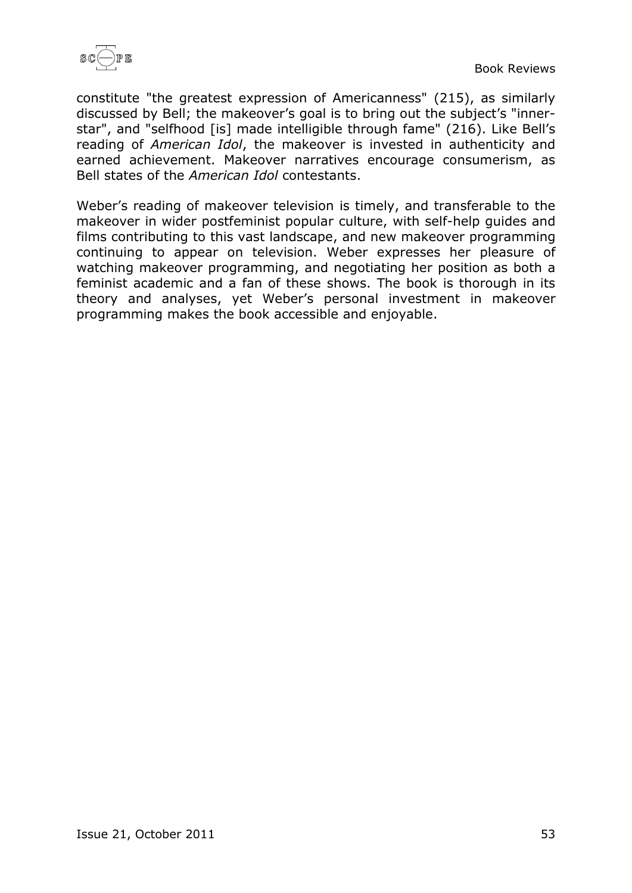constitute "the greatest expression of Americanness" (215), as similarly discussed by Bell; the makeover's goal is to bring out the subject's "inner-star", and "selfhood [is] made intelligible through fame" (216). Like Bell's reading of *American Idol*, the makeover is invested in authenticity and earned achievement. Makeover narratives encourage consumerism, as Bell states of the *American Idol* contestants.

Weber's reading of makeover television is timely, and transferable to the makeover in wider postfeminist popular culture, with self-help guides and films contributing to this vast landscape, and new makeover programming continuing to appear on television. Weber expresses her pleasure of watching makeover programming, and negotiating her position as both a feminist academic and a fan of these shows. The book is thorough in its theory and analyses, yet Weber's personal investment in makeover programming makes the book accessible and enjoyable.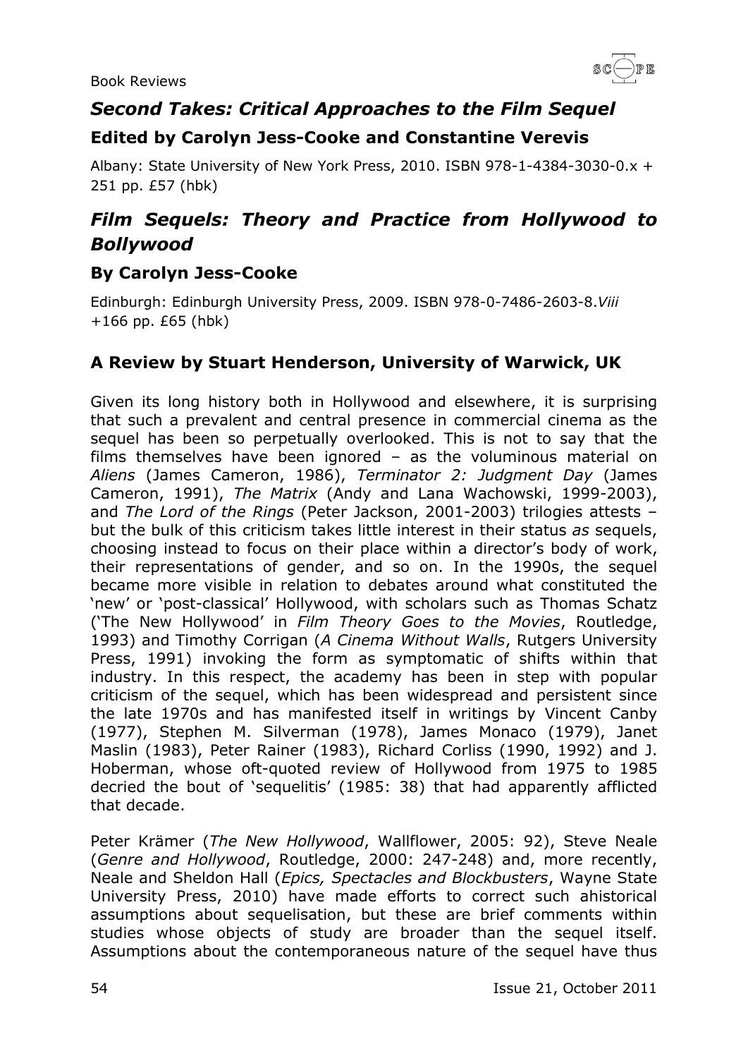## *Second Takes: Critical Approaches to the Film Sequel*

### Edited by Carolyn Jess-Cooke and Constantine Verevis

Albany: State University of New York Press, 2010. ISBN 978-1-4384-3030-0.x + 251 pp. £57 (hbk)

## *Film Sequels: Theory and Practice from Hollywood to Bollywood*

### By Carolyn Jess-Cooke

Edinburgh: Edinburgh University Press, 2009. ISBN 978-0-7486-2603-8.*Viii* +166 pp. £65 (hbk)

### A Review by Stuart Henderson, University of Warwick, UK

Given its long history both in Hollywood and elsewhere, it is surprising that such a prevalent and central presence in commercial cinema as the sequel has been so perpetually overlooked. This is not to say that the films themselves have been ignored – as the voluminous material on *Aliens* (James Cameron, 1986), *Terminator 2: Judgment Day* (James Cameron, 1991), *The Matrix* (Andy and Lana Wachowski, 1999-2003), and *The Lord of the Rings* (Peter Jackson, 2001-2003) trilogies attests – but the bulk of this criticism takes little interest in their status *as* sequels, choosing instead to focus on their place within a director's body of work, their representations of gender, and so on. In the 1990s, the sequel became more visible in relation to debates around what constituted the 'new' or 'post-classical' Hollywood, with scholars such as Thomas Schatz ('The New Hollywood' in *Film Theory Goes to the Movies*, Routledge, 1993) and Timothy Corrigan (*A Cinema Without Walls*, Rutgers University Press, 1991) invoking the form as symptomatic of shifts within that industry. In this respect, the academy has been in step with popular criticism of the sequel, which has been widespread and persistent since the late 1970s and has manifested itself in writings by Vincent Canby (1977), Stephen M. Silverman (1978), James Monaco (1979), Janet Maslin (1983), Peter Rainer (1983), Richard Corliss (1990, 1992) and J. Hoberman, whose oft-quoted review of Hollywood from 1975 to 1985 decried the bout of 'sequelitis' (1985: 38) that had apparently afflicted that decade.

Peter Krämer (*The New Hollywood*, Wallflower, 2005: 92), Steve Neale (*Genre and Hollywood*, Routledge, 2000: 247-248) and, more recently, Neale and Sheldon Hall (*Epics, Spectacles and Blockbusters*, Wayne State University Press, 2010) have made efforts to correct such ahistorical assumptions about sequelisation, but these are brief comments within studies whose objects of study are broader than the sequel itself. Assumptions about the contemporaneous nature of the sequel have thus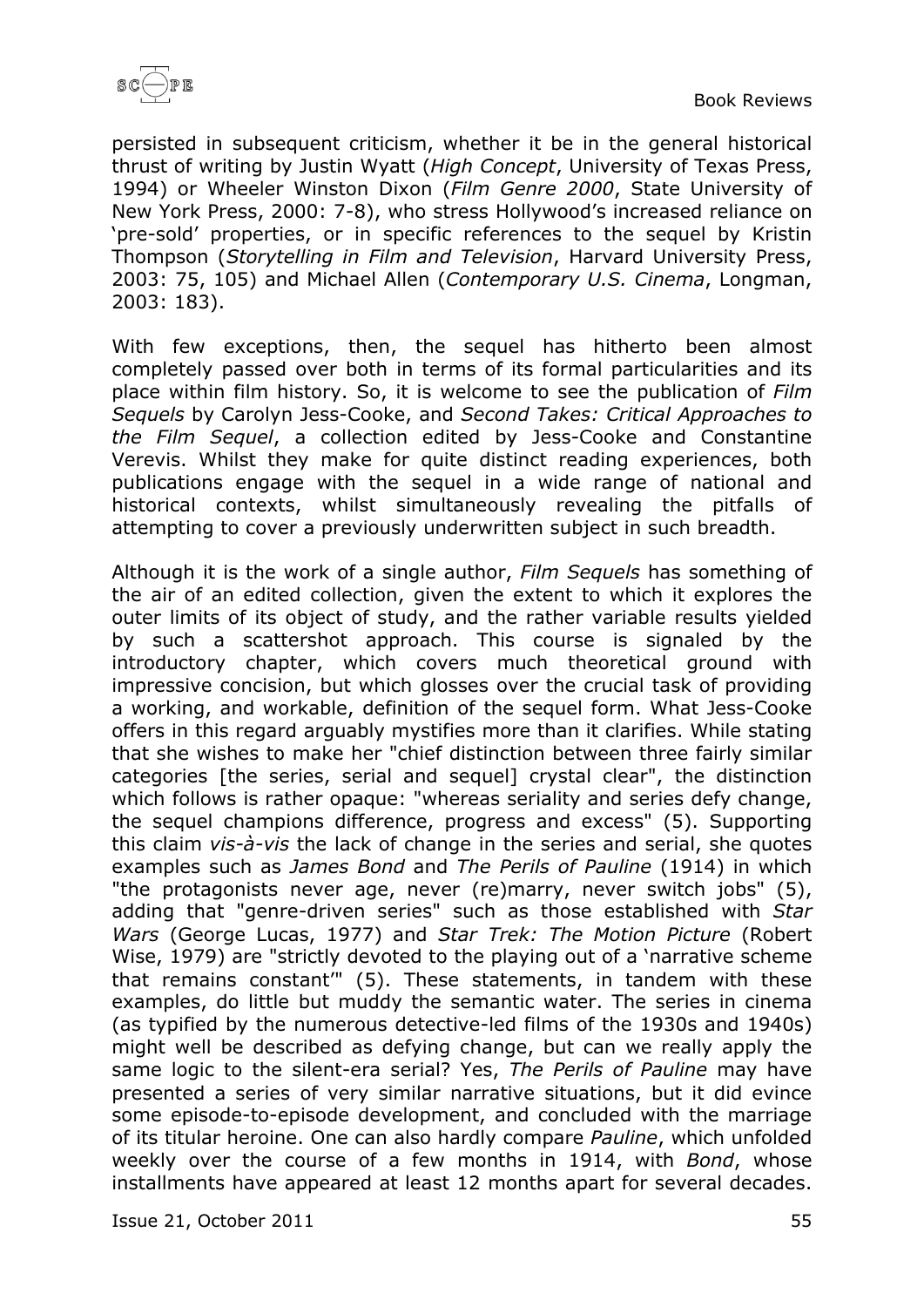persisted in subsequent criticism, whether it be in the general historical thrust of writing by Justin Wyatt (*High Concept*, University of Texas Press, 1994) or Wheeler Winston Dixon (*Film Genre 2000*, State University of New York Press, 2000: 7-8), who stress Hollywood's increased reliance on 'pre-sold' properties, or in specific references to the sequel by Kristin Thompson (*Storytelling in Film and Television*, Harvard University Press, 2003: 75, 105) and Michael Allen (*Contemporary U.S. Cinema*, Longman, 2003: 183).

With few exceptions, then, the sequel has hitherto been almost completely passed over both in terms of its formal particularities and its place within film history. So, it is welcome to see the publication of *Film Sequels* by Carolyn Jess-Cooke, and *Second Takes: Critical Approaches to the Film Sequel*, a collection edited by Jess-Cooke and Constantine Verevis. Whilst they make for quite distinct reading experiences, both publications engage with the sequel in a wide range of national and historical contexts, whilst simultaneously revealing the pitfalls of attempting to cover a previously underwritten subject in such breadth.

Although it is the work of a single author, *Film Sequels* has something of the air of an edited collection, given the extent to which it explores the outer limits of its object of study, and the rather variable results yielded by such a scattershot approach. This course is signaled by the introductory chapter, which covers much theoretical ground with impressive concision, but which glosses over the crucial task of providing a working, and workable, definition of the sequel form. What Jess-Cooke offers in this regard arguably mystifies more than it clarifies. While stating that she wishes to make her "chief distinction between three fairly similar categories [the series, serial and sequel] crystal clear", the distinction which follows is rather opaque: "whereas seriality and series defy change, the sequel champions difference, progress and excess" (5). Supporting this claim *vis-à-vis* the lack of change in the series and serial, she quotes examples such as *James Bond* and *The Perils of Pauline* (1914) in which "the protagonists never age, never (re)marry, never switch jobs" (5), adding that "genre-driven series" such as those established with *Star Wars* (George Lucas, 1977) and *Star Trek: The Motion Picture* (Robert Wise, 1979) are "strictly devoted to the playing out of a 'narrative scheme that remains constant'" (5). These statements, in tandem with these examples, do little but muddy the semantic water. The series in cinema (as typified by the numerous detective-led films of the 1930s and 1940s) might well be described as defying change, but can we really apply the same logic to the silent-era serial? Yes, *The Perils of Pauline* may have presented a series of very similar narrative situations, but it did evince some episode-to-episode development, and concluded with the marriage of its titular heroine. One can also hardly compare *Pauline*, which unfolded weekly over the course of a few months in 1914, with *Bond*, whose installments have appeared at least 12 months apart for several decades.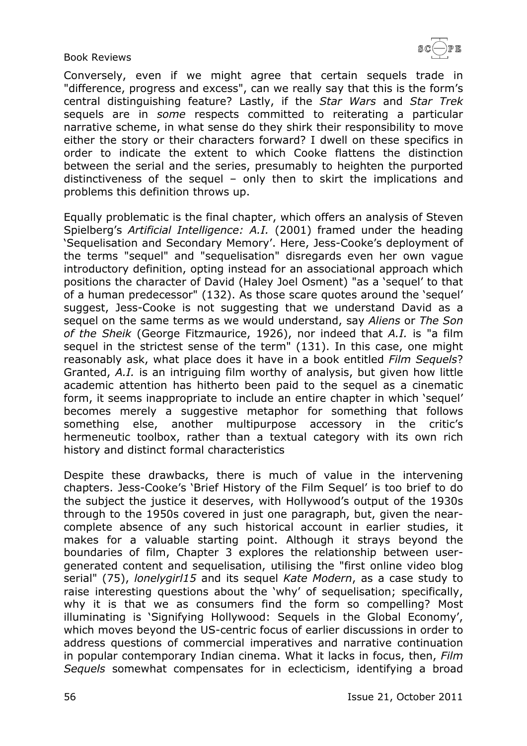Conversely, even if we might agree that certain sequels trade in "difference, progress and excess", can we really say that this is the form's central distinguishing feature? Lastly, if the *Star Wars* and *Star Trek* sequels are in *some* respects committed to reiterating a particular narrative scheme, in what sense do they shirk their responsibility to move either the story or their characters forward? I dwell on these specifics in order to indicate the extent to which Cooke flattens the distinction between the serial and the series, presumably to heighten the purported distinctiveness of the sequel – only then to skirt the implications and problems this definition throws up.

Equally problematic is the final chapter, which offers an analysis of Steven Spielberg's *Artificial Intelligence: A.I.* (2001) framed under the heading 'Sequelisation and Secondary Memory'. Here, Jess-Cooke's deployment of the terms "sequel" and "sequelisation" disregards even her own vague introductory definition, opting instead for an associational approach which positions the character of David (Haley Joel Osment) "as a 'sequel' to that of a human predecessor" (132). As those scare quotes around the 'sequel' suggest, Jess-Cooke is not suggesting that we understand David as a sequel on the same terms as we would understand, say *Aliens* or *The Son of the Sheik* (George Fitzmaurice, 1926), nor indeed that *A.I.* is "a film sequel in the strictest sense of the term" (131). In this case, one might reasonably ask, what place does it have in a book entitled *Film Sequels*? Granted, *A.I.* is an intriguing film worthy of analysis, but given how little academic attention has hitherto been paid to the sequel as a cinematic form, it seems inappropriate to include an entire chapter in which 'sequel' becomes merely a suggestive metaphor for something that follows something else, another multipurpose accessory in the critic's hermeneutic toolbox, rather than a textual category with its own rich history and distinct formal characteristics

Despite these drawbacks, there is much of value in the intervening chapters. Jess-Cooke's 'Brief History of the Film Sequel' is too brief to do the subject the justice it deserves, with Hollywood's output of the 1930s through to the 1950s covered in just one paragraph, but, given the near-complete absence of any such historical account in earlier studies, it makes for a valuable starting point. Although it strays beyond the boundaries of film, Chapter 3 explores the relationship between user-generated content and sequelisation, utilising the "first online video blog serial" (75), *lonelygirl15* and its sequel *Kate Modern*, as a case study to raise interesting questions about the 'why' of sequelisation; specifically, why it is that we as consumers find the form so compelling? Most illuminating is 'Signifying Hollywood: Sequels in the Global Economy', which moves beyond the US-centric focus of earlier discussions in order to address questions of commercial imperatives and narrative continuation in popular contemporary Indian cinema. What it lacks in focus, then, *Film Sequels* somewhat compensates for in eclecticism, identifying a broad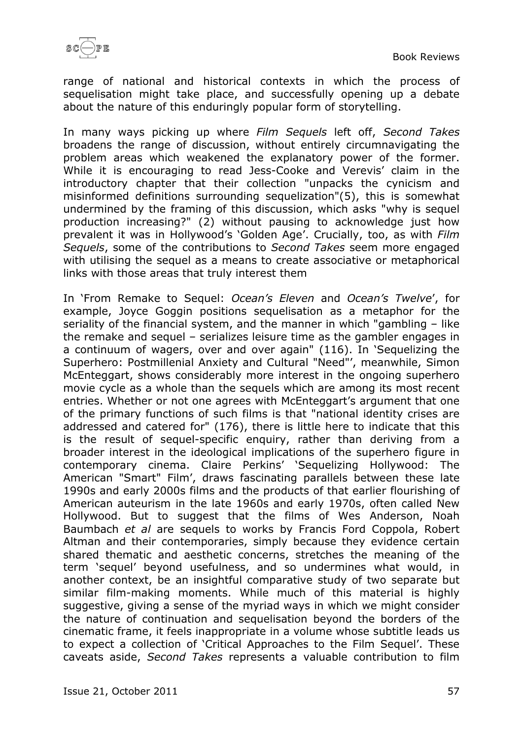range of national and historical contexts in which the process of sequelisation might take place, and successfully opening up a debate about the nature of this enduringly popular form of storytelling.

In many ways picking up where *Film Sequels* left off, *Second Takes* broadens the range of discussion, without entirely circumnavigating the problem areas which weakened the explanatory power of the former. While it is encouraging to read Jess-Cooke and Verevis' claim in the introductory chapter that their collection "unpacks the cynicism and misinformed definitions surrounding sequelization"(5), this is somewhat undermined by the framing of this discussion, which asks "why is sequel production increasing?" (2) without pausing to acknowledge just how prevalent it was in Hollywood's 'Golden Age'. Crucially, too, as with *Film Sequels*, some of the contributions to *Second Takes* seem more engaged with utilising the sequel as a means to create associative or metaphorical links with those areas that truly interest them

In 'From Remake to Sequel: *Ocean's Eleven* and *Ocean's Twelve*', for example, Joyce Goggin positions sequelisation as a metaphor for the seriality of the financial system, and the manner in which "gambling – like the remake and sequel – serializes leisure time as the gambler engages in a continuum of wagers, over and over again" (116). In 'Sequelizing the Superhero: Postmillenial Anxiety and Cultural "Need"', meanwhile, Simon McEnteggart, shows considerably more interest in the ongoing superhero movie cycle as a whole than the sequels which are among its most recent entries. Whether or not one agrees with McEnteggart's argument that one of the primary functions of such films is that "national identity crises are addressed and catered for" (176), there is little here to indicate that this is the result of sequel-specific enquiry, rather than deriving from a broader interest in the ideological implications of the superhero figure in contemporary cinema. Claire Perkins' 'Sequelizing Hollywood: The American "Smart" Film', draws fascinating parallels between these late 1990s and early 2000s films and the products of that earlier flourishing of American auteurism in the late 1960s and early 1970s, often called New Hollywood. But to suggest that the films of Wes Anderson, Noah Baumbach *et al* are sequels to works by Francis Ford Coppola, Robert Altman and their contemporaries, simply because they evidence certain shared thematic and aesthetic concerns, stretches the meaning of the term 'sequel' beyond usefulness, and so undermines what would, in another context, be an insightful comparative study of two separate but similar film-making moments. While much of this material is highly suggestive, giving a sense of the myriad ways in which we might consider the nature of continuation and sequelisation beyond the borders of the cinematic frame, it feels inappropriate in a volume whose subtitle leads us to expect a collection of 'Critical Approaches to the Film Sequel'. These caveats aside, *Second Takes* represents a valuable contribution to film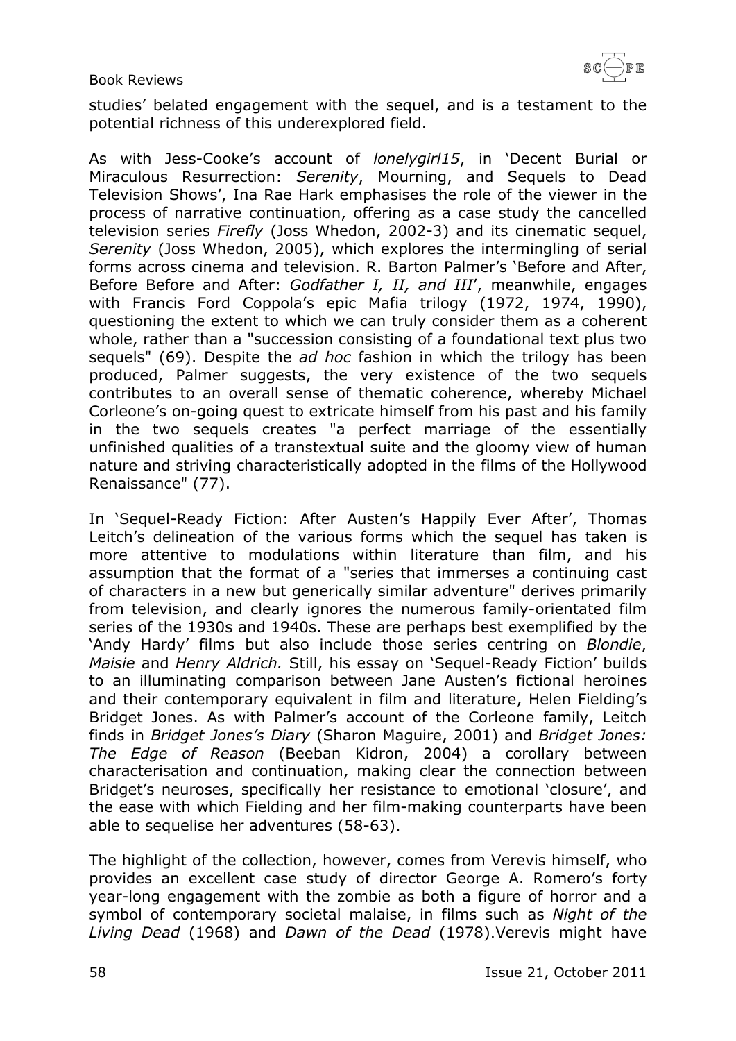studies' belated engagement with the sequel, and is a testament to the potential richness of this underexplored field.

As with Jess-Cooke's account of *lonelygirl15*, in 'Decent Burial or Miraculous Resurrection: *Serenity*, Mourning, and Sequels to Dead Television Shows', Ina Rae Hark emphasises the role of the viewer in the process of narrative continuation, offering as a case study the cancelled television series *Firefly* (Joss Whedon, 2002-3) and its cinematic sequel, *Serenity* (Joss Whedon, 2005), which explores the intermingling of serial forms across cinema and television. R. Barton Palmer's 'Before and After, Before Before and After: *Godfather I, II, and III*', meanwhile, engages with Francis Ford Coppola's epic Mafia trilogy (1972, 1974, 1990), questioning the extent to which we can truly consider them as a coherent whole, rather than a "succession consisting of a foundational text plus two sequels" (69). Despite the *ad hoc* fashion in which the trilogy has been produced, Palmer suggests, the very existence of the two sequels contributes to an overall sense of thematic coherence, whereby Michael Corleone's on-going quest to extricate himself from his past and his family in the two sequels creates "a perfect marriage of the essentially unfinished qualities of a transtextual suite and the gloomy view of human nature and striving characteristically adopted in the films of the Hollywood Renaissance" (77).

In 'Sequel-Ready Fiction: After Austen's Happily Ever After', Thomas Leitch's delineation of the various forms which the sequel has taken is more attentive to modulations within literature than film, and his assumption that the format of a "series that immerses a continuing cast of characters in a new but generically similar adventure" derives primarily from television, and clearly ignores the numerous family-orientated film series of the 1930s and 1940s. These are perhaps best exemplified by the 'Andy Hardy' films but also include those series centring on *Blondie*, *Maisie* and *Henry Aldrich.* Still, his essay on 'Sequel-Ready Fiction' builds to an illuminating comparison between Jane Austen's fictional heroines and their contemporary equivalent in film and literature, Helen Fielding's Bridget Jones. As with Palmer's account of the Corleone family, Leitch finds in *Bridget Jones's Diary* (Sharon Maguire, 2001) and *Bridget Jones: The Edge of Reason* (Beeban Kidron, 2004) a corollary between characterisation and continuation, making clear the connection between Bridget's neuroses, specifically her resistance to emotional 'closure', and the ease with which Fielding and her film-making counterparts have been able to sequelise her adventures (58-63).

The highlight of the collection, however, comes from Verevis himself, who provides an excellent case study of director George A. Romero's forty year-long engagement with the zombie as both a figure of horror and a symbol of contemporary societal malaise, in films such as *Night of the Living Dead* (1968) and *Dawn of the Dead* (1978).Verevis might have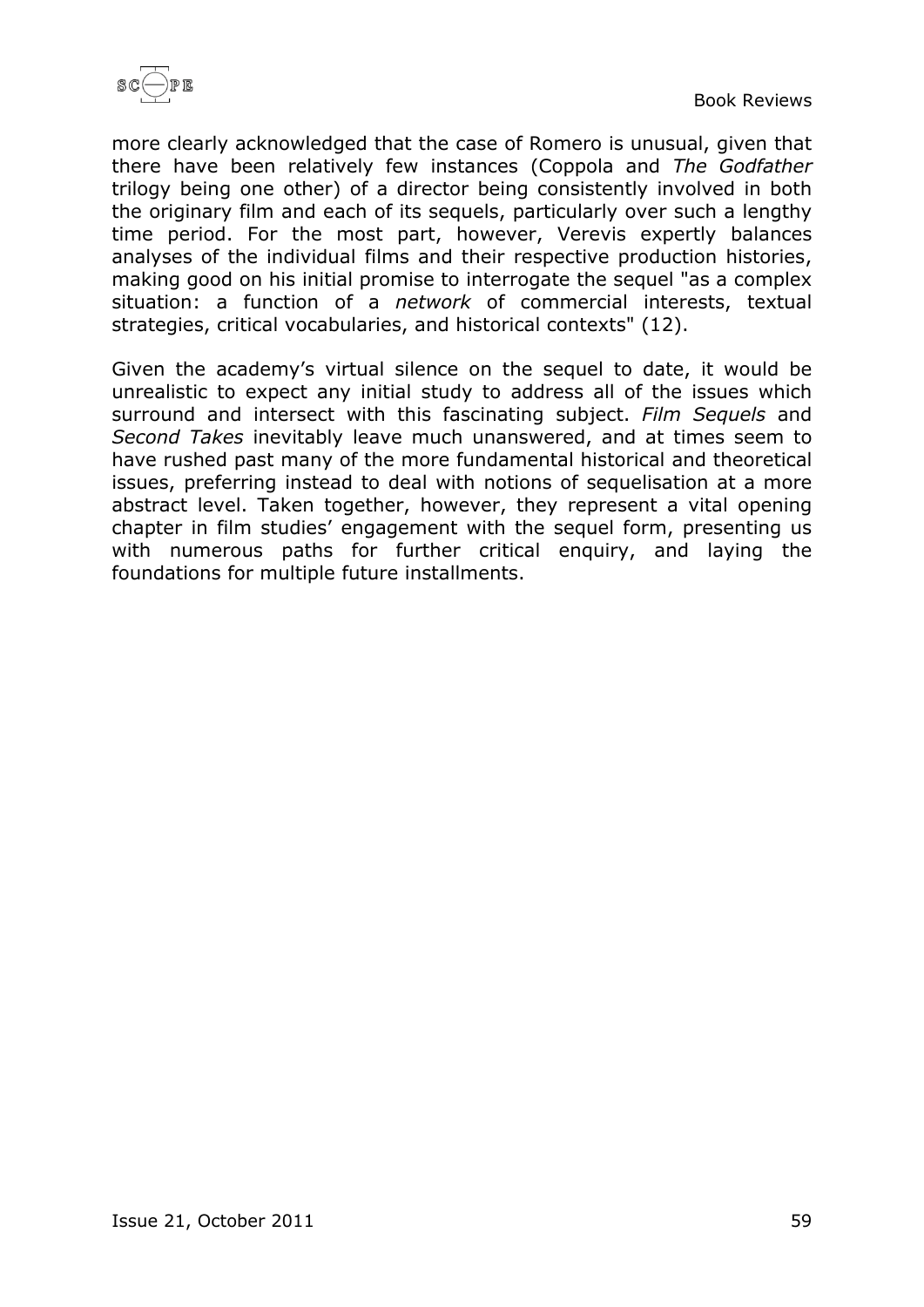more clearly acknowledged that the case of Romero is unusual, given that there have been relatively few instances (Coppola and *The Godfather* trilogy being one other) of a director being consistently involved in both the originary film and each of its sequels, particularly over such a lengthy time period. For the most part, however, Verevis expertly balances analyses of the individual films and their respective production histories, making good on his initial promise to interrogate the sequel "as a complex situation: a function of a *network* of commercial interests, textual strategies, critical vocabularies, and historical contexts" (12).

Given the academy's virtual silence on the sequel to date, it would be unrealistic to expect any initial study to address all of the issues which surround and intersect with this fascinating subject. *Film Sequels* and *Second Takes* inevitably leave much unanswered, and at times seem to have rushed past many of the more fundamental historical and theoretical issues, preferring instead to deal with notions of sequelisation at a more abstract level. Taken together, however, they represent a vital opening chapter in film studies' engagement with the sequel form, presenting us with numerous paths for further critical enquiry, and laying the foundations for multiple future installments.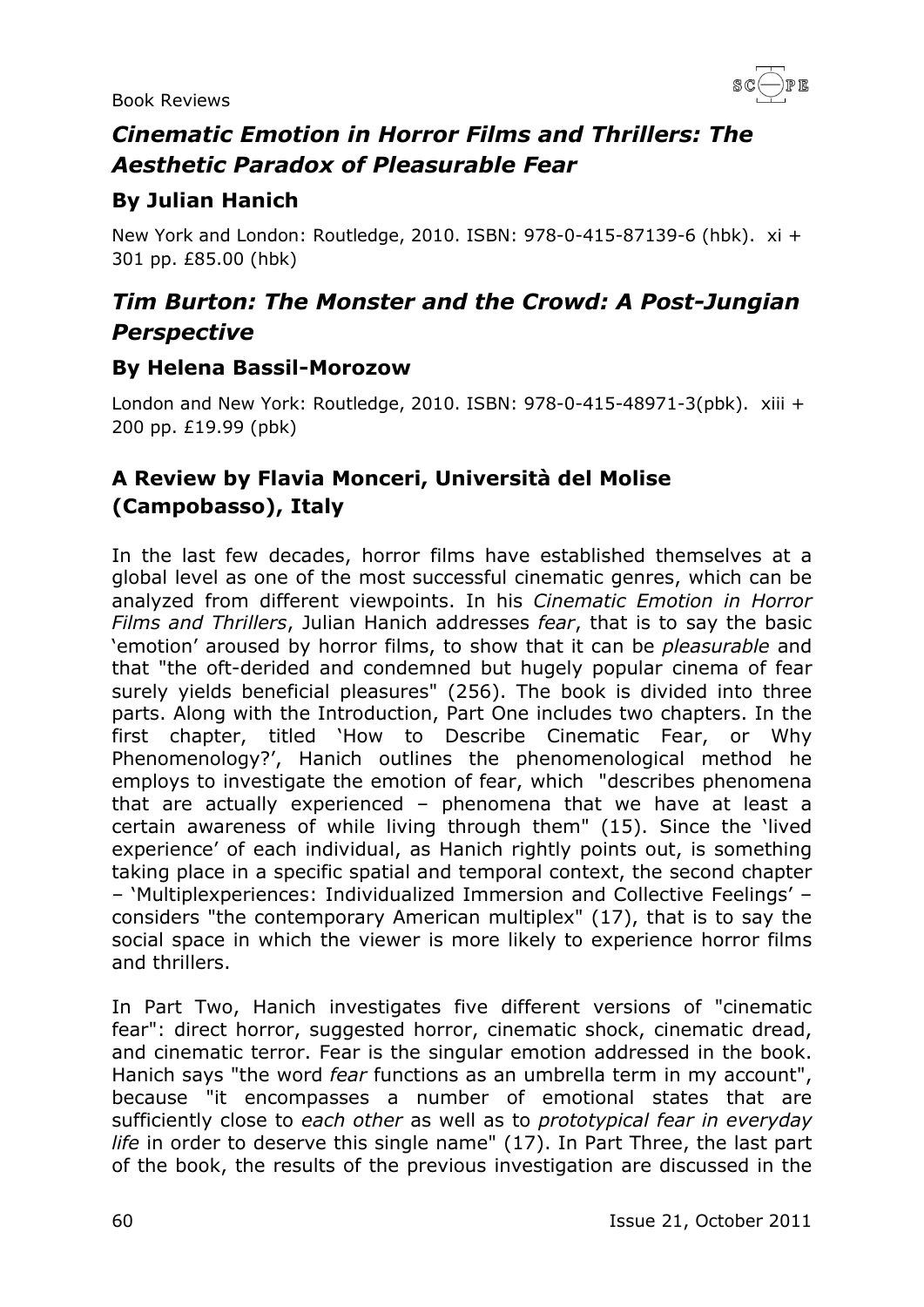## *Cinematic Emotion in Horror Films and Thrillers: The Aesthetic Paradox of Pleasurable Fear*

### By Julian Hanich

New York and London: Routledge, 2010. ISBN: 978-0-415-87139-6 (hbk). xi + 301 pp. £85.00 (hbk)

## *Tim Burton: The Monster and the Crowd: A Post-Jungian Perspective*

### By Helena Bassil-Morozow

London and New York: Routledge, 2010. ISBN: 978-0-415-48971-3(pbk). xiii + 200 pp. £19.99 (pbk)

### A Review by Flavia Monceri, Università del Molise (Campobasso), Italy

In the last few decades, horror films have established themselves at a global level as one of the most successful cinematic genres, which can be analyzed from different viewpoints. In his *Cinematic Emotion in Horror Films and Thrillers*, Julian Hanich addresses *fear*, that is to say the basic 'emotion' aroused by horror films, to show that it can be *pleasurable* and that "the oft-derided and condemned but hugely popular cinema of fear surely yields beneficial pleasures" (256). The book is divided into three parts. Along with the Introduction, Part One includes two chapters. In the first chapter, titled 'How to Describe Cinematic Fear, or Why Phenomenology?', Hanich outlines the phenomenological method he employs to investigate the emotion of fear, which "describes phenomena that are actually experienced – phenomena that we have at least a certain awareness of while living through them" (15). Since the 'lived experience' of each individual, as Hanich rightly points out, is something taking place in a specific spatial and temporal context, the second chapter – 'Multiplexperiences: Individualized Immersion and Collective Feelings' – considers "the contemporary American multiplex" (17), that is to say the social space in which the viewer is more likely to experience horror films and thrillers.

In Part Two, Hanich investigates five different versions of "cinematic fear": direct horror, suggested horror, cinematic shock, cinematic dread, and cinematic terror. Fear is the singular emotion addressed in the book. Hanich says "the word *fear* functions as an umbrella term in my account", because "it encompasses a number of emotional states that are sufficiently close to *each other* as well as to *prototypical fear in everyday life* in order to deserve this single name" (17). In Part Three, the last part of the book, the results of the previous investigation are discussed in the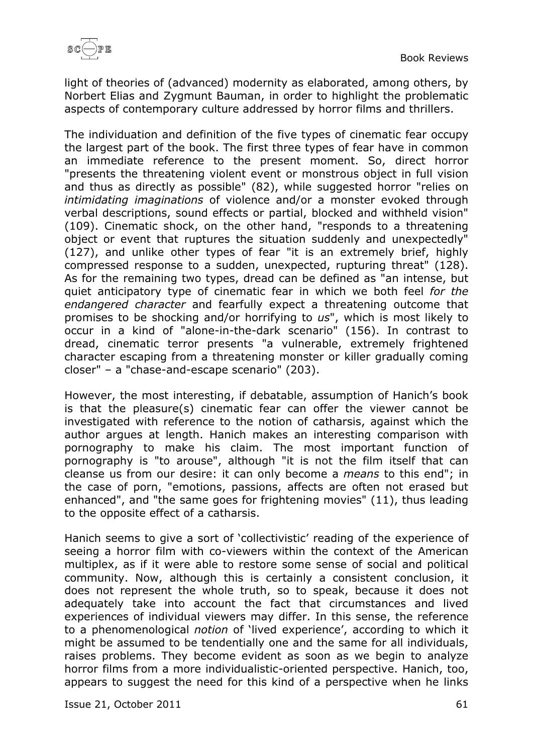light of theories of (advanced) modernity as elaborated, among others, by Norbert Elias and Zygmunt Bauman, in order to highlight the problematic aspects of contemporary culture addressed by horror films and thrillers.

The individuation and definition of the five types of cinematic fear occupy the largest part of the book. The first three types of fear have in common an immediate reference to the present moment. So, direct horror "presents the threatening violent event or monstrous object in full vision and thus as directly as possible" (82), while suggested horror "relies on *intimidating imaginations* of violence and/or a monster evoked through verbal descriptions, sound effects or partial, blocked and withheld vision" (109). Cinematic shock, on the other hand, "responds to a threatening object or event that ruptures the situation suddenly and unexpectedly" (127), and unlike other types of fear "it is an extremely brief, highly compressed response to a sudden, unexpected, rupturing threat" (128). As for the remaining two types, dread can be defined as "an intense, but quiet anticipatory type of cinematic fear in which we both feel *for the endangered character* and fearfully expect a threatening outcome that promises to be shocking and/or horrifying to *us*", which is most likely to occur in a kind of "alone-in-the-dark scenario" (156). In contrast to dread, cinematic terror presents "a vulnerable, extremely frightened character escaping from a threatening monster or killer gradually coming closer" – a "chase-and-escape scenario" (203).

However, the most interesting, if debatable, assumption of Hanich's book is that the pleasure(s) cinematic fear can offer the viewer cannot be investigated with reference to the notion of catharsis, against which the author argues at length. Hanich makes an interesting comparison with pornography to make his claim. The most important function of pornography is "to arouse", although "it is not the film itself that can cleanse us from our desire: it can only become a *means* to this end"; in the case of porn, "emotions, passions, affects are often not erased but enhanced", and "the same goes for frightening movies" (11), thus leading to the opposite effect of a catharsis.

Hanich seems to give a sort of 'collectivistic' reading of the experience of seeing a horror film with co-viewers within the context of the American multiplex, as if it were able to restore some sense of social and political community. Now, although this is certainly a consistent conclusion, it does not represent the whole truth, so to speak, because it does not adequately take into account the fact that circumstances and lived experiences of individual viewers may differ. In this sense, the reference to a phenomenological *notion* of 'lived experience', according to which it might be assumed to be tendentially one and the same for all individuals, raises problems. They become evident as soon as we begin to analyze horror films from a more individualistic-oriented perspective. Hanich, too, appears to suggest the need for this kind of a perspective when he links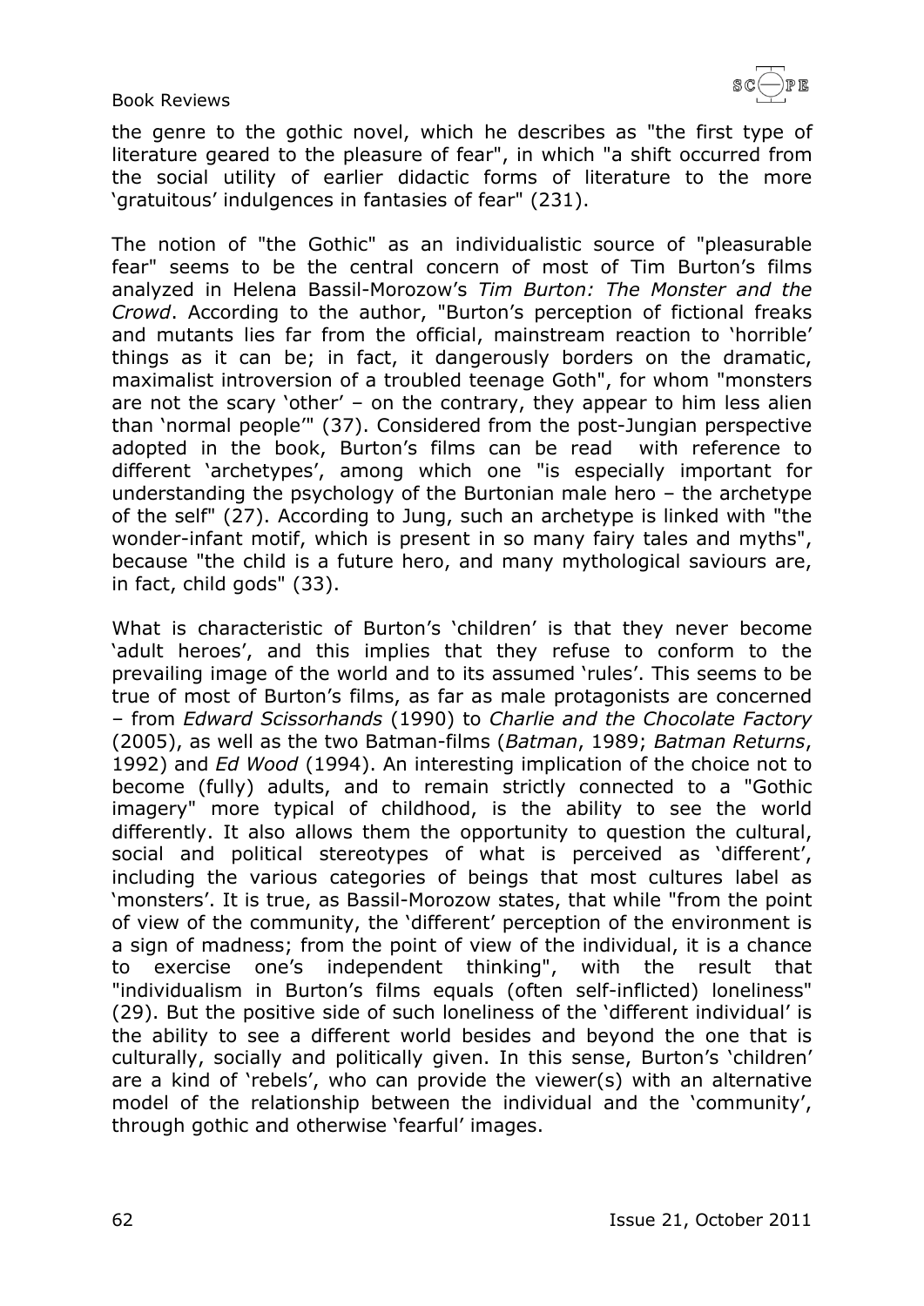the genre to the gothic novel, which he describes as "the first type of literature geared to the pleasure of fear", in which "a shift occurred from the social utility of earlier didactic forms of literature to the more 'gratuitous' indulgences in fantasies of fear" (231).

The notion of "the Gothic" as an individualistic source of "pleasurable fear" seems to be the central concern of most of Tim Burton's films analyzed in Helena Bassil-Morozow's *Tim Burton: The Monster and the Crowd*. According to the author, "Burton's perception of fictional freaks and mutants lies far from the official, mainstream reaction to 'horrible' things as it can be; in fact, it dangerously borders on the dramatic, maximalist introversion of a troubled teenage Goth", for whom "monsters are not the scary 'other' – on the contrary, they appear to him less alien than 'normal people'" (37). Considered from the post-Jungian perspective adopted in the book, Burton's films can be read with reference to different 'archetypes', among which one "is especially important for understanding the psychology of the Burtonian male hero – the archetype of the self" (27). According to Jung, such an archetype is linked with "the wonder-infant motif, which is present in so many fairy tales and myths", because "the child is a future hero, and many mythological saviours are, in fact, child gods" (33).

What is characteristic of Burton's 'children' is that they never become 'adult heroes', and this implies that they refuse to conform to the prevailing image of the world and to its assumed 'rules'. This seems to be true of most of Burton's films, as far as male protagonists are concerned – from *Edward Scissorhands* (1990) to *Charlie and the Chocolate Factory* (2005), as well as the two Batman-films (*Batman*, 1989; *Batman Returns*, 1992) and *Ed Wood* (1994). An interesting implication of the choice not to become (fully) adults, and to remain strictly connected to a "Gothic imagery" more typical of childhood, is the ability to see the world differently. It also allows them the opportunity to question the cultural, social and political stereotypes of what is perceived as 'different', including the various categories of beings that most cultures label as 'monsters'. It is true, as Bassil-Morozow states, that while "from the point of view of the community, the 'different' perception of the environment is a sign of madness; from the point of view of the individual, it is a chance to exercise one's independent thinking", with the result that "individualism in Burton's films equals (often self-inflicted) loneliness" (29). But the positive side of such loneliness of the 'different individual' is the ability to see a different world besides and beyond the one that is culturally, socially and politically given. In this sense, Burton's 'children' are a kind of 'rebels', who can provide the viewer(s) with an alternative model of the relationship between the individual and the 'community', through gothic and otherwise 'fearful' images.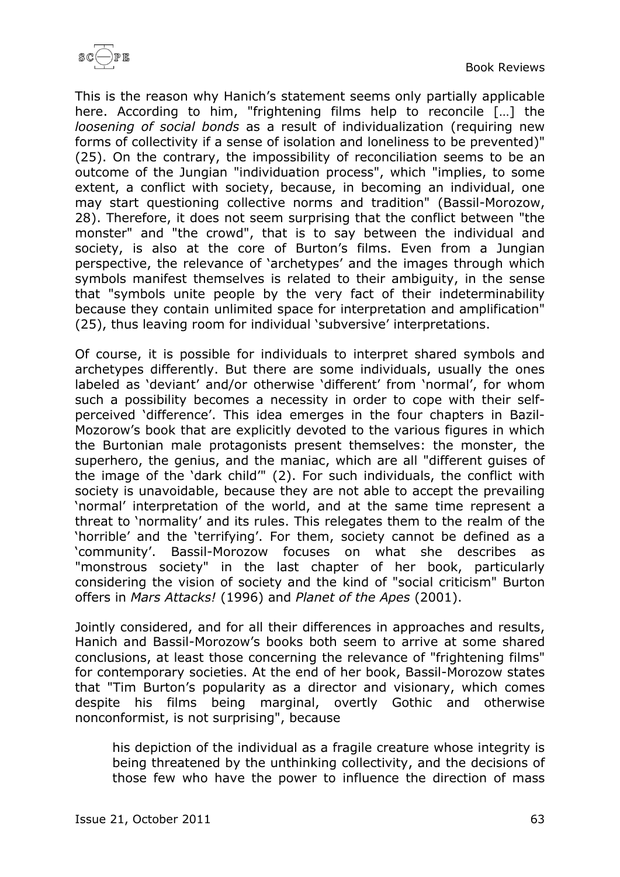This is the reason why Hanich's statement seems only partially applicable here. According to him, "frightening films help to reconcile […] the *loosening of social bonds* as a result of individualization (requiring new forms of collectivity if a sense of isolation and loneliness to be prevented)" (25). On the contrary, the impossibility of reconciliation seems to be an outcome of the Jungian "individuation process", which "implies, to some extent, a conflict with society, because, in becoming an individual, one may start questioning collective norms and tradition" (Bassil-Morozow, 28). Therefore, it does not seem surprising that the conflict between "the monster" and "the crowd", that is to say between the individual and society, is also at the core of Burton's films. Even from a Jungian perspective, the relevance of 'archetypes' and the images through which symbols manifest themselves is related to their ambiguity, in the sense that "symbols unite people by the very fact of their indeterminability because they contain unlimited space for interpretation and amplification" (25), thus leaving room for individual 'subversive' interpretations.

Of course, it is possible for individuals to interpret shared symbols and archetypes differently. But there are some individuals, usually the ones labeled as 'deviant' and/or otherwise 'different' from 'normal', for whom such a possibility becomes a necessity in order to cope with their self-perceived 'difference'. This idea emerges in the four chapters in Bazil-Mozorow's book that are explicitly devoted to the various figures in which the Burtonian male protagonists present themselves: the monster, the superhero, the genius, and the maniac, which are all "different guises of the image of the 'dark child'" (2). For such individuals, the conflict with society is unavoidable, because they are not able to accept the prevailing 'normal' interpretation of the world, and at the same time represent a threat to 'normality' and its rules. This relegates them to the realm of the 'horrible' and the 'terrifying'. For them, society cannot be defined as a 'community'. Bassil-Morozow focuses on what she describes as "monstrous society" in the last chapter of her book, particularly considering the vision of society and the kind of "social criticism" Burton offers in *Mars Attacks!* (1996) and *Planet of the Apes* (2001).

Jointly considered, and for all their differences in approaches and results, Hanich and Bassil-Morozow's books both seem to arrive at some shared conclusions, at least those concerning the relevance of "frightening films" for contemporary societies. At the end of her book, Bassil-Morozow states that "Tim Burton's popularity as a director and visionary, which comes despite his films being marginal, overtly Gothic and otherwise nonconformist, is not surprising", because

> his depiction of the individual as a fragile creature whose integrity is being threatened by the unthinking collectivity, and the decisions of those few who have the power to influence the direction of mass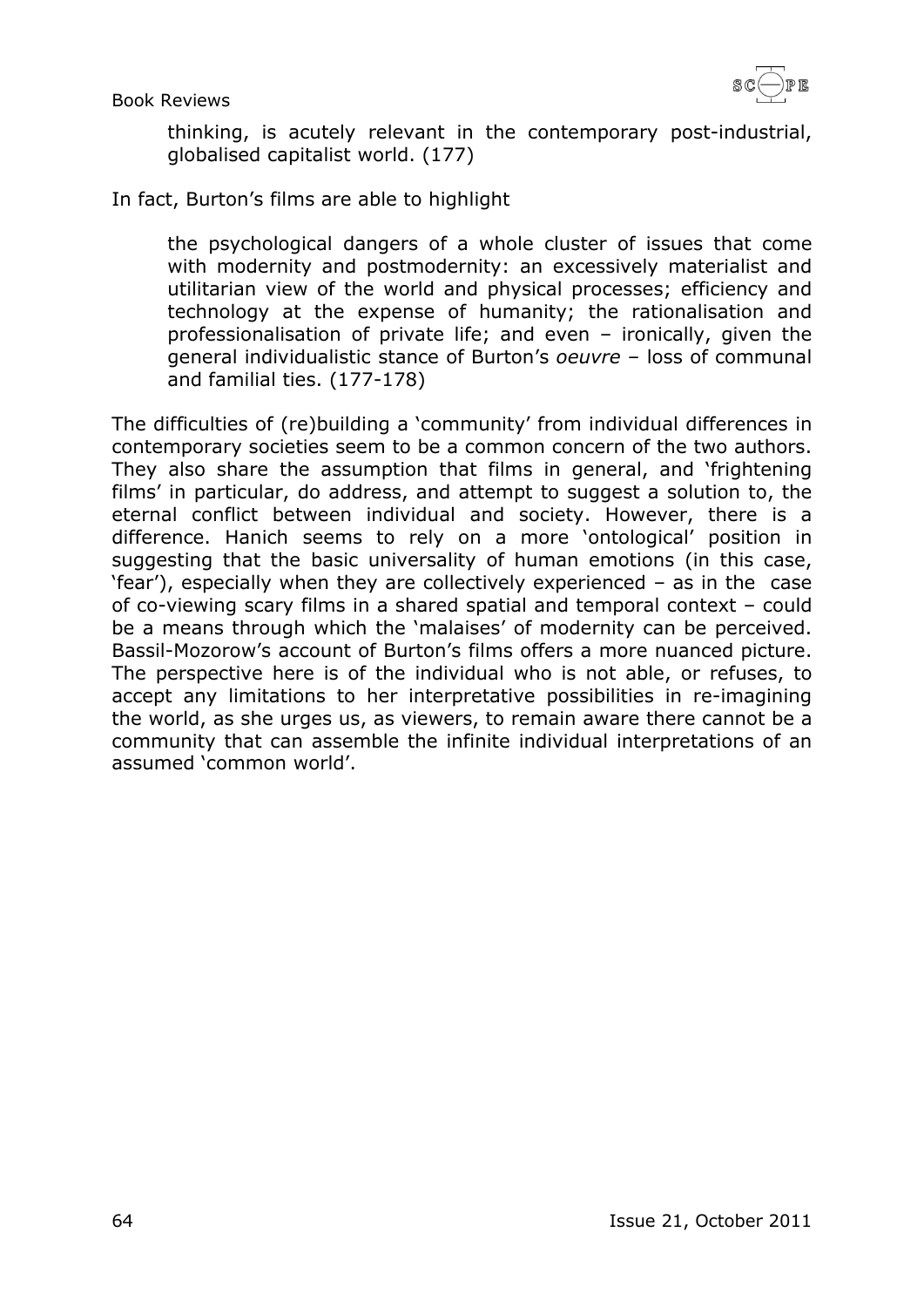> thinking, is acutely relevant in the contemporary post-industrial, globalised capitalist world. (177)

In fact, Burton's films are able to highlight

> the psychological dangers of a whole cluster of issues that come with modernity and postmodernity: an excessively materialist and utilitarian view of the world and physical processes; efficiency and technology at the expense of humanity; the rationalisation and professionalisation of private life; and even – ironically, given the general individualistic stance of Burton's *oeuvre* – loss of communal and familial ties. (177-178)

The difficulties of (re)building a 'community' from individual differences in contemporary societies seem to be a common concern of the two authors. They also share the assumption that films in general, and 'frightening films' in particular, do address, and attempt to suggest a solution to, the eternal conflict between individual and society. However, there is a difference. Hanich seems to rely on a more 'ontological' position in suggesting that the basic universality of human emotions (in this case, 'fear'), especially when they are collectively experienced – as in the case of co-viewing scary films in a shared spatial and temporal context – could be a means through which the 'malaises' of modernity can be perceived. Bassil-Mozorow's account of Burton's films offers a more nuanced picture. The perspective here is of the individual who is not able, or refuses, to accept any limitations to her interpretative possibilities in re-imagining the world, as she urges us, as viewers, to remain aware there cannot be a community that can assemble the infinite individual interpretations of an assumed 'common world'.